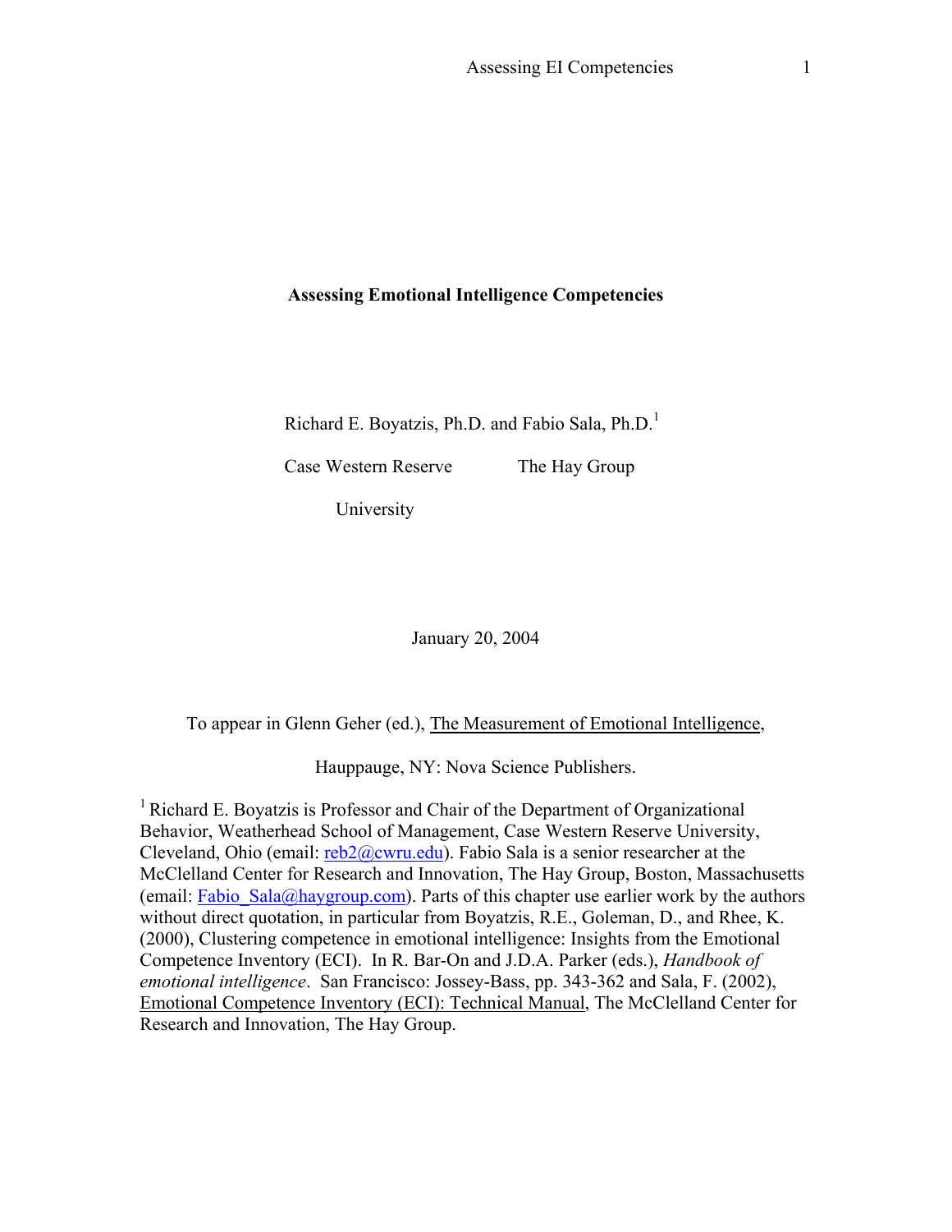# Assessing Emotional Intelligence Competencies

Richard E. Boyatzis, Ph.D. and Fabio Sala, Ph.D.[1]

Case Western Reserve University    The Hay Group

January 20, 2004

To appear in Glenn Geher (ed.), The Measurement of Emotional Intelligence,

Hauppauge, NY: Nova Science Publishers.

[1] Richard E. Boyatzis is Professor and Chair of the Department of Organizational Behavior, Weatherhead School of Management, Case Western Reserve University, Cleveland, Ohio (email: reb2@cwru.edu). Fabio Sala is a senior researcher at the McClelland Center for Research and Innovation, The Hay Group, Boston, Massachusetts (email: Fabio_Sala@haygroup.com). Parts of this chapter use earlier work by the authors without direct quotation, in particular from Boyatzis, R.E., Goleman, D., and Rhee, K. (2000), Clustering competence in emotional intelligence: Insights from the Emotional Competence Inventory (ECI). In R. Bar-On and J.D.A. Parker (eds.), *Handbook of emotional intelligence*. San Francisco: Jossey-Bass, pp. 343-362 and Sala, F. (2002), Emotional Competence Inventory (ECI): Technical Manual, The McClelland Center for Research and Innovation, The Hay Group.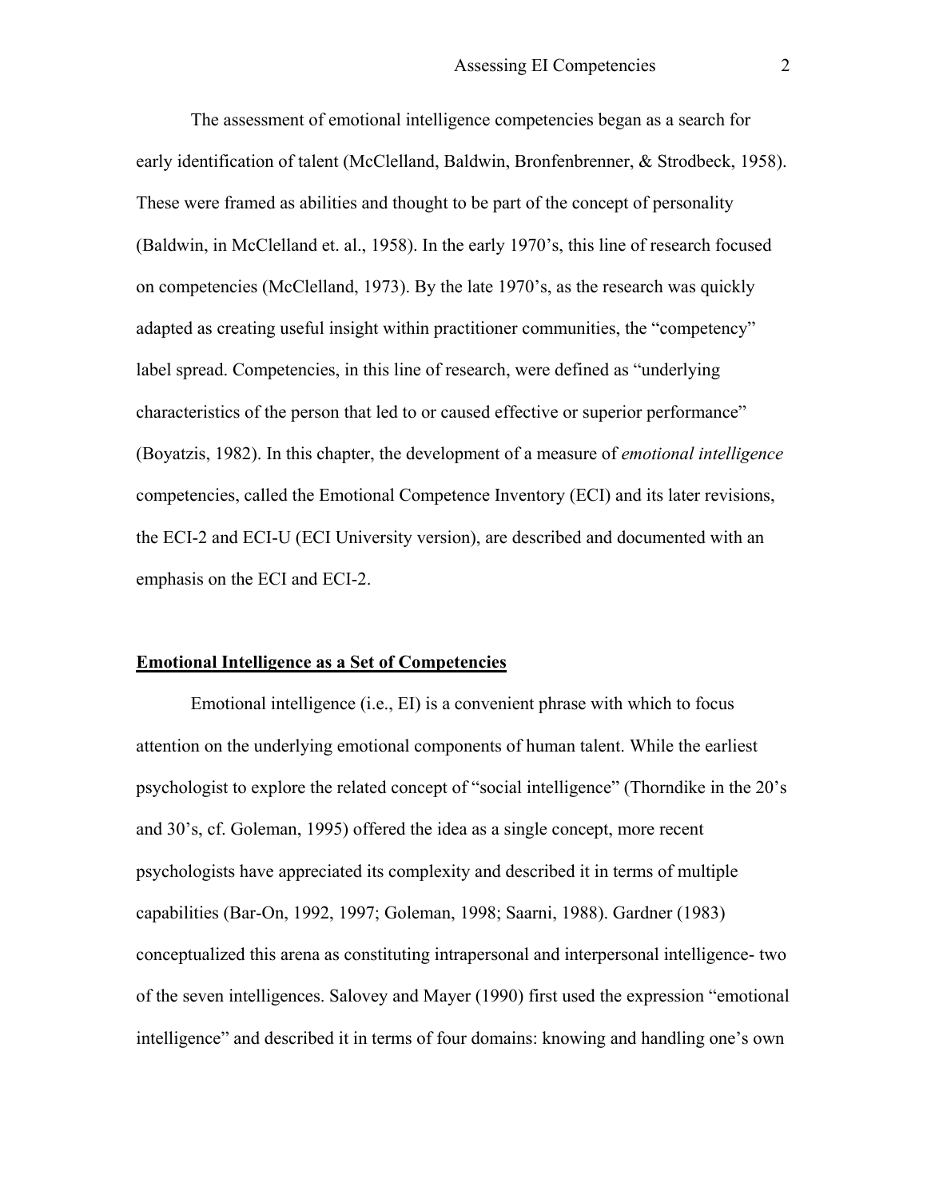The assessment of emotional intelligence competencies began as a search for early identification of talent (McClelland, Baldwin, Bronfenbrenner, & Strodbeck, 1958). These were framed as abilities and thought to be part of the concept of personality (Baldwin, in McClelland et. al., 1958). In the early 1970's, this line of research focused on competencies (McClelland, 1973). By the late 1970's, as the research was quickly adapted as creating useful insight within practitioner communities, the "competency" label spread. Competencies, in this line of research, were defined as "underlying characteristics of the person that led to or caused effective or superior performance" (Boyatzis, 1982). In this chapter, the development of a measure of *emotional intelligence* competencies, called the Emotional Competence Inventory (ECI) and its later revisions, the ECI-2 and ECI-U (ECI University version), are described and documented with an emphasis on the ECI and ECI-2.

## Emotional Intelligence as a Set of Competencies

Emotional intelligence (i.e., EI) is a convenient phrase with which to focus attention on the underlying emotional components of human talent. While the earliest psychologist to explore the related concept of "social intelligence" (Thorndike in the 20's and 30's, cf. Goleman, 1995) offered the idea as a single concept, more recent psychologists have appreciated its complexity and described it in terms of multiple capabilities (Bar-On, 1992, 1997; Goleman, 1998; Saarni, 1988). Gardner (1983) conceptualized this arena as constituting intrapersonal and interpersonal intelligence- two of the seven intelligences. Salovey and Mayer (1990) first used the expression "emotional intelligence" and described it in terms of four domains: knowing and handling one's own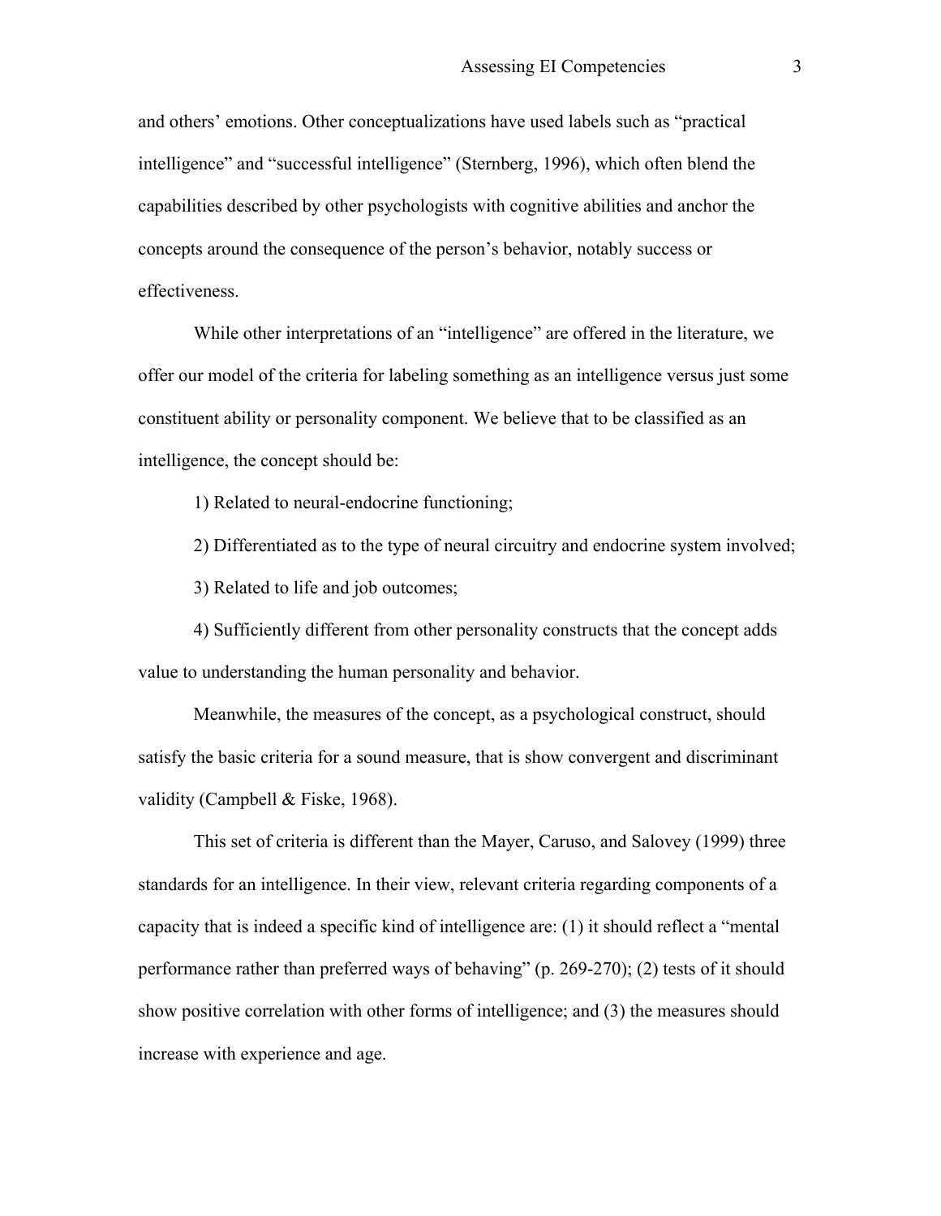and others' emotions. Other conceptualizations have used labels such as "practical intelligence" and "successful intelligence" (Sternberg, 1996), which often blend the capabilities described by other psychologists with cognitive abilities and anchor the concepts around the consequence of the person's behavior, notably success or effectiveness.

While other interpretations of an "intelligence" are offered in the literature, we offer our model of the criteria for labeling something as an intelligence versus just some constituent ability or personality component. We believe that to be classified as an intelligence, the concept should be:

1) Related to neural-endocrine functioning;

2) Differentiated as to the type of neural circuitry and endocrine system involved;

3) Related to life and job outcomes;

4) Sufficiently different from other personality constructs that the concept adds value to understanding the human personality and behavior.

Meanwhile, the measures of the concept, as a psychological construct, should satisfy the basic criteria for a sound measure, that is show convergent and discriminant validity (Campbell & Fiske, 1968).

This set of criteria is different than the Mayer, Caruso, and Salovey (1999) three standards for an intelligence. In their view, relevant criteria regarding components of a capacity that is indeed a specific kind of intelligence are: (1) it should reflect a "mental performance rather than preferred ways of behaving" (p. 269-270); (2) tests of it should show positive correlation with other forms of intelligence; and (3) the measures should increase with experience and age.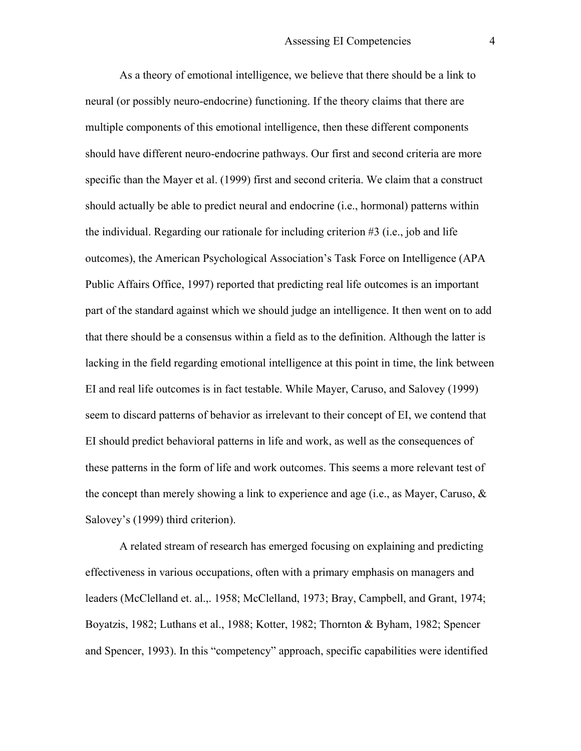As a theory of emotional intelligence, we believe that there should be a link to neural (or possibly neuro-endocrine) functioning. If the theory claims that there are multiple components of this emotional intelligence, then these different components should have different neuro-endocrine pathways. Our first and second criteria are more specific than the Mayer et al. (1999) first and second criteria. We claim that a construct should actually be able to predict neural and endocrine (i.e., hormonal) patterns within the individual. Regarding our rationale for including criterion #3 (i.e., job and life outcomes), the American Psychological Association's Task Force on Intelligence (APA Public Affairs Office, 1997) reported that predicting real life outcomes is an important part of the standard against which we should judge an intelligence. It then went on to add that there should be a consensus within a field as to the definition. Although the latter is lacking in the field regarding emotional intelligence at this point in time, the link between EI and real life outcomes is in fact testable. While Mayer, Caruso, and Salovey (1999) seem to discard patterns of behavior as irrelevant to their concept of EI, we contend that EI should predict behavioral patterns in life and work, as well as the consequences of these patterns in the form of life and work outcomes. This seems a more relevant test of the concept than merely showing a link to experience and age (i.e., as Mayer, Caruso, & Salovey's (1999) third criterion).

A related stream of research has emerged focusing on explaining and predicting effectiveness in various occupations, often with a primary emphasis on managers and leaders (McClelland et. al.,. 1958; McClelland, 1973; Bray, Campbell, and Grant, 1974; Boyatzis, 1982; Luthans et al., 1988; Kotter, 1982; Thornton & Byham, 1982; Spencer and Spencer, 1993). In this "competency" approach, specific capabilities were identified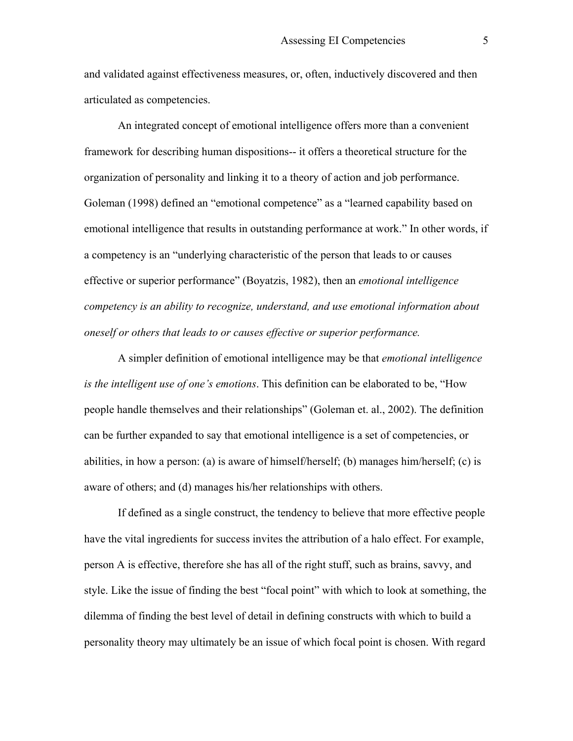and validated against effectiveness measures, or, often, inductively discovered and then articulated as competencies.

An integrated concept of emotional intelligence offers more than a convenient framework for describing human dispositions-- it offers a theoretical structure for the organization of personality and linking it to a theory of action and job performance. Goleman (1998) defined an "emotional competence" as a "learned capability based on emotional intelligence that results in outstanding performance at work." In other words, if a competency is an "underlying characteristic of the person that leads to or causes effective or superior performance" (Boyatzis, 1982), then an *emotional intelligence competency is an ability to recognize, understand, and use emotional information about oneself or others that leads to or causes effective or superior performance.*

A simpler definition of emotional intelligence may be that *emotional intelligence is the intelligent use of one's emotions*. This definition can be elaborated to be, "How people handle themselves and their relationships" (Goleman et. al., 2002). The definition can be further expanded to say that emotional intelligence is a set of competencies, or abilities, in how a person: (a) is aware of himself/herself; (b) manages him/herself; (c) is aware of others; and (d) manages his/her relationships with others.

If defined as a single construct, the tendency to believe that more effective people have the vital ingredients for success invites the attribution of a halo effect. For example, person A is effective, therefore she has all of the right stuff, such as brains, savvy, and style. Like the issue of finding the best "focal point" with which to look at something, the dilemma of finding the best level of detail in defining constructs with which to build a personality theory may ultimately be an issue of which focal point is chosen. With regard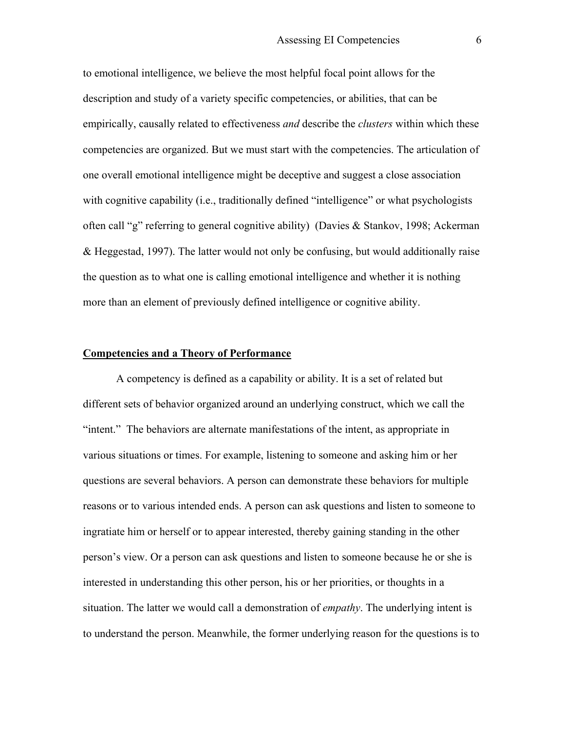to emotional intelligence, we believe the most helpful focal point allows for the description and study of a variety specific competencies, or abilities, that can be empirically, causally related to effectiveness *and* describe the *clusters* within which these competencies are organized. But we must start with the competencies. The articulation of one overall emotional intelligence might be deceptive and suggest a close association with cognitive capability (i.e., traditionally defined "intelligence" or what psychologists often call "g" referring to general cognitive ability) (Davies & Stankov, 1998; Ackerman & Heggestad, 1997). The latter would not only be confusing, but would additionally raise the question as to what one is calling emotional intelligence and whether it is nothing more than an element of previously defined intelligence or cognitive ability.

## **Competencies and a Theory of Performance**

A competency is defined as a capability or ability. It is a set of related but different sets of behavior organized around an underlying construct, which we call the "intent." The behaviors are alternate manifestations of the intent, as appropriate in various situations or times. For example, listening to someone and asking him or her questions are several behaviors. A person can demonstrate these behaviors for multiple reasons or to various intended ends. A person can ask questions and listen to someone to ingratiate him or herself or to appear interested, thereby gaining standing in the other person's view. Or a person can ask questions and listen to someone because he or she is interested in understanding this other person, his or her priorities, or thoughts in a situation. The latter we would call a demonstration of *empathy*. The underlying intent is to understand the person. Meanwhile, the former underlying reason for the questions is to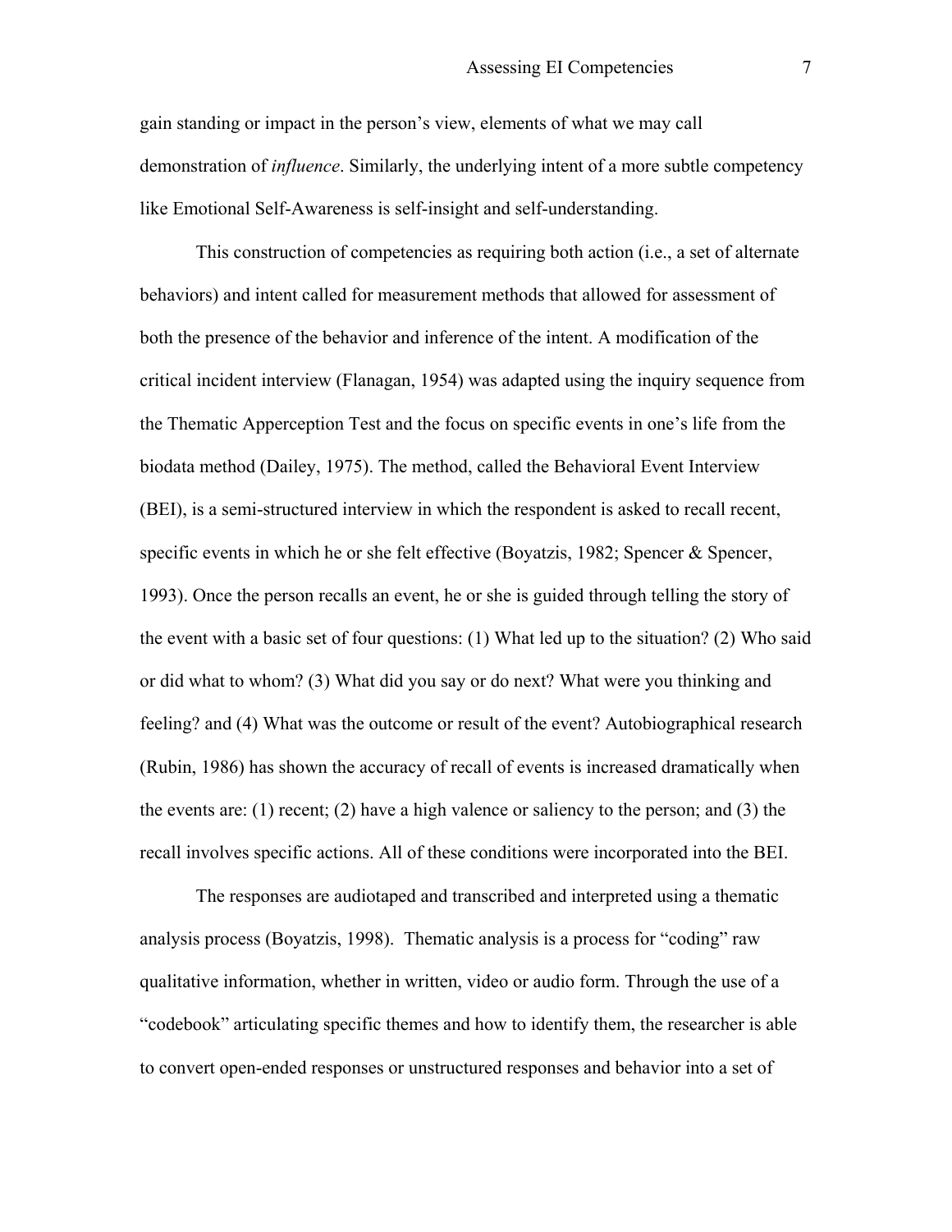gain standing or impact in the person's view, elements of what we may call demonstration of *influence*. Similarly, the underlying intent of a more subtle competency like Emotional Self-Awareness is self-insight and self-understanding.

This construction of competencies as requiring both action (i.e., a set of alternate behaviors) and intent called for measurement methods that allowed for assessment of both the presence of the behavior and inference of the intent. A modification of the critical incident interview (Flanagan, 1954) was adapted using the inquiry sequence from the Thematic Apperception Test and the focus on specific events in one's life from the biodata method (Dailey, 1975). The method, called the Behavioral Event Interview (BEI), is a semi-structured interview in which the respondent is asked to recall recent, specific events in which he or she felt effective (Boyatzis, 1982; Spencer & Spencer, 1993). Once the person recalls an event, he or she is guided through telling the story of the event with a basic set of four questions: (1) What led up to the situation? (2) Who said or did what to whom? (3) What did you say or do next? What were you thinking and feeling? and (4) What was the outcome or result of the event? Autobiographical research (Rubin, 1986) has shown the accuracy of recall of events is increased dramatically when the events are: (1) recent; (2) have a high valence or saliency to the person; and (3) the recall involves specific actions. All of these conditions were incorporated into the BEI.

The responses are audiotaped and transcribed and interpreted using a thematic analysis process (Boyatzis, 1998). Thematic analysis is a process for "coding" raw qualitative information, whether in written, video or audio form. Through the use of a "codebook" articulating specific themes and how to identify them, the researcher is able to convert open-ended responses or unstructured responses and behavior into a set of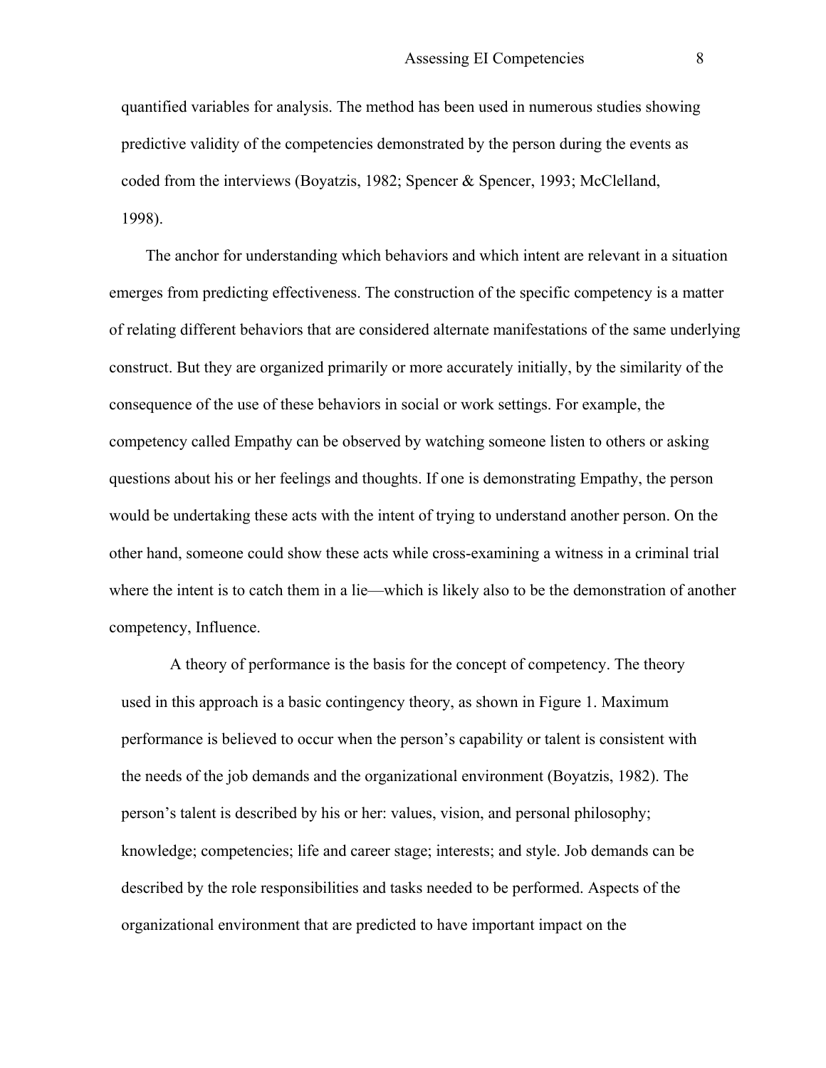quantified variables for analysis. The method has been used in numerous studies showing predictive validity of the competencies demonstrated by the person during the events as coded from the interviews (Boyatzis, 1982; Spencer & Spencer, 1993; McClelland, 1998).

The anchor for understanding which behaviors and which intent are relevant in a situation emerges from predicting effectiveness. The construction of the specific competency is a matter of relating different behaviors that are considered alternate manifestations of the same underlying construct. But they are organized primarily or more accurately initially, by the similarity of the consequence of the use of these behaviors in social or work settings. For example, the competency called Empathy can be observed by watching someone listen to others or asking questions about his or her feelings and thoughts. If one is demonstrating Empathy, the person would be undertaking these acts with the intent of trying to understand another person. On the other hand, someone could show these acts while cross-examining a witness in a criminal trial where the intent is to catch them in a lie—which is likely also to be the demonstration of another competency, Influence.

A theory of performance is the basis for the concept of competency. The theory used in this approach is a basic contingency theory, as shown in Figure 1. Maximum performance is believed to occur when the person's capability or talent is consistent with the needs of the job demands and the organizational environment (Boyatzis, 1982). The person's talent is described by his or her: values, vision, and personal philosophy; knowledge; competencies; life and career stage; interests; and style. Job demands can be described by the role responsibilities and tasks needed to be performed. Aspects of the organizational environment that are predicted to have important impact on the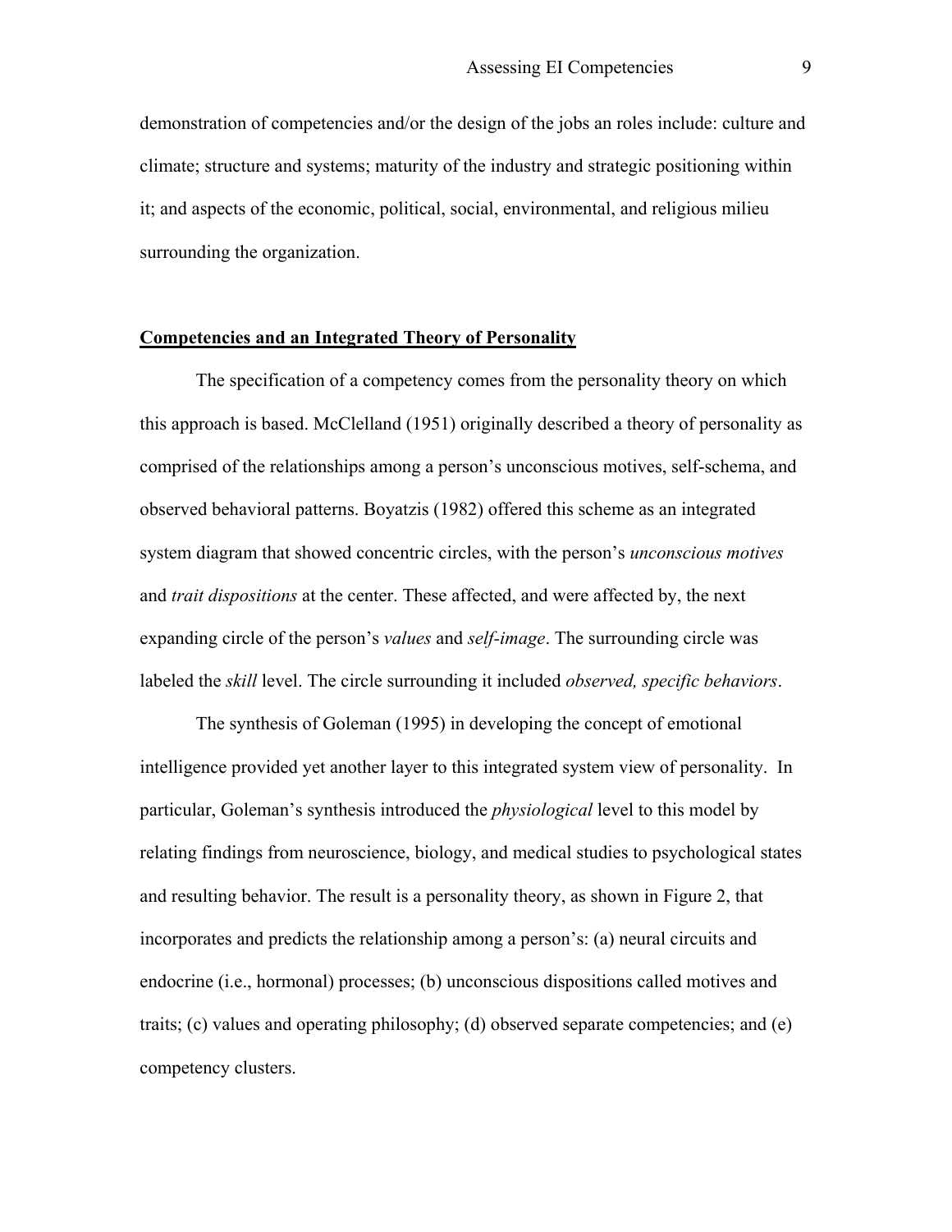demonstration of competencies and/or the design of the jobs an roles include: culture and climate; structure and systems; maturity of the industry and strategic positioning within it; and aspects of the economic, political, social, environmental, and religious milieu surrounding the organization.

## Competencies and an Integrated Theory of Personality

The specification of a competency comes from the personality theory on which this approach is based. McClelland (1951) originally described a theory of personality as comprised of the relationships among a person's unconscious motives, self-schema, and observed behavioral patterns. Boyatzis (1982) offered this scheme as an integrated system diagram that showed concentric circles, with the person's *unconscious motives* and *trait dispositions* at the center. These affected, and were affected by, the next expanding circle of the person's *values* and *self-image*. The surrounding circle was labeled the *skill* level. The circle surrounding it included *observed, specific behaviors*.

The synthesis of Goleman (1995) in developing the concept of emotional intelligence provided yet another layer to this integrated system view of personality. In particular, Goleman's synthesis introduced the *physiological* level to this model by relating findings from neuroscience, biology, and medical studies to psychological states and resulting behavior. The result is a personality theory, as shown in Figure 2, that incorporates and predicts the relationship among a person's: (a) neural circuits and endocrine (i.e., hormonal) processes; (b) unconscious dispositions called motives and traits; (c) values and operating philosophy; (d) observed separate competencies; and (e) competency clusters.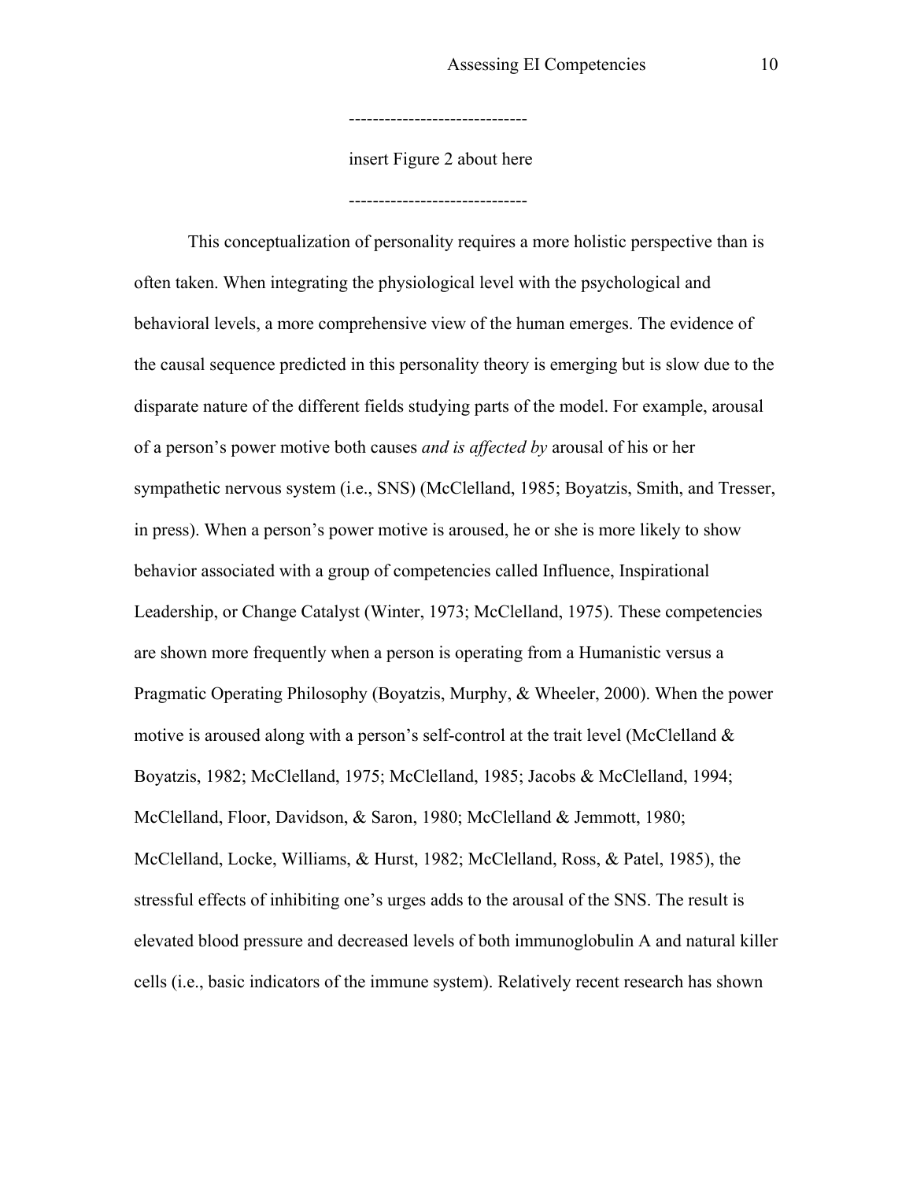------------------------------

insert Figure 2 about here

------------------------------

This conceptualization of personality requires a more holistic perspective than is often taken. When integrating the physiological level with the psychological and behavioral levels, a more comprehensive view of the human emerges. The evidence of the causal sequence predicted in this personality theory is emerging but is slow due to the disparate nature of the different fields studying parts of the model. For example, arousal of a person's power motive both causes *and is affected by* arousal of his or her sympathetic nervous system (i.e., SNS) (McClelland, 1985; Boyatzis, Smith, and Tresser, in press). When a person's power motive is aroused, he or she is more likely to show behavior associated with a group of competencies called Influence, Inspirational Leadership, or Change Catalyst (Winter, 1973; McClelland, 1975). These competencies are shown more frequently when a person is operating from a Humanistic versus a Pragmatic Operating Philosophy (Boyatzis, Murphy, & Wheeler, 2000). When the power motive is aroused along with a person's self-control at the trait level (McClelland & Boyatzis, 1982; McClelland, 1975; McClelland, 1985; Jacobs & McClelland, 1994; McClelland, Floor, Davidson, & Saron, 1980; McClelland & Jemmott, 1980; McClelland, Locke, Williams, & Hurst, 1982; McClelland, Ross, & Patel, 1985), the stressful effects of inhibiting one's urges adds to the arousal of the SNS. The result is elevated blood pressure and decreased levels of both immunoglobulin A and natural killer cells (i.e., basic indicators of the immune system). Relatively recent research has shown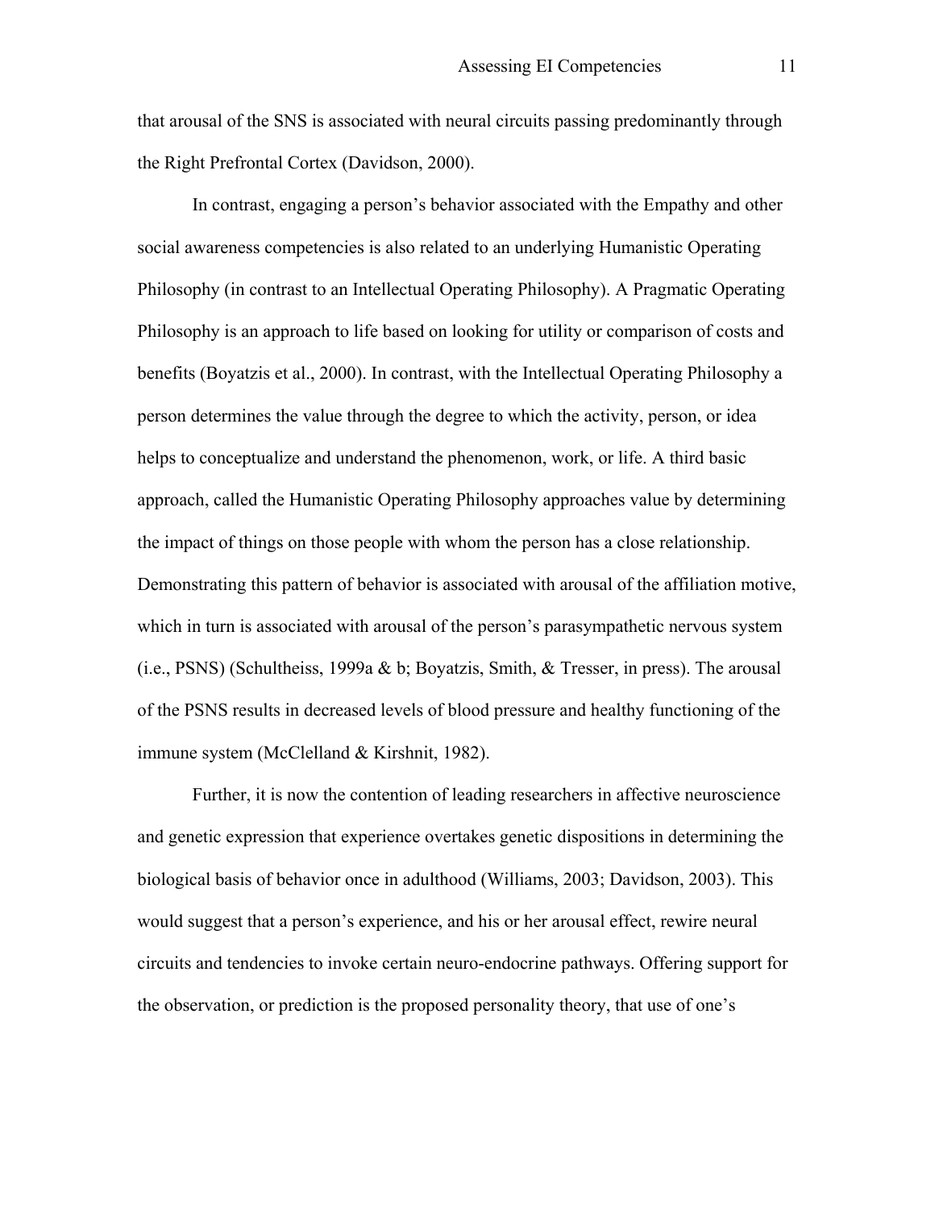that arousal of the SNS is associated with neural circuits passing predominantly through the Right Prefrontal Cortex (Davidson, 2000).

In contrast, engaging a person's behavior associated with the Empathy and other social awareness competencies is also related to an underlying Humanistic Operating Philosophy (in contrast to an Intellectual Operating Philosophy). A Pragmatic Operating Philosophy is an approach to life based on looking for utility or comparison of costs and benefits (Boyatzis et al., 2000). In contrast, with the Intellectual Operating Philosophy a person determines the value through the degree to which the activity, person, or idea helps to conceptualize and understand the phenomenon, work, or life. A third basic approach, called the Humanistic Operating Philosophy approaches value by determining the impact of things on those people with whom the person has a close relationship. Demonstrating this pattern of behavior is associated with arousal of the affiliation motive, which in turn is associated with arousal of the person's parasympathetic nervous system (i.e., PSNS) (Schultheiss, 1999a & b; Boyatzis, Smith, & Tresser, in press). The arousal of the PSNS results in decreased levels of blood pressure and healthy functioning of the immune system (McClelland & Kirshnit, 1982).

Further, it is now the contention of leading researchers in affective neuroscience and genetic expression that experience overtakes genetic dispositions in determining the biological basis of behavior once in adulthood (Williams, 2003; Davidson, 2003). This would suggest that a person's experience, and his or her arousal effect, rewire neural circuits and tendencies to invoke certain neuro-endocrine pathways. Offering support for the observation, or prediction is the proposed personality theory, that use of one's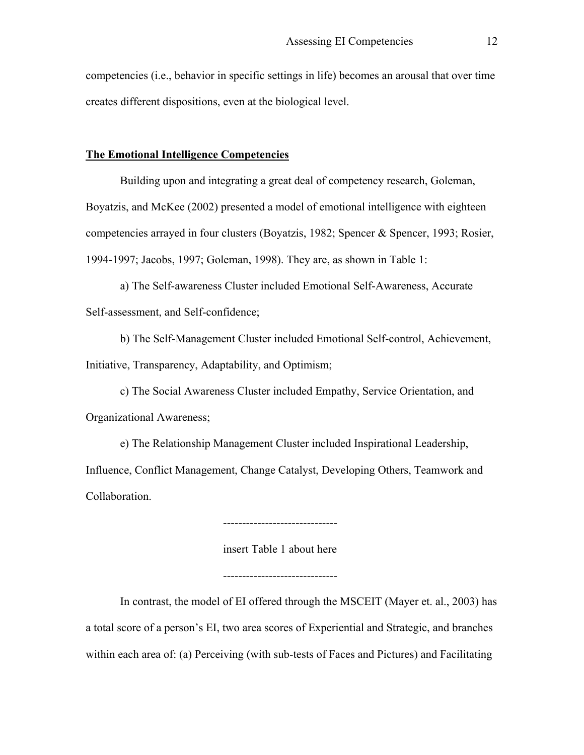competencies (i.e., behavior in specific settings in life) becomes an arousal that over time creates different dispositions, even at the biological level.

## The Emotional Intelligence Competencies

Building upon and integrating a great deal of competency research, Goleman, Boyatzis, and McKee (2002) presented a model of emotional intelligence with eighteen competencies arrayed in four clusters (Boyatzis, 1982; Spencer & Spencer, 1993; Rosier, 1994-1997; Jacobs, 1997; Goleman, 1998). They are, as shown in Table 1:

a) The Self-awareness Cluster included Emotional Self-Awareness, Accurate Self-assessment, and Self-confidence;

b) The Self-Management Cluster included Emotional Self-control, Achievement, Initiative, Transparency, Adaptability, and Optimism;

c) The Social Awareness Cluster included Empathy, Service Orientation, and Organizational Awareness;

e) The Relationship Management Cluster included Inspirational Leadership, Influence, Conflict Management, Change Catalyst, Developing Others, Teamwork and Collaboration.

------------------------------

insert Table 1 about here

------------------------------

In contrast, the model of EI offered through the MSCEIT (Mayer et. al., 2003) has a total score of a person's EI, two area scores of Experiential and Strategic, and branches within each area of: (a) Perceiving (with sub-tests of Faces and Pictures) and Facilitating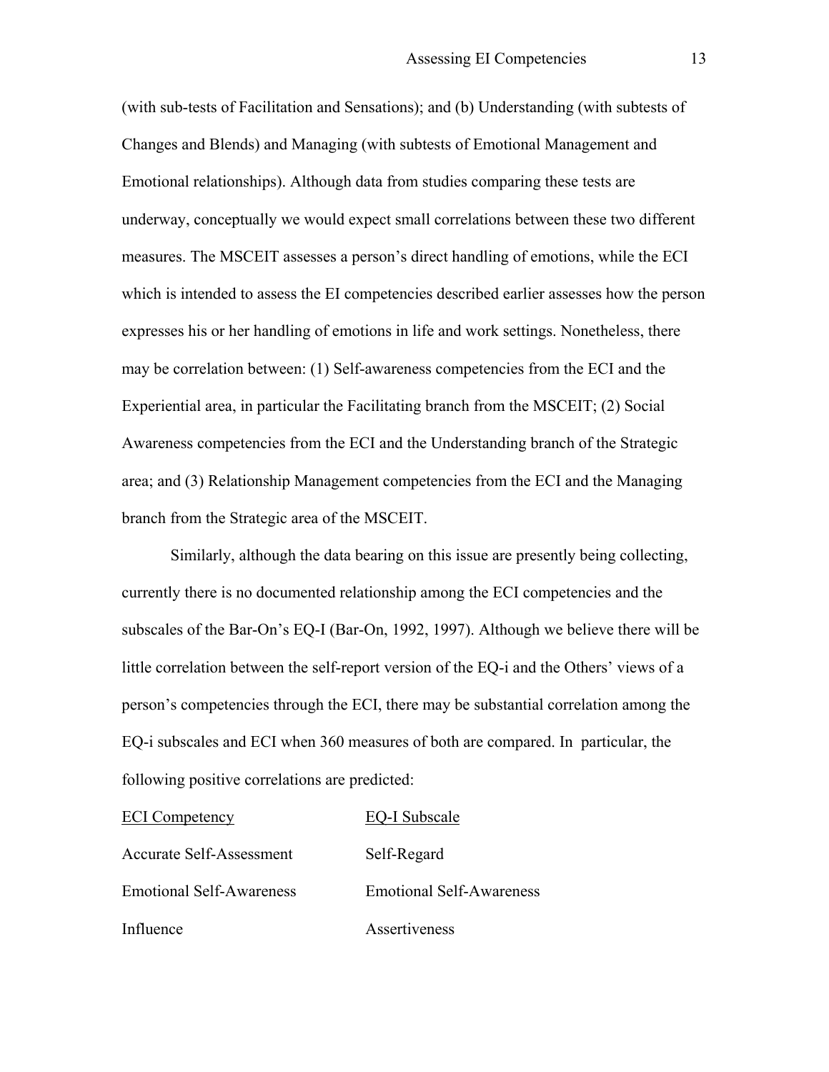(with sub-tests of Facilitation and Sensations); and (b) Understanding (with subtests of Changes and Blends) and Managing (with subtests of Emotional Management and Emotional relationships). Although data from studies comparing these tests are underway, conceptually we would expect small correlations between these two different measures. The MSCEIT assesses a person's direct handling of emotions, while the ECI which is intended to assess the EI competencies described earlier assesses how the person expresses his or her handling of emotions in life and work settings. Nonetheless, there may be correlation between: (1) Self-awareness competencies from the ECI and the Experiential area, in particular the Facilitating branch from the MSCEIT; (2) Social Awareness competencies from the ECI and the Understanding branch of the Strategic area; and (3) Relationship Management competencies from the ECI and the Managing branch from the Strategic area of the MSCEIT.

Similarly, although the data bearing on this issue are presently being collecting, currently there is no documented relationship among the ECI competencies and the subscales of the Bar-On's EQ-I (Bar-On, 1992, 1997). Although we believe there will be little correlation between the self-report version of the EQ-i and the Others' views of a person's competencies through the ECI, there may be substantial correlation among the EQ-i subscales and ECI when 360 measures of both are compared. In particular, the following positive correlations are predicted:

| ECI Competency | EQ-I Subscale |
|---|---|
| Accurate Self-Assessment | Self-Regard |
| Emotional Self-Awareness | Emotional Self-Awareness |
| Influence | Assertiveness |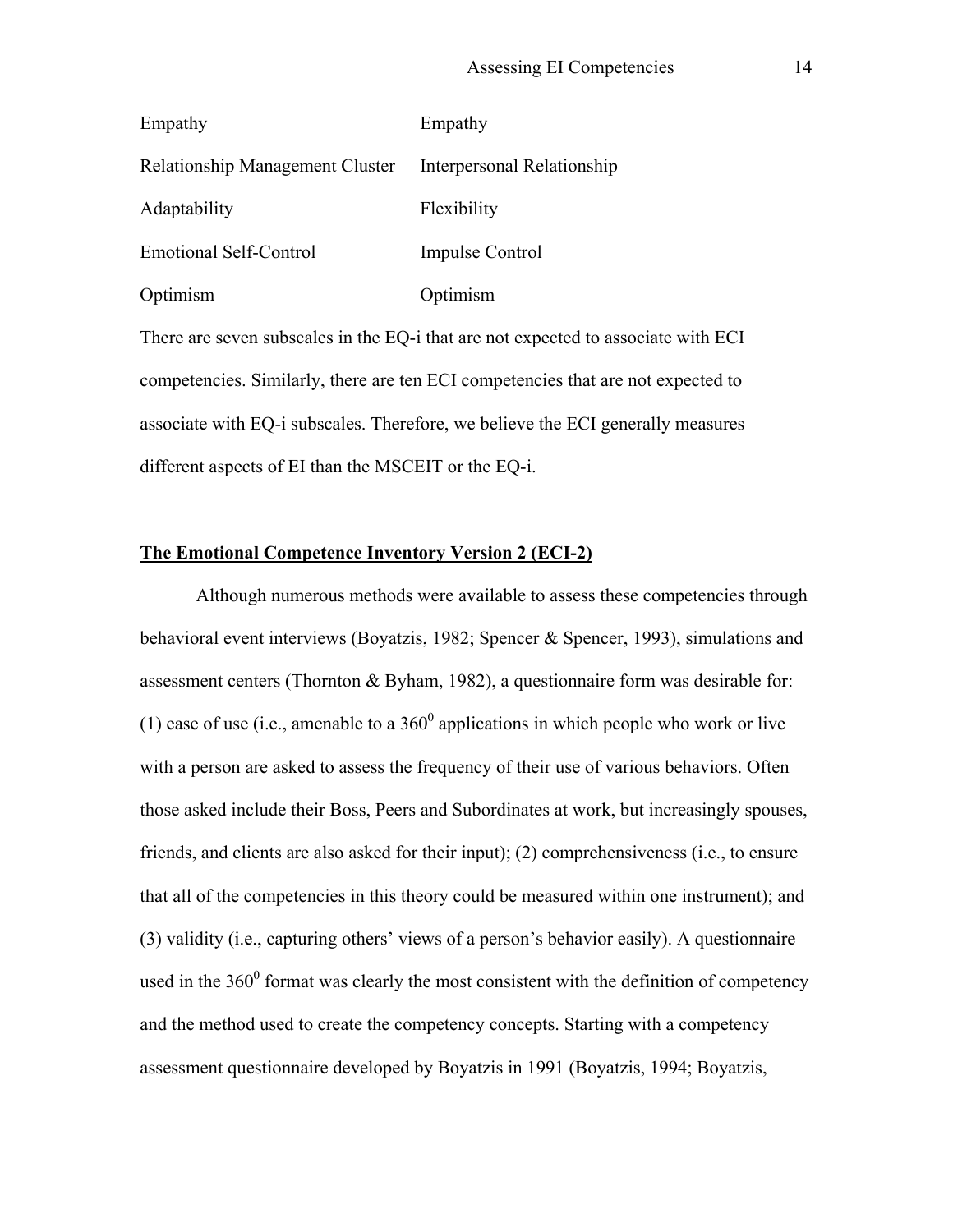| | |
|---|---|
| Empathy | Empathy |
| Relationship Management Cluster | Interpersonal Relationship |
| Adaptability | Flexibility |
| Emotional Self-Control | Impulse Control |
| Optimism | Optimism |

There are seven subscales in the EQ-i that are not expected to associate with ECI competencies. Similarly, there are ten ECI competencies that are not expected to associate with EQ-i subscales. Therefore, we believe the ECI generally measures different aspects of EI than the MSCEIT or the EQ-i.

## The Emotional Competence Inventory Version 2 (ECI-2)

Although numerous methods were available to assess these competencies through behavioral event interviews (Boyatzis, 1982; Spencer & Spencer, 1993), simulations and assessment centers (Thornton & Byham, 1982), a questionnaire form was desirable for: (1) ease of use (i.e., amenable to a $360^0$ applications in which people who work or live with a person are asked to assess the frequency of their use of various behaviors. Often those asked include their Boss, Peers and Subordinates at work, but increasingly spouses, friends, and clients are also asked for their input); (2) comprehensiveness (i.e., to ensure that all of the competencies in this theory could be measured within one instrument); and (3) validity (i.e., capturing others' views of a person's behavior easily). A questionnaire used in the $360^0$ format was clearly the most consistent with the definition of competency and the method used to create the competency concepts. Starting with a competency assessment questionnaire developed by Boyatzis in 1991 (Boyatzis, 1994; Boyatzis,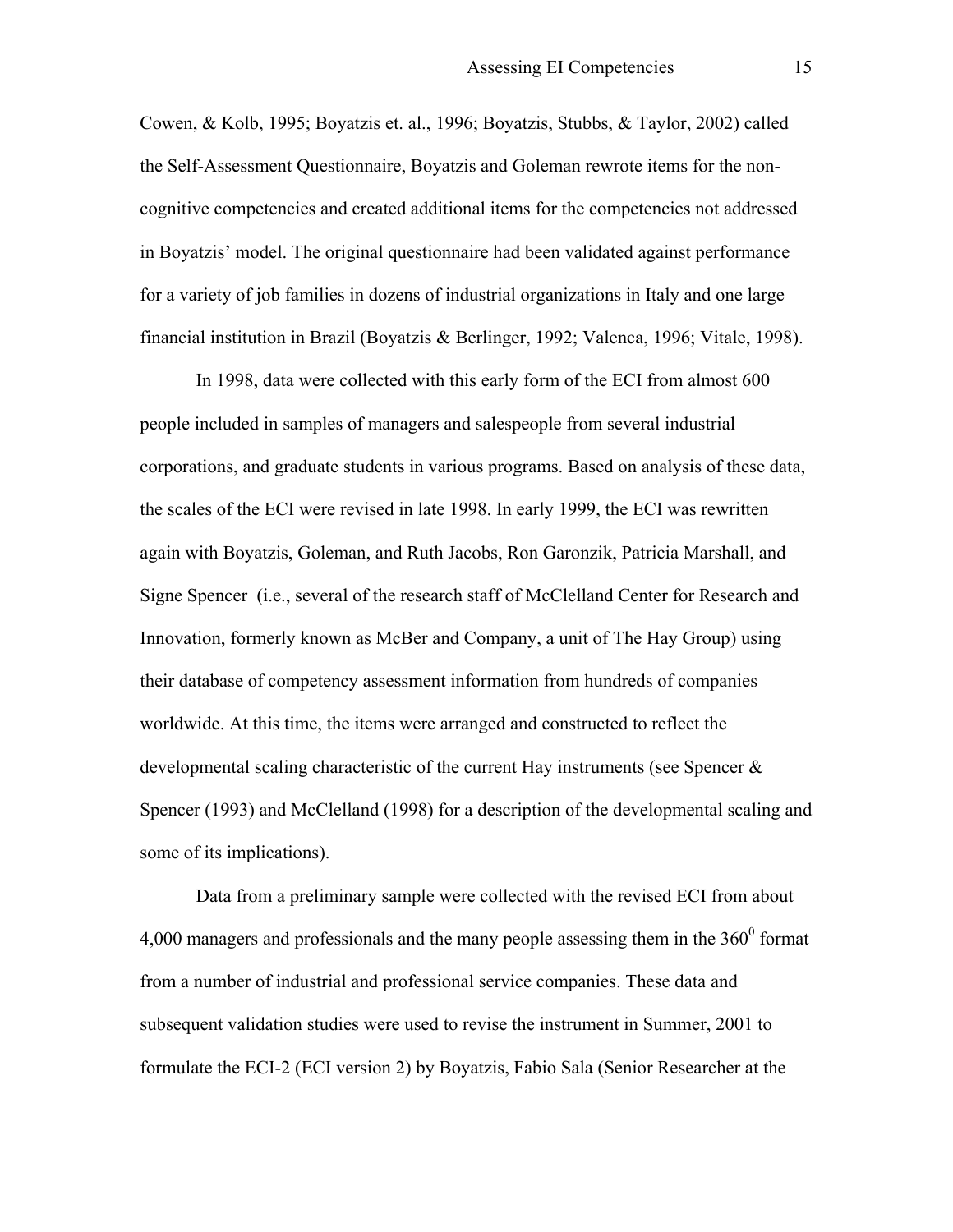Cowen, & Kolb, 1995; Boyatzis et. al., 1996; Boyatzis, Stubbs, & Taylor, 2002) called the Self-Assessment Questionnaire, Boyatzis and Goleman rewrote items for the non-cognitive competencies and created additional items for the competencies not addressed in Boyatzis' model. The original questionnaire had been validated against performance for a variety of job families in dozens of industrial organizations in Italy and one large financial institution in Brazil (Boyatzis & Berlinger, 1992; Valenca, 1996; Vitale, 1998).

In 1998, data were collected with this early form of the ECI from almost 600 people included in samples of managers and salespeople from several industrial corporations, and graduate students in various programs. Based on analysis of these data, the scales of the ECI were revised in late 1998. In early 1999, the ECI was rewritten again with Boyatzis, Goleman, and Ruth Jacobs, Ron Garonzik, Patricia Marshall, and Signe Spencer (i.e., several of the research staff of McClelland Center for Research and Innovation, formerly known as McBer and Company, a unit of The Hay Group) using their database of competency assessment information from hundreds of companies worldwide. At this time, the items were arranged and constructed to reflect the developmental scaling characteristic of the current Hay instruments (see Spencer & Spencer (1993) and McClelland (1998) for a description of the developmental scaling and some of its implications).

Data from a preliminary sample were collected with the revised ECI from about 4,000 managers and professionals and the many people assessing them in the $360^0$ format from a number of industrial and professional service companies. These data and subsequent validation studies were used to revise the instrument in Summer, 2001 to formulate the ECI-2 (ECI version 2) by Boyatzis, Fabio Sala (Senior Researcher at the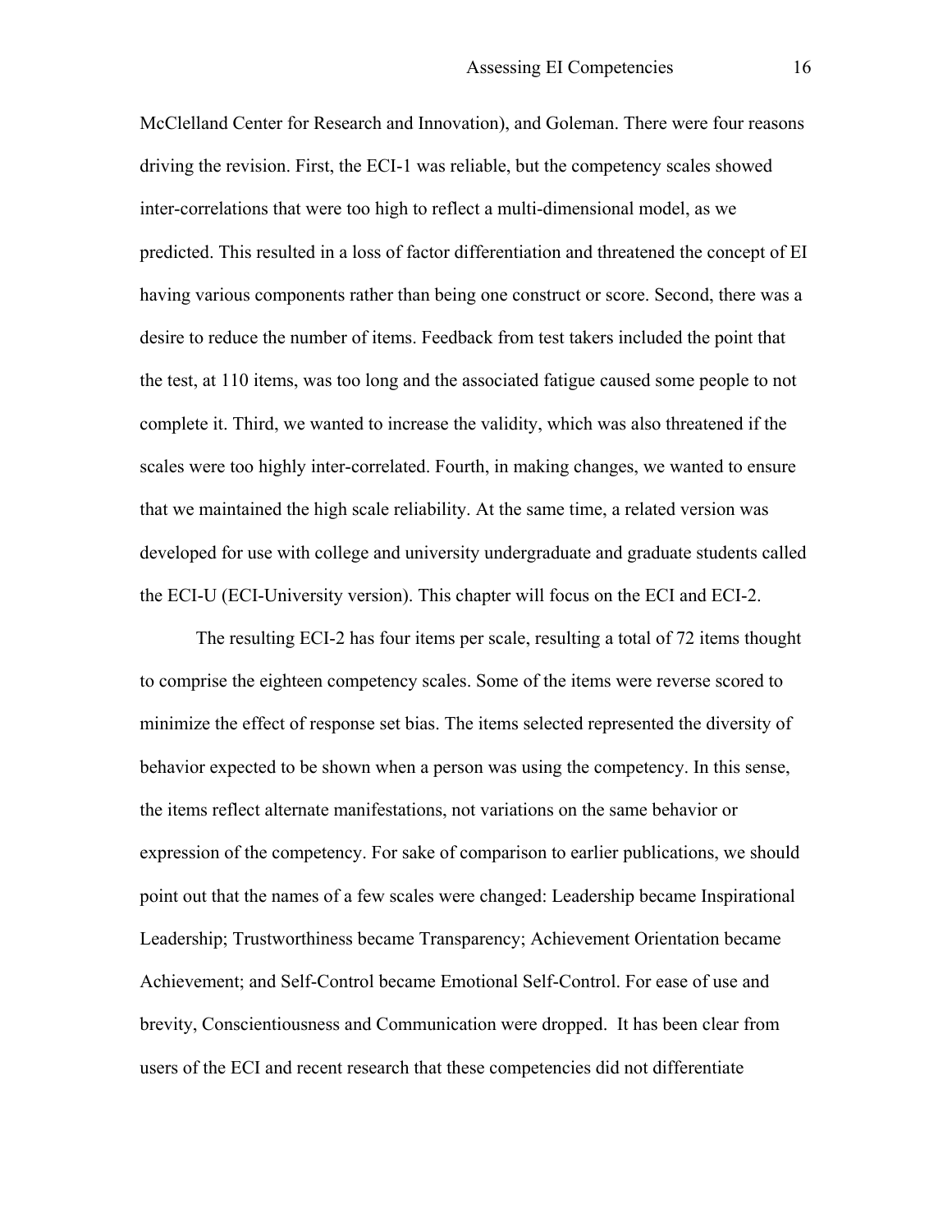McClelland Center for Research and Innovation), and Goleman. There were four reasons driving the revision. First, the ECI-1 was reliable, but the competency scales showed inter-correlations that were too high to reflect a multi-dimensional model, as we predicted. This resulted in a loss of factor differentiation and threatened the concept of EI having various components rather than being one construct or score. Second, there was a desire to reduce the number of items. Feedback from test takers included the point that the test, at 110 items, was too long and the associated fatigue caused some people to not complete it. Third, we wanted to increase the validity, which was also threatened if the scales were too highly inter-correlated. Fourth, in making changes, we wanted to ensure that we maintained the high scale reliability. At the same time, a related version was developed for use with college and university undergraduate and graduate students called the ECI-U (ECI-University version). This chapter will focus on the ECI and ECI-2.

The resulting ECI-2 has four items per scale, resulting a total of 72 items thought to comprise the eighteen competency scales. Some of the items were reverse scored to minimize the effect of response set bias. The items selected represented the diversity of behavior expected to be shown when a person was using the competency. In this sense, the items reflect alternate manifestations, not variations on the same behavior or expression of the competency. For sake of comparison to earlier publications, we should point out that the names of a few scales were changed: Leadership became Inspirational Leadership; Trustworthiness became Transparency; Achievement Orientation became Achievement; and Self-Control became Emotional Self-Control. For ease of use and brevity, Conscientiousness and Communication were dropped. It has been clear from users of the ECI and recent research that these competencies did not differentiate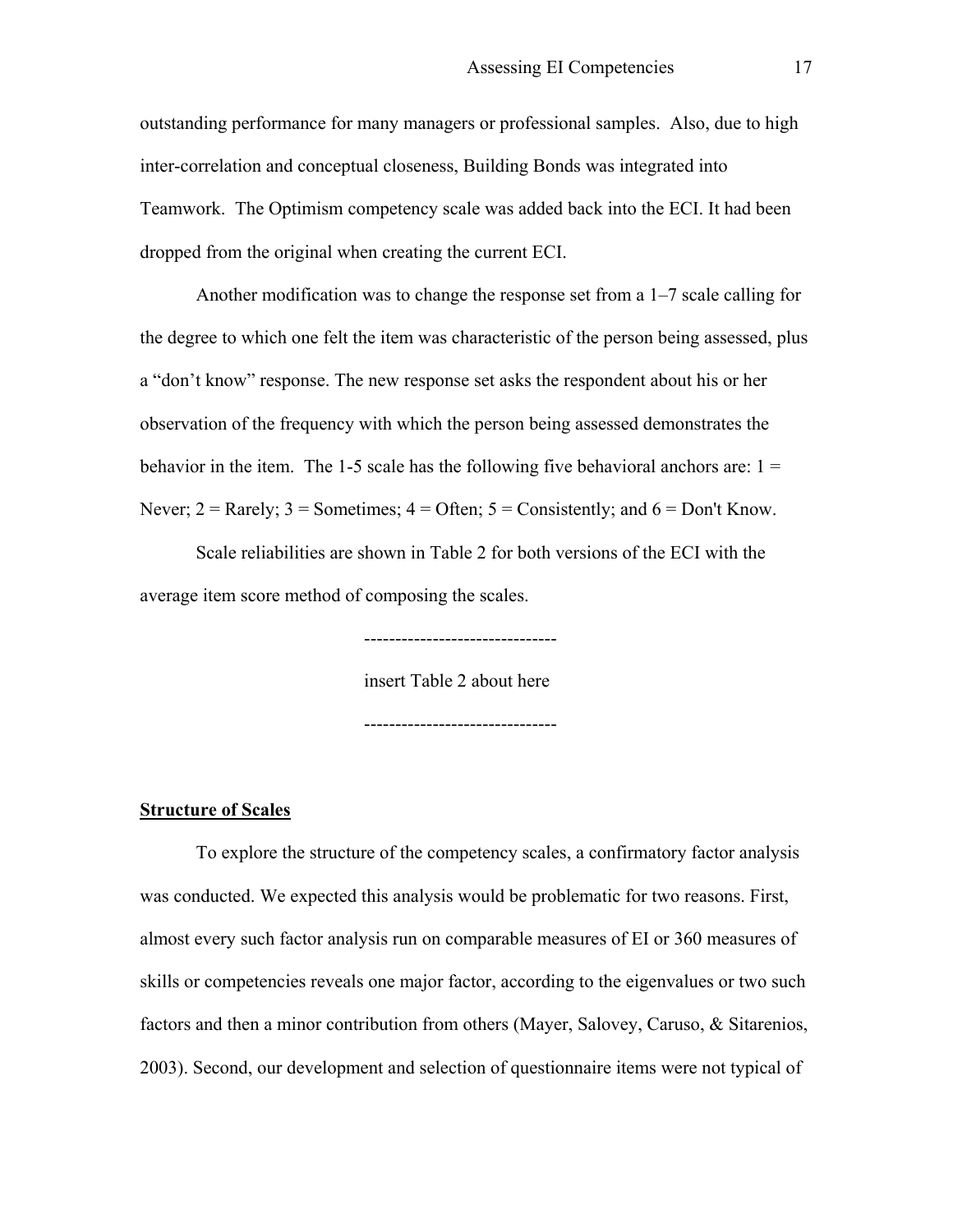outstanding performance for many managers or professional samples. Also, due to high inter-correlation and conceptual closeness, Building Bonds was integrated into Teamwork. The Optimism competency scale was added back into the ECI. It had been dropped from the original when creating the current ECI.

Another modification was to change the response set from a 1–7 scale calling for the degree to which one felt the item was characteristic of the person being assessed, plus a "don't know" response. The new response set asks the respondent about his or her observation of the frequency with which the person being assessed demonstrates the behavior in the item. The 1-5 scale has the following five behavioral anchors are: 1 = Never; 2 = Rarely; 3 = Sometimes; 4 = Often; 5 = Consistently; and 6 = Don't Know.

Scale reliabilities are shown in Table 2 for both versions of the ECI with the average item score method of composing the scales.

-------------------------------

insert Table 2 about here

-------------------------------

**Structure of Scales**

To explore the structure of the competency scales, a confirmatory factor analysis was conducted. We expected this analysis would be problematic for two reasons. First, almost every such factor analysis run on comparable measures of EI or 360 measures of skills or competencies reveals one major factor, according to the eigenvalues or two such factors and then a minor contribution from others (Mayer, Salovey, Caruso, & Sitarenios, 2003). Second, our development and selection of questionnaire items were not typical of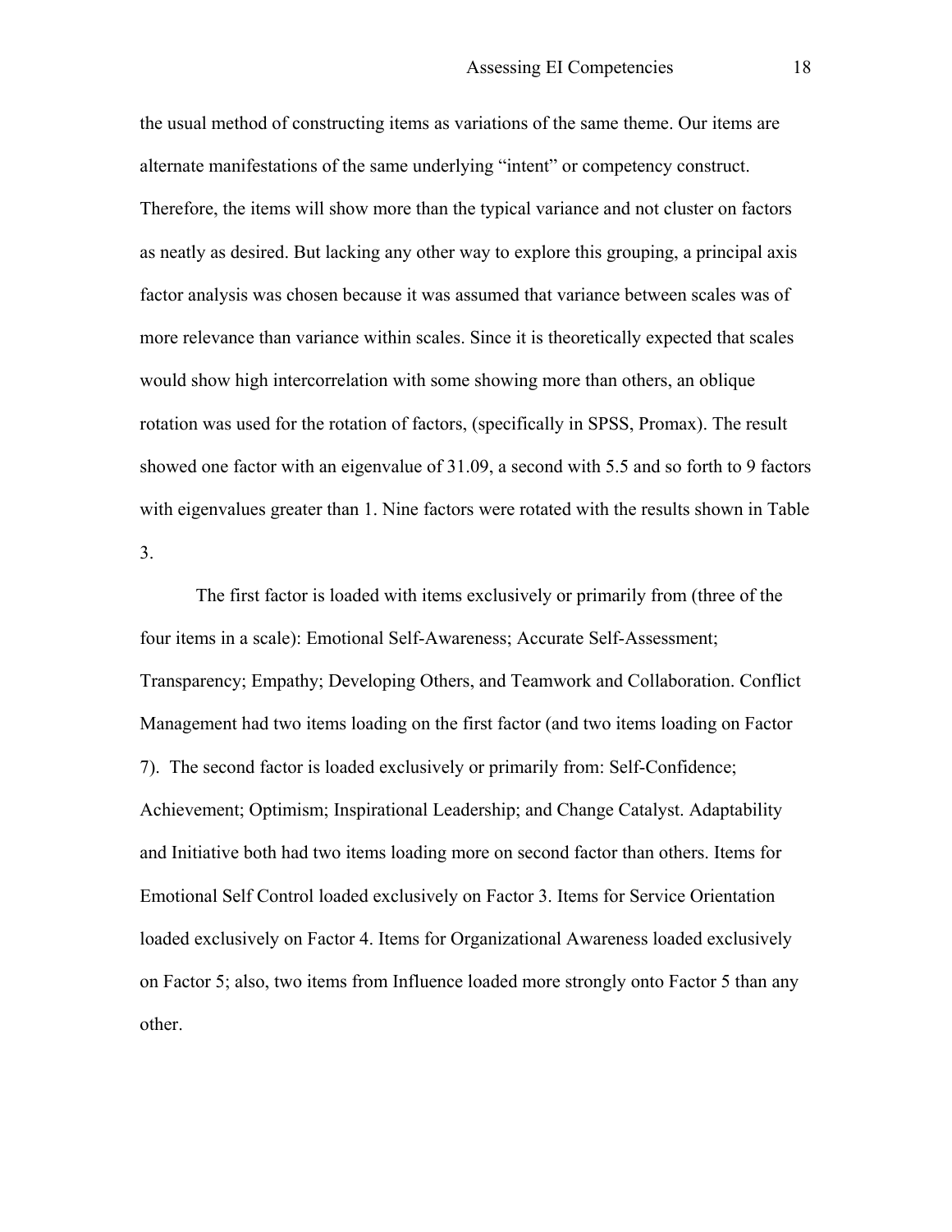the usual method of constructing items as variations of the same theme. Our items are alternate manifestations of the same underlying "intent" or competency construct. Therefore, the items will show more than the typical variance and not cluster on factors as neatly as desired. But lacking any other way to explore this grouping, a principal axis factor analysis was chosen because it was assumed that variance between scales was of more relevance than variance within scales. Since it is theoretically expected that scales would show high intercorrelation with some showing more than others, an oblique rotation was used for the rotation of factors, (specifically in SPSS, Promax). The result showed one factor with an eigenvalue of 31.09, a second with 5.5 and so forth to 9 factors with eigenvalues greater than 1. Nine factors were rotated with the results shown in Table 3.

The first factor is loaded with items exclusively or primarily from (three of the four items in a scale): Emotional Self-Awareness; Accurate Self-Assessment; Transparency; Empathy; Developing Others, and Teamwork and Collaboration. Conflict Management had two items loading on the first factor (and two items loading on Factor 7). The second factor is loaded exclusively or primarily from: Self-Confidence; Achievement; Optimism; Inspirational Leadership; and Change Catalyst. Adaptability and Initiative both had two items loading more on second factor than others. Items for Emotional Self Control loaded exclusively on Factor 3. Items for Service Orientation loaded exclusively on Factor 4. Items for Organizational Awareness loaded exclusively on Factor 5; also, two items from Influence loaded more strongly onto Factor 5 than any other.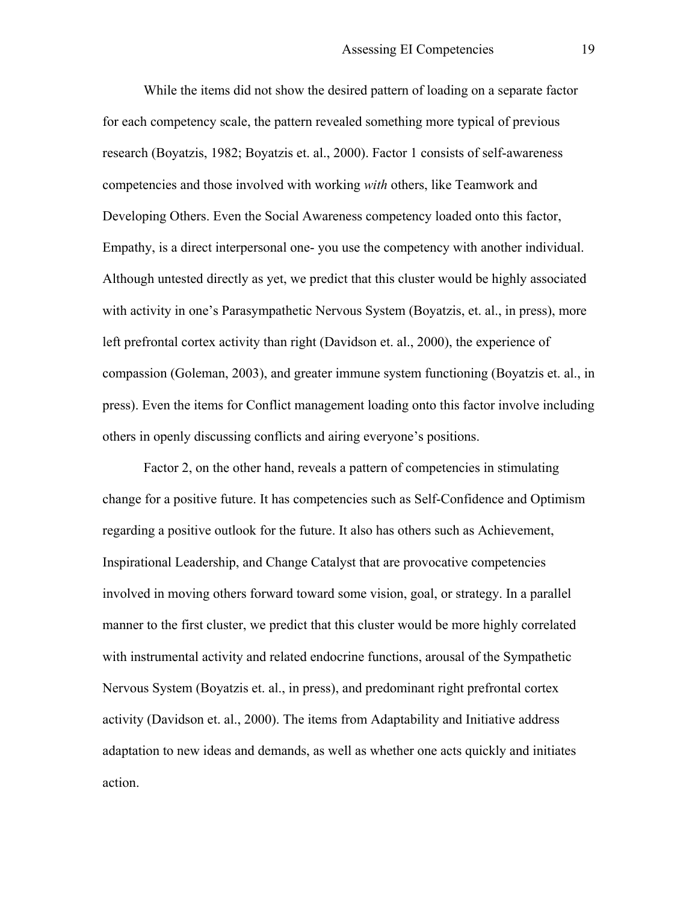While the items did not show the desired pattern of loading on a separate factor for each competency scale, the pattern revealed something more typical of previous research (Boyatzis, 1982; Boyatzis et. al., 2000). Factor 1 consists of self-awareness competencies and those involved with working *with* others, like Teamwork and Developing Others. Even the Social Awareness competency loaded onto this factor, Empathy, is a direct interpersonal one- you use the competency with another individual. Although untested directly as yet, we predict that this cluster would be highly associated with activity in one's Parasympathetic Nervous System (Boyatzis, et. al., in press), more left prefrontal cortex activity than right (Davidson et. al., 2000), the experience of compassion (Goleman, 2003), and greater immune system functioning (Boyatzis et. al., in press). Even the items for Conflict management loading onto this factor involve including others in openly discussing conflicts and airing everyone's positions.

Factor 2, on the other hand, reveals a pattern of competencies in stimulating change for a positive future. It has competencies such as Self-Confidence and Optimism regarding a positive outlook for the future. It also has others such as Achievement, Inspirational Leadership, and Change Catalyst that are provocative competencies involved in moving others forward toward some vision, goal, or strategy. In a parallel manner to the first cluster, we predict that this cluster would be more highly correlated with instrumental activity and related endocrine functions, arousal of the Sympathetic Nervous System (Boyatzis et. al., in press), and predominant right prefrontal cortex activity (Davidson et. al., 2000). The items from Adaptability and Initiative address adaptation to new ideas and demands, as well as whether one acts quickly and initiates action.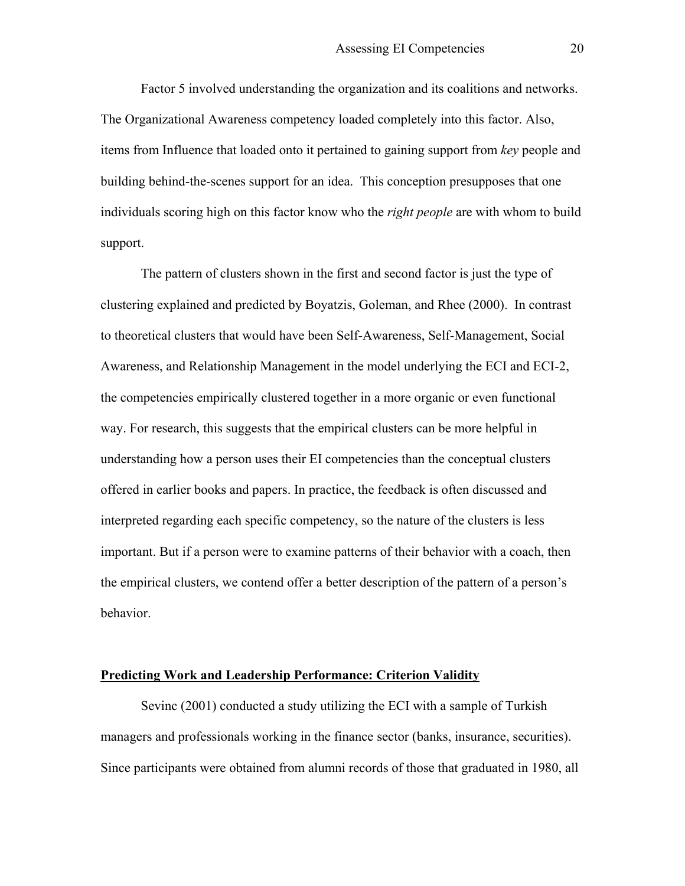Factor 5 involved understanding the organization and its coalitions and networks. The Organizational Awareness competency loaded completely into this factor. Also, items from Influence that loaded onto it pertained to gaining support from *key* people and building behind-the-scenes support for an idea. This conception presupposes that one individuals scoring high on this factor know who the *right people* are with whom to build support.

The pattern of clusters shown in the first and second factor is just the type of clustering explained and predicted by Boyatzis, Goleman, and Rhee (2000). In contrast to theoretical clusters that would have been Self-Awareness, Self-Management, Social Awareness, and Relationship Management in the model underlying the ECI and ECI-2, the competencies empirically clustered together in a more organic or even functional way. For research, this suggests that the empirical clusters can be more helpful in understanding how a person uses their EI competencies than the conceptual clusters offered in earlier books and papers. In practice, the feedback is often discussed and interpreted regarding each specific competency, so the nature of the clusters is less important. But if a person were to examine patterns of their behavior with a coach, then the empirical clusters, we contend offer a better description of the pattern of a person's behavior.

## Predicting Work and Leadership Performance: Criterion Validity

Sevinc (2001) conducted a study utilizing the ECI with a sample of Turkish managers and professionals working in the finance sector (banks, insurance, securities). Since participants were obtained from alumni records of those that graduated in 1980, all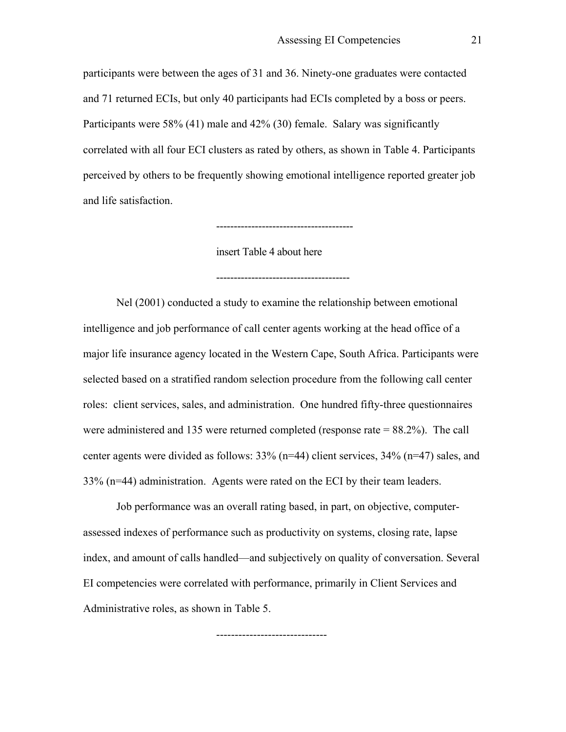participants were between the ages of 31 and 36. Ninety-one graduates were contacted and 71 returned ECIs, but only 40 participants had ECIs completed by a boss or peers. Participants were 58% (41) male and 42% (30) female. Salary was significantly correlated with all four ECI clusters as rated by others, as shown in Table 4. Participants perceived by others to be frequently showing emotional intelligence reported greater job and life satisfaction.

--------------------------------------

insert Table 4 about here

-------------------------------------

Nel (2001) conducted a study to examine the relationship between emotional intelligence and job performance of call center agents working at the head office of a major life insurance agency located in the Western Cape, South Africa. Participants were selected based on a stratified random selection procedure from the following call center roles: client services, sales, and administration. One hundred fifty-three questionnaires were administered and 135 were returned completed (response rate = 88.2%). The call center agents were divided as follows: 33% (n=44) client services, 34% (n=47) sales, and 33% (n=44) administration. Agents were rated on the ECI by their team leaders.

Job performance was an overall rating based, in part, on objective, computer-assessed indexes of performance such as productivity on systems, closing rate, lapse index, and amount of calls handled—and subjectively on quality of conversation. Several EI competencies were correlated with performance, primarily in Client Services and Administrative roles, as shown in Table 5.

------------------------------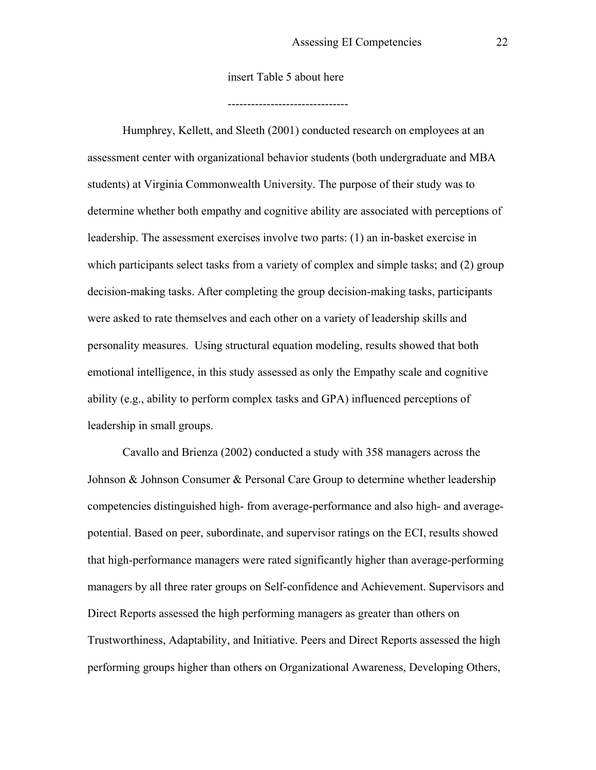insert Table 5 about here

-------------------------------

Humphrey, Kellett, and Sleeth (2001) conducted research on employees at an assessment center with organizational behavior students (both undergraduate and MBA students) at Virginia Commonwealth University. The purpose of their study was to determine whether both empathy and cognitive ability are associated with perceptions of leadership. The assessment exercises involve two parts: (1) an in-basket exercise in which participants select tasks from a variety of complex and simple tasks; and (2) group decision-making tasks. After completing the group decision-making tasks, participants were asked to rate themselves and each other on a variety of leadership skills and personality measures. Using structural equation modeling, results showed that both emotional intelligence, in this study assessed as only the Empathy scale and cognitive ability (e.g., ability to perform complex tasks and GPA) influenced perceptions of leadership in small groups.

Cavallo and Brienza (2002) conducted a study with 358 managers across the Johnson & Johnson Consumer & Personal Care Group to determine whether leadership competencies distinguished high- from average-performance and also high- and average-potential. Based on peer, subordinate, and supervisor ratings on the ECI, results showed that high-performance managers were rated significantly higher than average-performing managers by all three rater groups on Self-confidence and Achievement. Supervisors and Direct Reports assessed the high performing managers as greater than others on Trustworthiness, Adaptability, and Initiative. Peers and Direct Reports assessed the high performing groups higher than others on Organizational Awareness, Developing Others,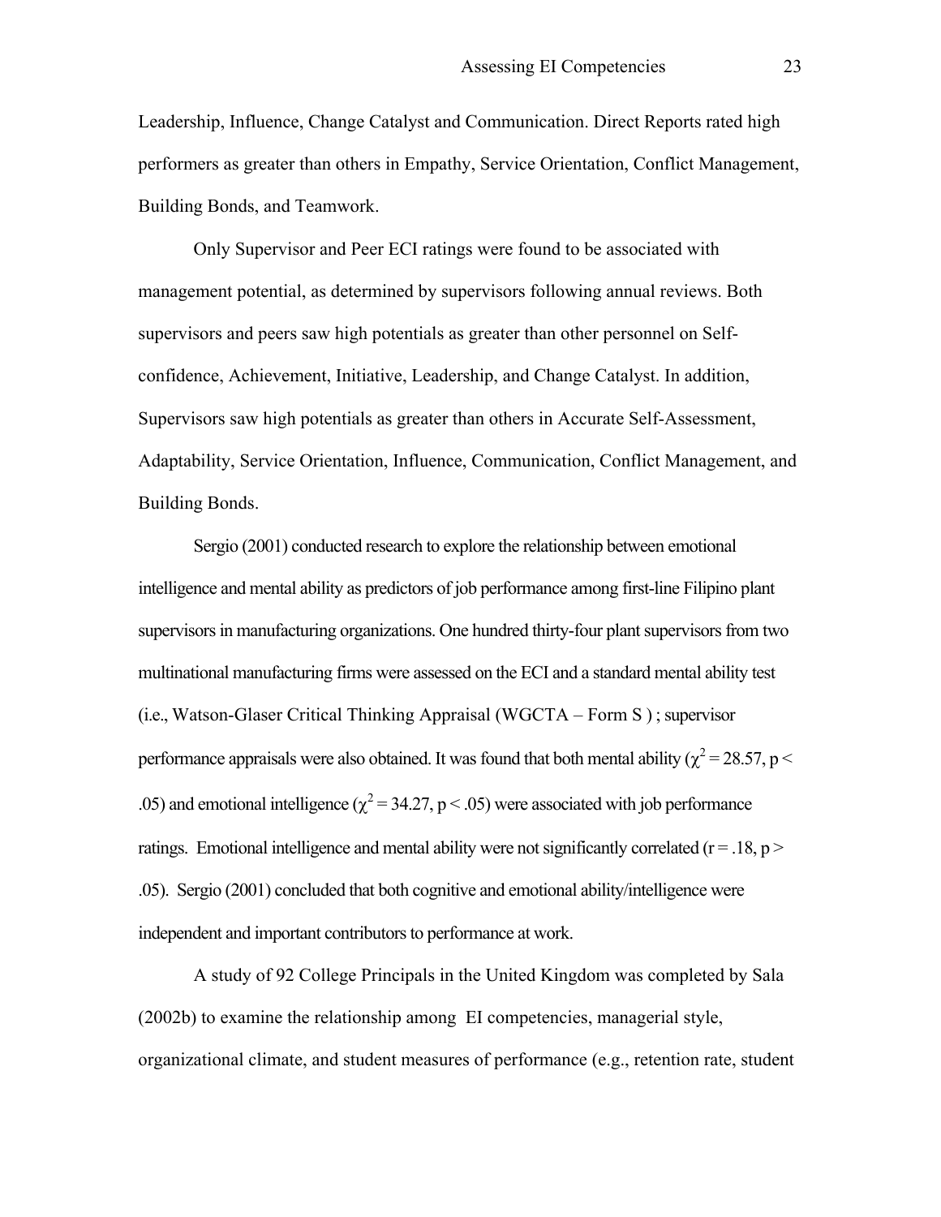Leadership, Influence, Change Catalyst and Communication. Direct Reports rated high performers as greater than others in Empathy, Service Orientation, Conflict Management, Building Bonds, and Teamwork.

Only Supervisor and Peer ECI ratings were found to be associated with management potential, as determined by supervisors following annual reviews. Both supervisors and peers saw high potentials as greater than other personnel on Self-confidence, Achievement, Initiative, Leadership, and Change Catalyst. In addition, Supervisors saw high potentials as greater than others in Accurate Self-Assessment, Adaptability, Service Orientation, Influence, Communication, Conflict Management, and Building Bonds.

Sergio (2001) conducted research to explore the relationship between emotional intelligence and mental ability as predictors of job performance among first-line Filipino plant supervisors in manufacturing organizations. One hundred thirty-four plant supervisors from two multinational manufacturing firms were assessed on the ECI and a standard mental ability test (i.e., Watson-Glaser Critical Thinking Appraisal (WGCTA – Form S ) ; supervisor performance appraisals were also obtained. It was found that both mental ability ($\chi^2 = 28.57$, $p < .05$) and emotional intelligence ($\chi^2 = 34.27$, $p < .05$) were associated with job performance ratings. Emotional intelligence and mental ability were not significantly correlated ($r = .18$, $p > .05$). Sergio (2001) concluded that both cognitive and emotional ability/intelligence were independent and important contributors to performance at work.

A study of 92 College Principals in the United Kingdom was completed by Sala (2002b) to examine the relationship among EI competencies, managerial style, organizational climate, and student measures of performance (e.g., retention rate, student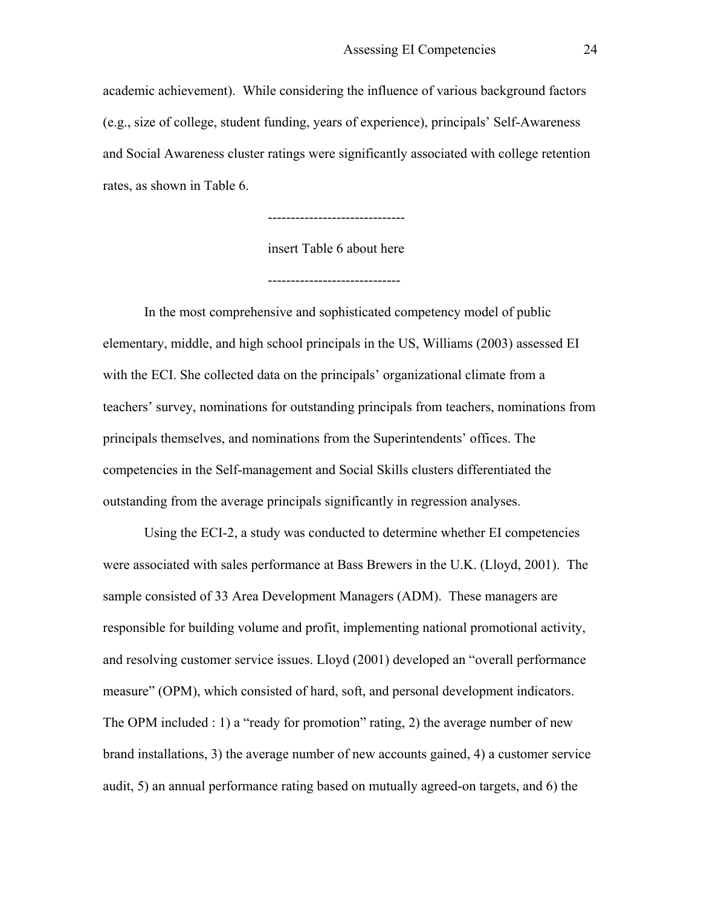academic achievement). While considering the influence of various background factors (e.g., size of college, student funding, years of experience), principals' Self-Awareness and Social Awareness cluster ratings were significantly associated with college retention rates, as shown in Table 6.

------------------------------

insert Table 6 about here

-----------------------------

In the most comprehensive and sophisticated competency model of public elementary, middle, and high school principals in the US, Williams (2003) assessed EI with the ECI. She collected data on the principals' organizational climate from a teachers' survey, nominations for outstanding principals from teachers, nominations from principals themselves, and nominations from the Superintendents' offices. The competencies in the Self-management and Social Skills clusters differentiated the outstanding from the average principals significantly in regression analyses.

Using the ECI-2, a study was conducted to determine whether EI competencies were associated with sales performance at Bass Brewers in the U.K. (Lloyd, 2001). The sample consisted of 33 Area Development Managers (ADM). These managers are responsible for building volume and profit, implementing national promotional activity, and resolving customer service issues. Lloyd (2001) developed an "overall performance measure" (OPM), which consisted of hard, soft, and personal development indicators. The OPM included : 1) a "ready for promotion" rating, 2) the average number of new brand installations, 3) the average number of new accounts gained, 4) a customer service audit, 5) an annual performance rating based on mutually agreed-on targets, and 6) the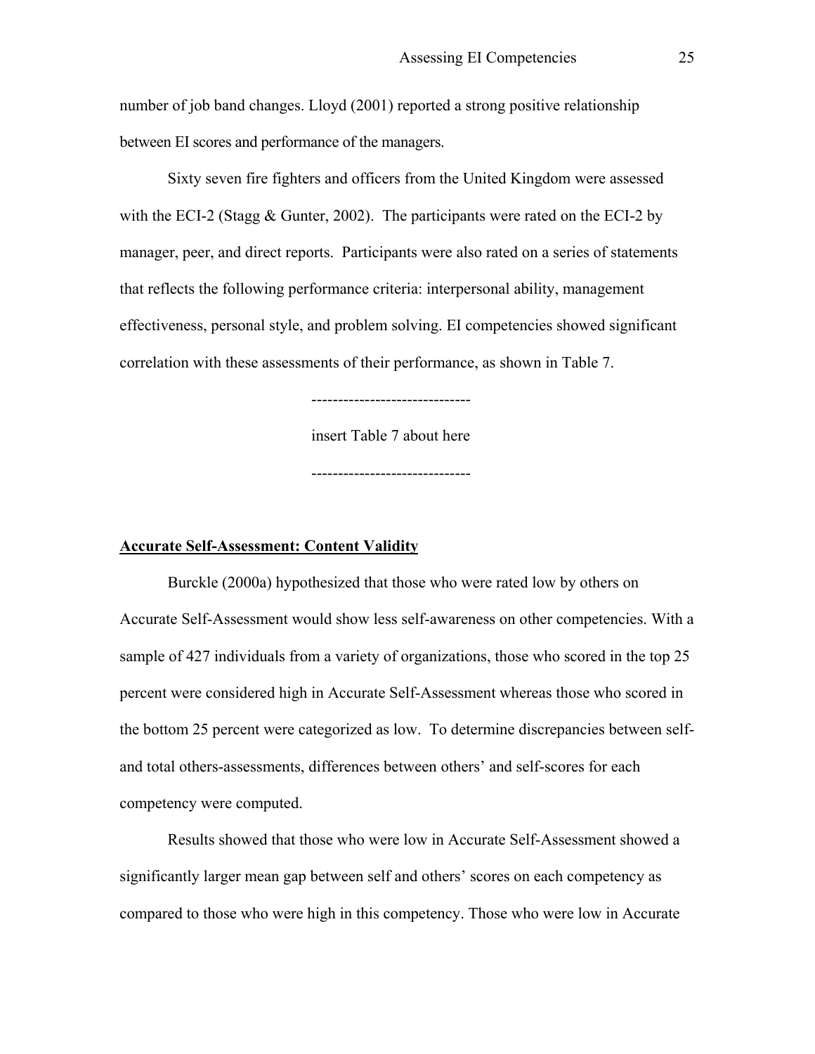number of job band changes. Lloyd (2001) reported a strong positive relationship between EI scores and performance of the managers.

Sixty seven fire fighters and officers from the United Kingdom were assessed with the ECI-2 (Stagg & Gunter, 2002). The participants were rated on the ECI-2 by manager, peer, and direct reports. Participants were also rated on a series of statements that reflects the following performance criteria: interpersonal ability, management effectiveness, personal style, and problem solving. EI competencies showed significant correlation with these assessments of their performance, as shown in Table 7.

------------------------------

insert Table 7 about here

------------------------------

**<u>Accurate Self-Assessment: Content Validity</u>**

Burckle (2000a) hypothesized that those who were rated low by others on Accurate Self-Assessment would show less self-awareness on other competencies. With a sample of 427 individuals from a variety of organizations, those who scored in the top 25 percent were considered high in Accurate Self-Assessment whereas those who scored in the bottom 25 percent were categorized as low. To determine discrepancies between self- and total others-assessments, differences between others' and self-scores for each competency were computed.

Results showed that those who were low in Accurate Self-Assessment showed a significantly larger mean gap between self and others' scores on each competency as compared to those who were high in this competency. Those who were low in Accurate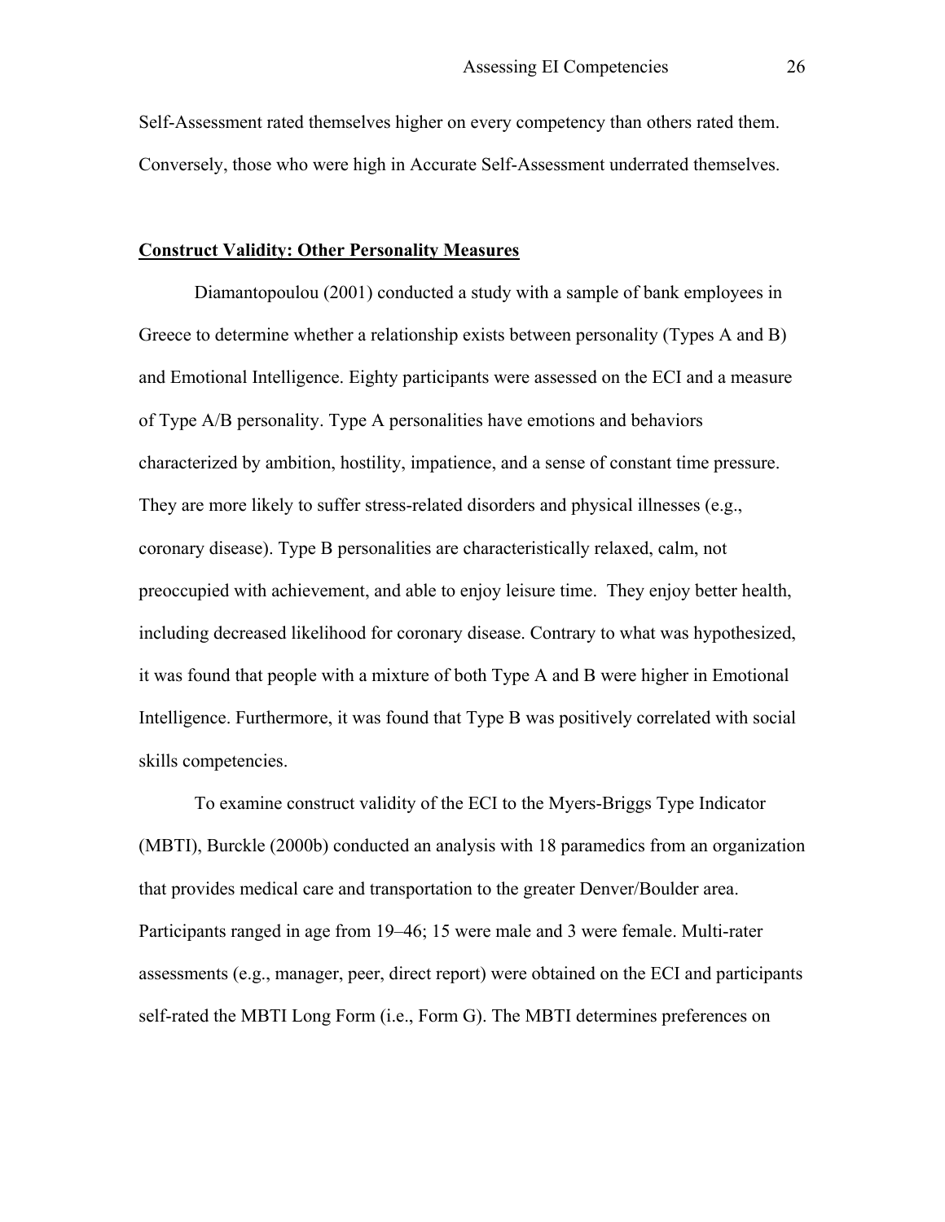Self-Assessment rated themselves higher on every competency than others rated them. Conversely, those who were high in Accurate Self-Assessment underrated themselves.

## Construct Validity: Other Personality Measures

Diamantopoulou (2001) conducted a study with a sample of bank employees in Greece to determine whether a relationship exists between personality (Types A and B) and Emotional Intelligence. Eighty participants were assessed on the ECI and a measure of Type A/B personality. Type A personalities have emotions and behaviors characterized by ambition, hostility, impatience, and a sense of constant time pressure. They are more likely to suffer stress-related disorders and physical illnesses (e.g., coronary disease). Type B personalities are characteristically relaxed, calm, not preoccupied with achievement, and able to enjoy leisure time. They enjoy better health, including decreased likelihood for coronary disease. Contrary to what was hypothesized, it was found that people with a mixture of both Type A and B were higher in Emotional Intelligence. Furthermore, it was found that Type B was positively correlated with social skills competencies.

To examine construct validity of the ECI to the Myers-Briggs Type Indicator (MBTI), Burckle (2000b) conducted an analysis with 18 paramedics from an organization that provides medical care and transportation to the greater Denver/Boulder area. Participants ranged in age from 19–46; 15 were male and 3 were female. Multi-rater assessments (e.g., manager, peer, direct report) were obtained on the ECI and participants self-rated the MBTI Long Form (i.e., Form G). The MBTI determines preferences on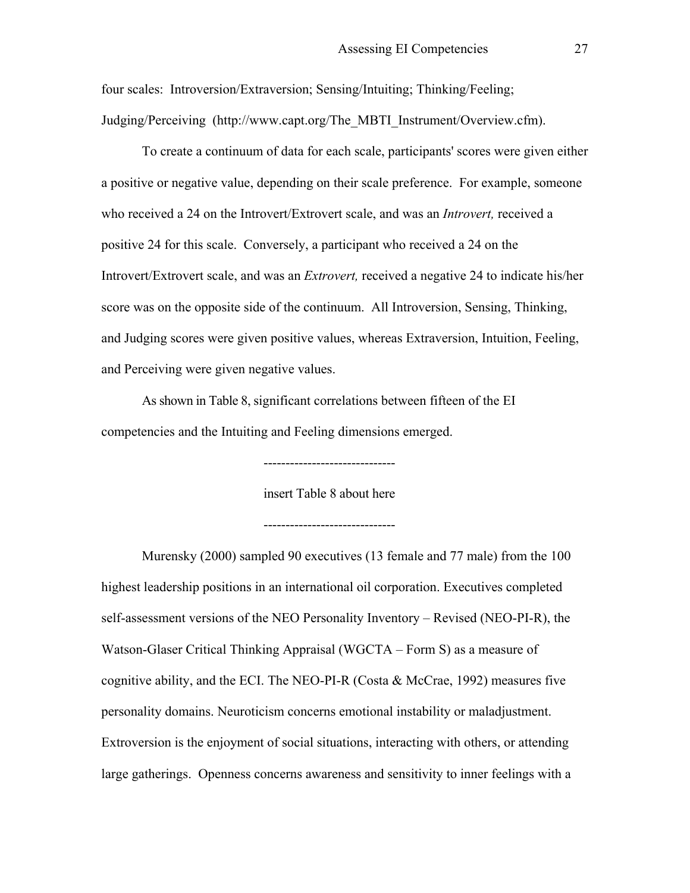four scales:  Introversion/Extraversion; Sensing/Intuiting; Thinking/Feeling; Judging/Perceiving  (http://www.capt.org/The_MBTI_Instrument/Overview.cfm).

To create a continuum of data for each scale, participants' scores were given either a positive or negative value, depending on their scale preference.  For example, someone who received a 24 on the Introvert/Extrovert scale, and was an *Introvert,* received a positive 24 for this scale.  Conversely, a participant who received a 24 on the Introvert/Extrovert scale, and was an *Extrovert,* received a negative 24 to indicate his/her score was on the opposite side of the continuum.  All Introversion, Sensing, Thinking, and Judging scores were given positive values, whereas Extraversion, Intuition, Feeling, and Perceiving were given negative values.

As shown in Table 8, significant correlations between fifteen of the EI competencies and the Intuiting and Feeling dimensions emerged.

------------------------------

insert Table 8 about here

------------------------------

Murensky (2000) sampled 90 executives (13 female and 77 male) from the 100 highest leadership positions in an international oil corporation. Executives completed self-assessment versions of the NEO Personality Inventory – Revised (NEO-PI-R), the Watson-Glaser Critical Thinking Appraisal (WGCTA – Form S) as a measure of cognitive ability, and the ECI. The NEO-PI-R (Costa & McCrae, 1992) measures five personality domains. Neuroticism concerns emotional instability or maladjustment. Extroversion is the enjoyment of social situations, interacting with others, or attending large gatherings.  Openness concerns awareness and sensitivity to inner feelings with a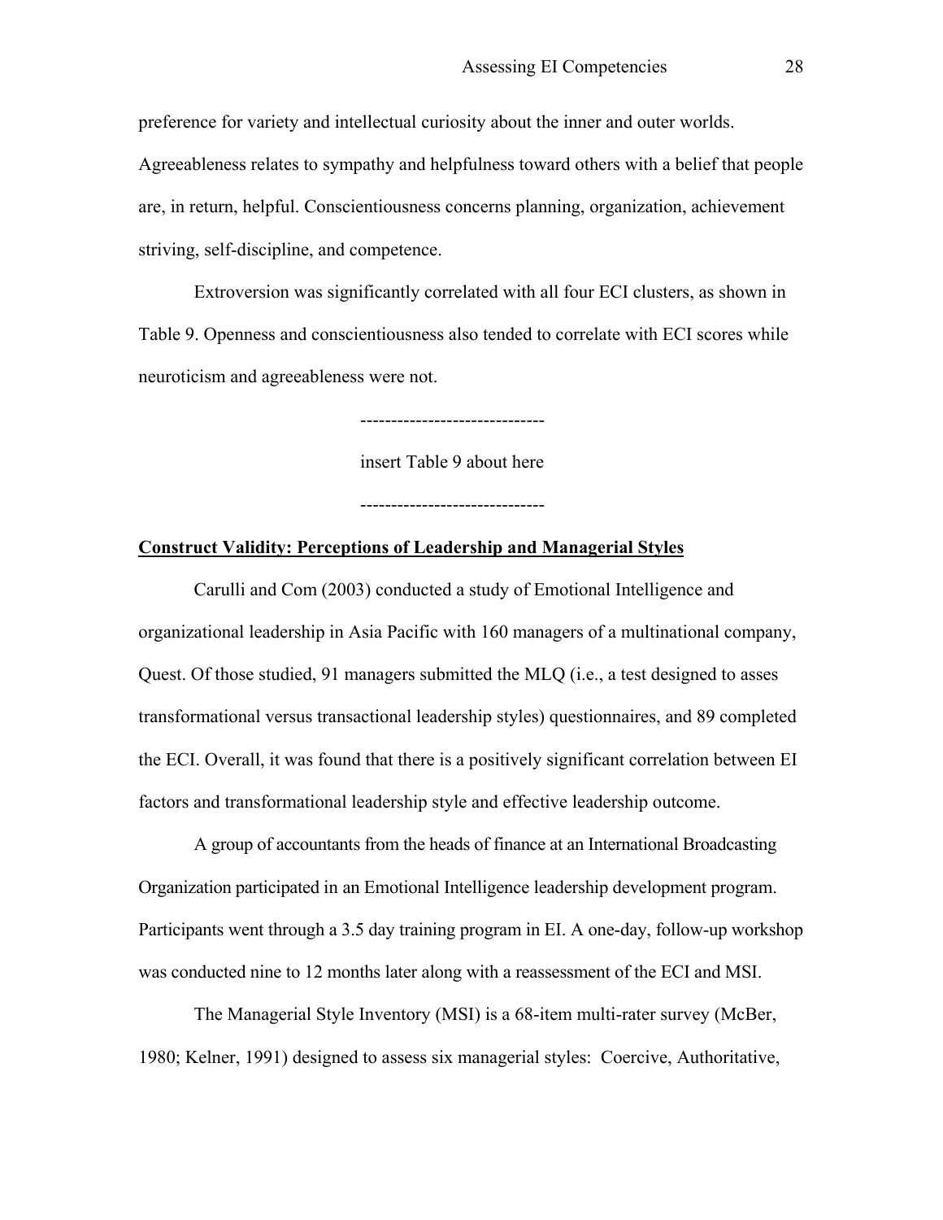preference for variety and intellectual curiosity about the inner and outer worlds. Agreeableness relates to sympathy and helpfulness toward others with a belief that people are, in return, helpful. Conscientiousness concerns planning, organization, achievement striving, self-discipline, and competence.

Extroversion was significantly correlated with all four ECI clusters, as shown in Table 9. Openness and conscientiousness also tended to correlate with ECI scores while neuroticism and agreeableness were not.

------------------------------

insert Table 9 about here

------------------------------

**Construct Validity: Perceptions of Leadership and Managerial Styles**

Carulli and Com (2003) conducted a study of Emotional Intelligence and organizational leadership in Asia Pacific with 160 managers of a multinational company, Quest. Of those studied, 91 managers submitted the MLQ (i.e., a test designed to asses transformational versus transactional leadership styles) questionnaires, and 89 completed the ECI. Overall, it was found that there is a positively significant correlation between EI factors and transformational leadership style and effective leadership outcome.

A group of accountants from the heads of finance at an International Broadcasting Organization participated in an Emotional Intelligence leadership development program. Participants went through a 3.5 day training program in EI. A one-day, follow-up workshop was conducted nine to 12 months later along with a reassessment of the ECI and MSI.

The Managerial Style Inventory (MSI) is a 68-item multi-rater survey (McBer, 1980; Kelner, 1991) designed to assess six managerial styles: Coercive, Authoritative,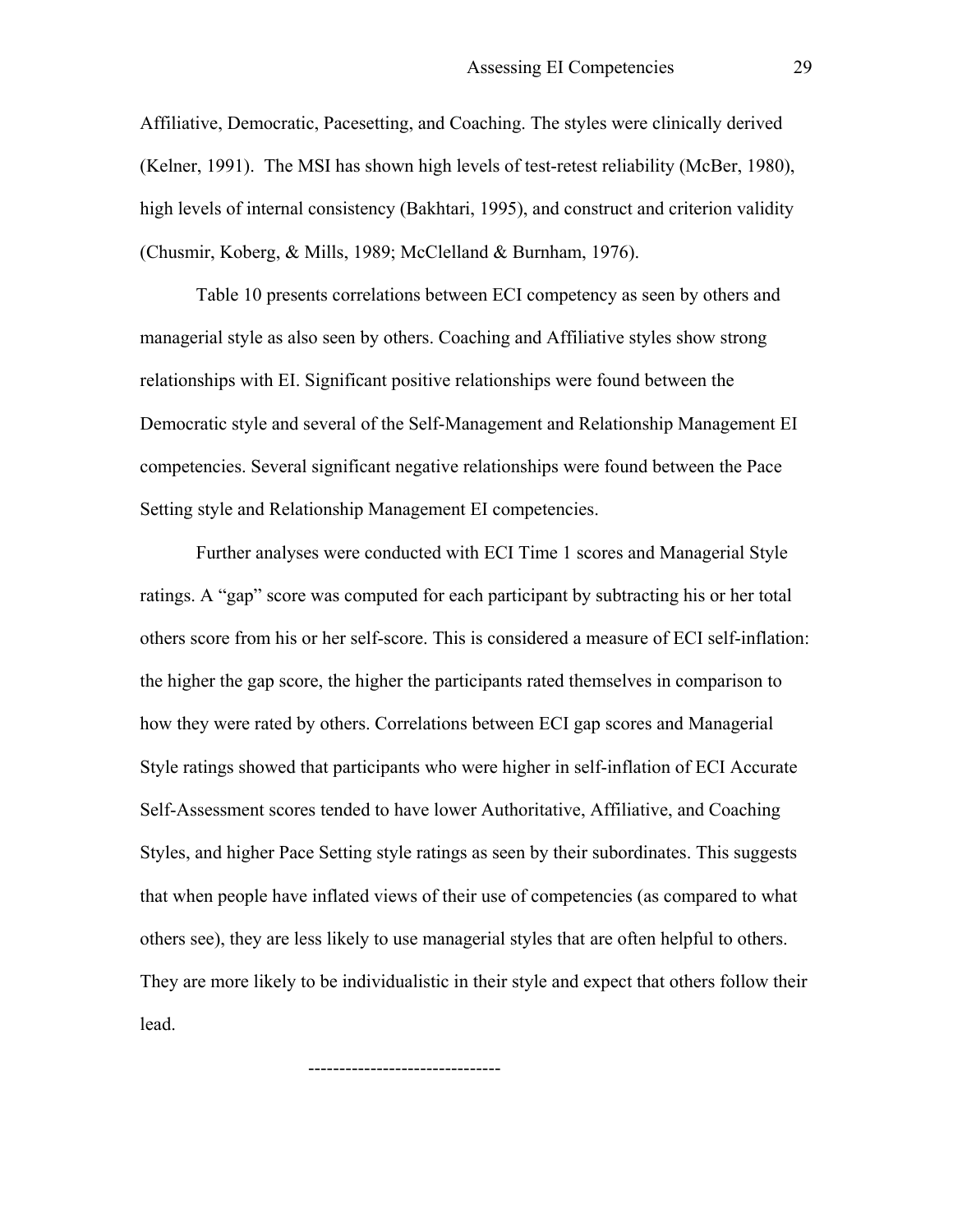Affiliative, Democratic, Pacesetting, and Coaching. The styles were clinically derived (Kelner, 1991). The MSI has shown high levels of test-retest reliability (McBer, 1980), high levels of internal consistency (Bakhtari, 1995), and construct and criterion validity (Chusmir, Koberg, & Mills, 1989; McClelland & Burnham, 1976).

Table 10 presents correlations between ECI competency as seen by others and managerial style as also seen by others. Coaching and Affiliative styles show strong relationships with EI. Significant positive relationships were found between the Democratic style and several of the Self-Management and Relationship Management EI competencies. Several significant negative relationships were found between the Pace Setting style and Relationship Management EI competencies.

Further analyses were conducted with ECI Time 1 scores and Managerial Style ratings. A "gap" score was computed for each participant by subtracting his or her total others score from his or her self-score. This is considered a measure of ECI self-inflation: the higher the gap score, the higher the participants rated themselves in comparison to how they were rated by others. Correlations between ECI gap scores and Managerial Style ratings showed that participants who were higher in self-inflation of ECI Accurate Self-Assessment scores tended to have lower Authoritative, Affiliative, and Coaching Styles, and higher Pace Setting style ratings as seen by their subordinates. This suggests that when people have inflated views of their use of competencies (as compared to what others see), they are less likely to use managerial styles that are often helpful to others. They are more likely to be individualistic in their style and expect that others follow their lead.

-------------------------------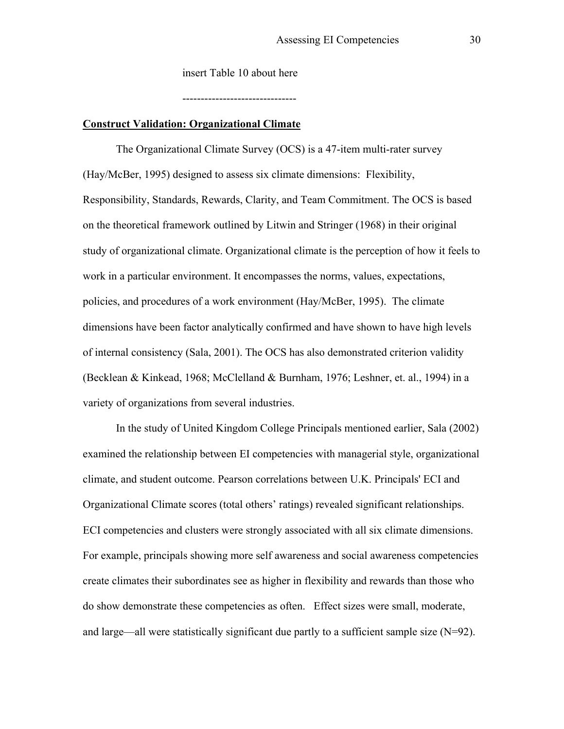insert Table 10 about here

-------------------------------

## Construct Validation: Organizational Climate

The Organizational Climate Survey (OCS) is a 47-item multi-rater survey (Hay/McBer, 1995) designed to assess six climate dimensions: Flexibility, Responsibility, Standards, Rewards, Clarity, and Team Commitment. The OCS is based on the theoretical framework outlined by Litwin and Stringer (1968) in their original study of organizational climate. Organizational climate is the perception of how it feels to work in a particular environment. It encompasses the norms, values, expectations, policies, and procedures of a work environment (Hay/McBer, 1995). The climate dimensions have been factor analytically confirmed and have shown to have high levels of internal consistency (Sala, 2001). The OCS has also demonstrated criterion validity (Becklean & Kinkead, 1968; McClelland & Burnham, 1976; Leshner, et. al., 1994) in a variety of organizations from several industries.

In the study of United Kingdom College Principals mentioned earlier, Sala (2002) examined the relationship between EI competencies with managerial style, organizational climate, and student outcome. Pearson correlations between U.K. Principals' ECI and Organizational Climate scores (total others' ratings) revealed significant relationships. ECI competencies and clusters were strongly associated with all six climate dimensions. For example, principals showing more self awareness and social awareness competencies create climates their subordinates see as higher in flexibility and rewards than those who do show demonstrate these competencies as often. Effect sizes were small, moderate, and large—all were statistically significant due partly to a sufficient sample size (N=92).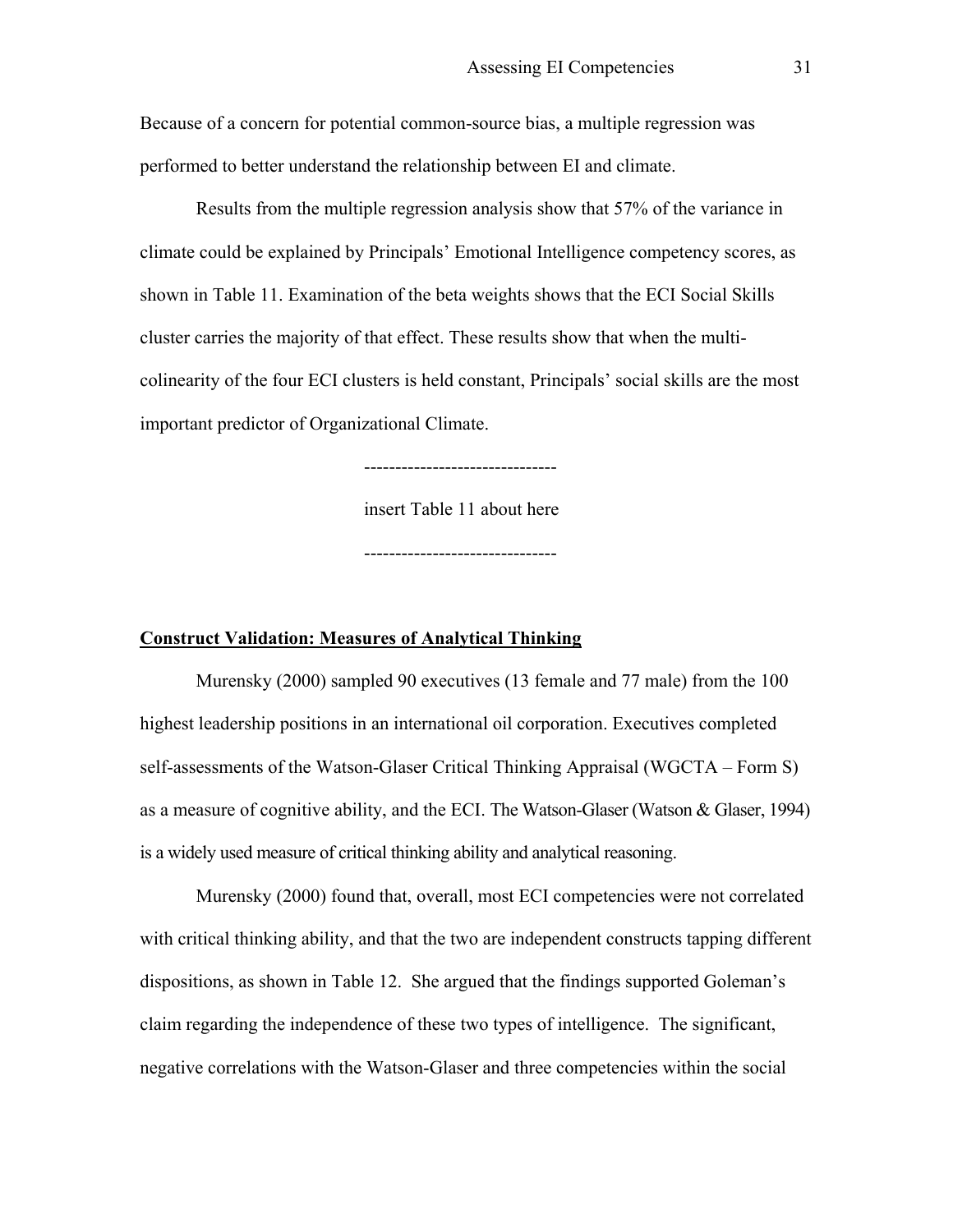Because of a concern for potential common-source bias, a multiple regression was performed to better understand the relationship between EI and climate.

Results from the multiple regression analysis show that 57% of the variance in climate could be explained by Principals' Emotional Intelligence competency scores, as shown in Table 11. Examination of the beta weights shows that the ECI Social Skills cluster carries the majority of that effect. These results show that when the multi-colinearity of the four ECI clusters is held constant, Principals' social skills are the most important predictor of Organizational Climate.

-------------------------------

insert Table 11 about here

-------------------------------

**Construct Validation: Measures of Analytical Thinking**

Murensky (2000) sampled 90 executives (13 female and 77 male) from the 100 highest leadership positions in an international oil corporation. Executives completed self-assessments of the Watson-Glaser Critical Thinking Appraisal (WGCTA – Form S) as a measure of cognitive ability, and the ECI. The Watson-Glaser (Watson & Glaser, 1994) is a widely used measure of critical thinking ability and analytical reasoning.

Murensky (2000) found that, overall, most ECI competencies were not correlated with critical thinking ability, and that the two are independent constructs tapping different dispositions, as shown in Table 12. She argued that the findings supported Goleman's claim regarding the independence of these two types of intelligence. The significant, negative correlations with the Watson-Glaser and three competencies within the social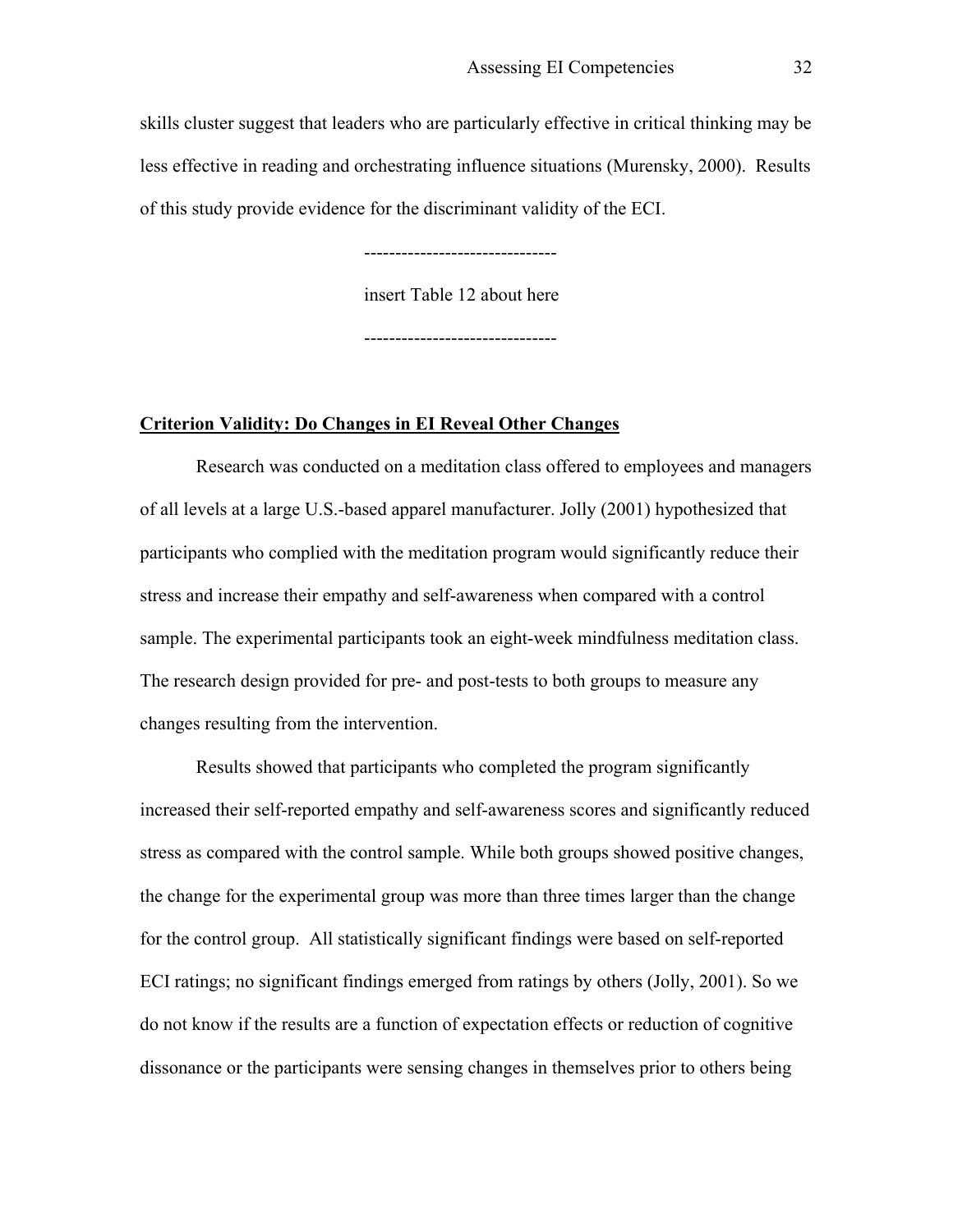skills cluster suggest that leaders who are particularly effective in critical thinking may be less effective in reading and orchestrating influence situations (Murensky, 2000). Results of this study provide evidence for the discriminant validity of the ECI.

-------------------------------

insert Table 12 about here

-------------------------------

## **Criterion Validity: Do Changes in EI Reveal Other Changes**

Research was conducted on a meditation class offered to employees and managers of all levels at a large U.S.-based apparel manufacturer. Jolly (2001) hypothesized that participants who complied with the meditation program would significantly reduce their stress and increase their empathy and self-awareness when compared with a control sample. The experimental participants took an eight-week mindfulness meditation class. The research design provided for pre- and post-tests to both groups to measure any changes resulting from the intervention.

Results showed that participants who completed the program significantly increased their self-reported empathy and self-awareness scores and significantly reduced stress as compared with the control sample. While both groups showed positive changes, the change for the experimental group was more than three times larger than the change for the control group. All statistically significant findings were based on self-reported ECI ratings; no significant findings emerged from ratings by others (Jolly, 2001). So we do not know if the results are a function of expectation effects or reduction of cognitive dissonance or the participants were sensing changes in themselves prior to others being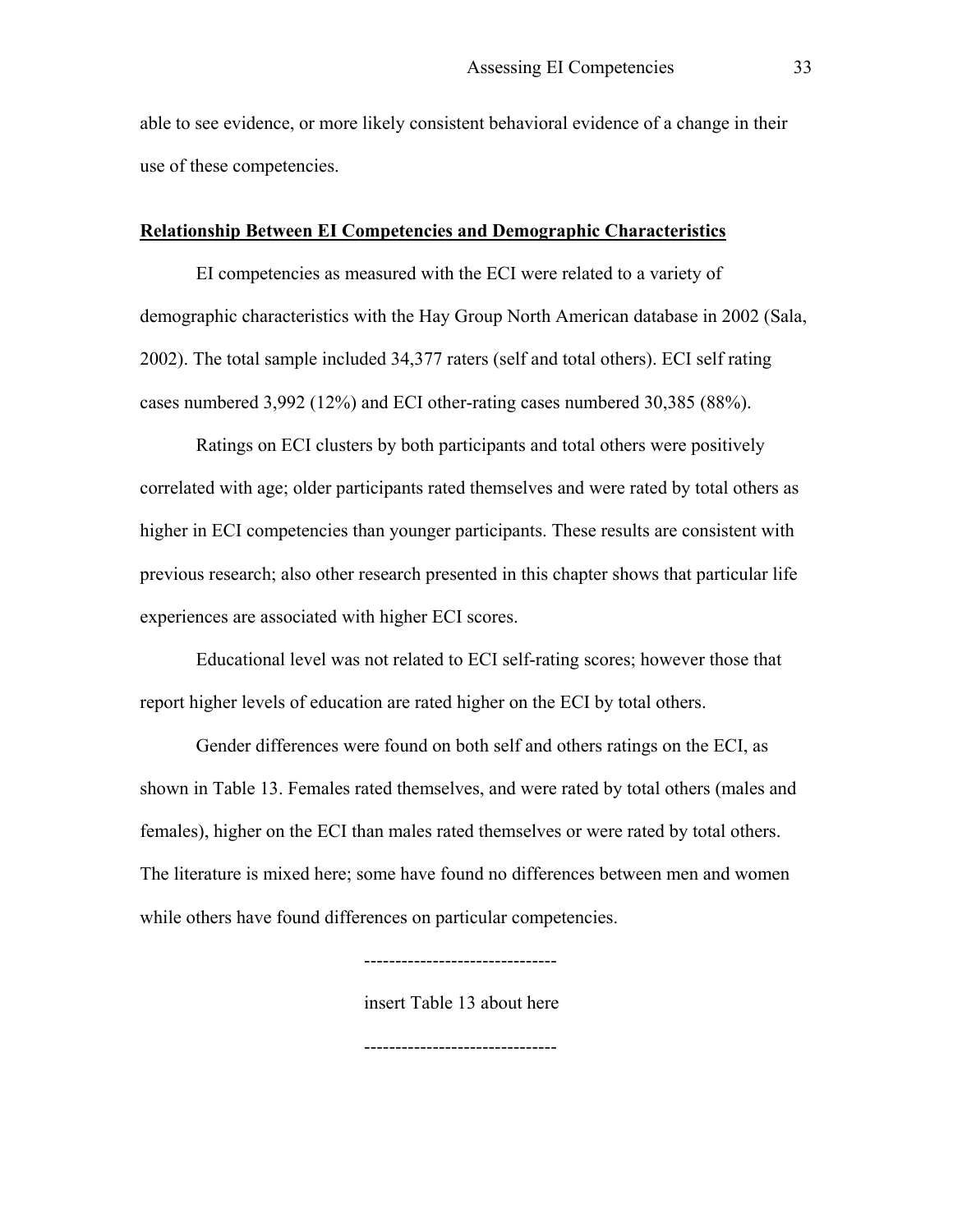able to see evidence, or more likely consistent behavioral evidence of a change in their use of these competencies.

## **Relationship Between EI Competencies and Demographic Characteristics**

EI competencies as measured with the ECI were related to a variety of demographic characteristics with the Hay Group North American database in 2002 (Sala, 2002). The total sample included 34,377 raters (self and total others). ECI self rating cases numbered 3,992 (12%) and ECI other-rating cases numbered 30,385 (88%).

Ratings on ECI clusters by both participants and total others were positively correlated with age; older participants rated themselves and were rated by total others as higher in ECI competencies than younger participants. These results are consistent with previous research; also other research presented in this chapter shows that particular life experiences are associated with higher ECI scores.

Educational level was not related to ECI self-rating scores; however those that report higher levels of education are rated higher on the ECI by total others.

Gender differences were found on both self and others ratings on the ECI, as shown in Table 13. Females rated themselves, and were rated by total others (males and females), higher on the ECI than males rated themselves or were rated by total others. The literature is mixed here; some have found no differences between men and women while others have found differences on particular competencies.

-------------------------------

insert Table 13 about here

-------------------------------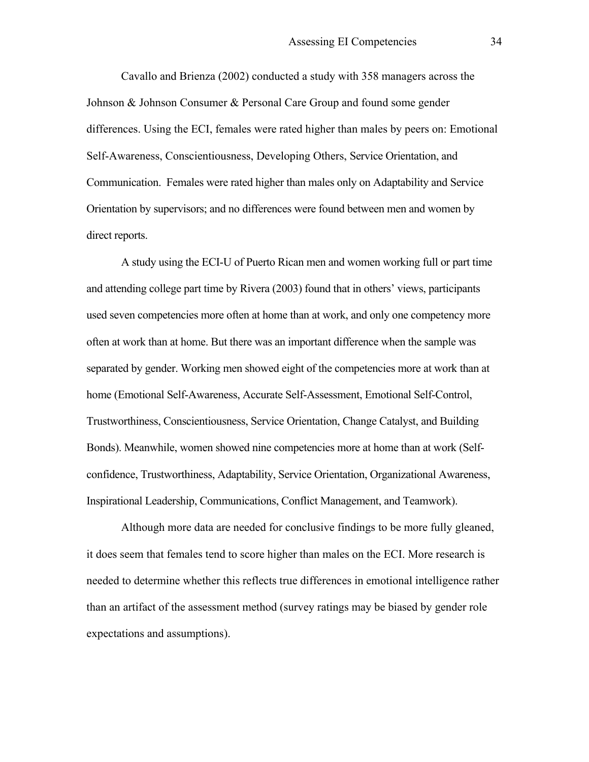Cavallo and Brienza (2002) conducted a study with 358 managers across the Johnson & Johnson Consumer & Personal Care Group and found some gender differences. Using the ECI, females were rated higher than males by peers on: Emotional Self-Awareness, Conscientiousness, Developing Others, Service Orientation, and Communication. Females were rated higher than males only on Adaptability and Service Orientation by supervisors; and no differences were found between men and women by direct reports.

A study using the ECI-U of Puerto Rican men and women working full or part time and attending college part time by Rivera (2003) found that in others' views, participants used seven competencies more often at home than at work, and only one competency more often at work than at home. But there was an important difference when the sample was separated by gender. Working men showed eight of the competencies more at work than at home (Emotional Self-Awareness, Accurate Self-Assessment, Emotional Self-Control, Trustworthiness, Conscientiousness, Service Orientation, Change Catalyst, and Building Bonds). Meanwhile, women showed nine competencies more at home than at work (Self-confidence, Trustworthiness, Adaptability, Service Orientation, Organizational Awareness, Inspirational Leadership, Communications, Conflict Management, and Teamwork).

Although more data are needed for conclusive findings to be more fully gleaned, it does seem that females tend to score higher than males on the ECI. More research is needed to determine whether this reflects true differences in emotional intelligence rather than an artifact of the assessment method (survey ratings may be biased by gender role expectations and assumptions).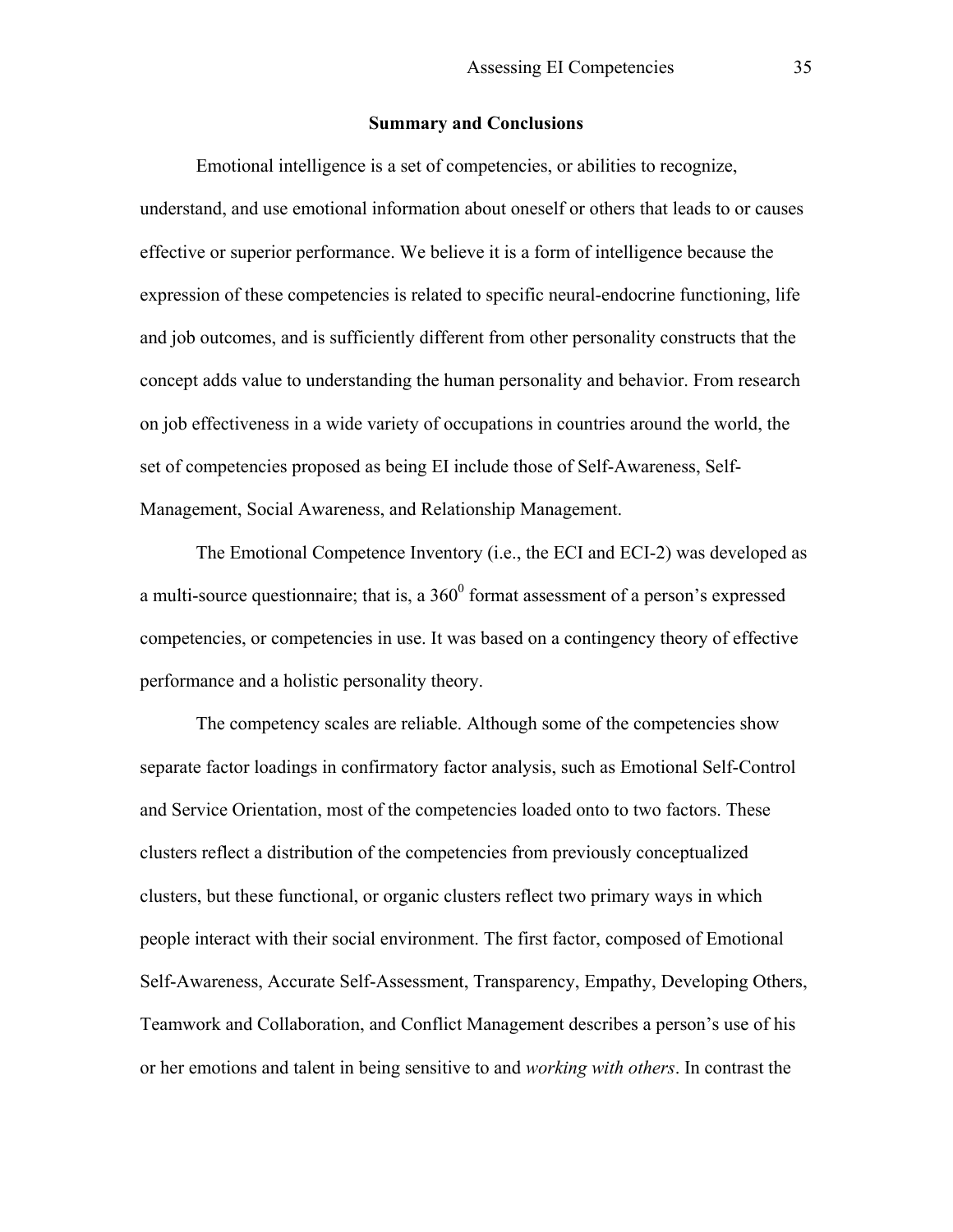## Summary and Conclusions

Emotional intelligence is a set of competencies, or abilities to recognize, understand, and use emotional information about oneself or others that leads to or causes effective or superior performance. We believe it is a form of intelligence because the expression of these competencies is related to specific neural-endocrine functioning, life and job outcomes, and is sufficiently different from other personality constructs that the concept adds value to understanding the human personality and behavior. From research on job effectiveness in a wide variety of occupations in countries around the world, the set of competencies proposed as being EI include those of Self-Awareness, Self-Management, Social Awareness, and Relationship Management.

The Emotional Competence Inventory (i.e., the ECI and ECI-2) was developed as a multi-source questionnaire; that is, a $360^0$ format assessment of a person's expressed competencies, or competencies in use. It was based on a contingency theory of effective performance and a holistic personality theory.

The competency scales are reliable. Although some of the competencies show separate factor loadings in confirmatory factor analysis, such as Emotional Self-Control and Service Orientation, most of the competencies loaded onto to two factors. These clusters reflect a distribution of the competencies from previously conceptualized clusters, but these functional, or organic clusters reflect two primary ways in which people interact with their social environment. The first factor, composed of Emotional Self-Awareness, Accurate Self-Assessment, Transparency, Empathy, Developing Others, Teamwork and Collaboration, and Conflict Management describes a person's use of his or her emotions and talent in being sensitive to and *working with others*. In contrast the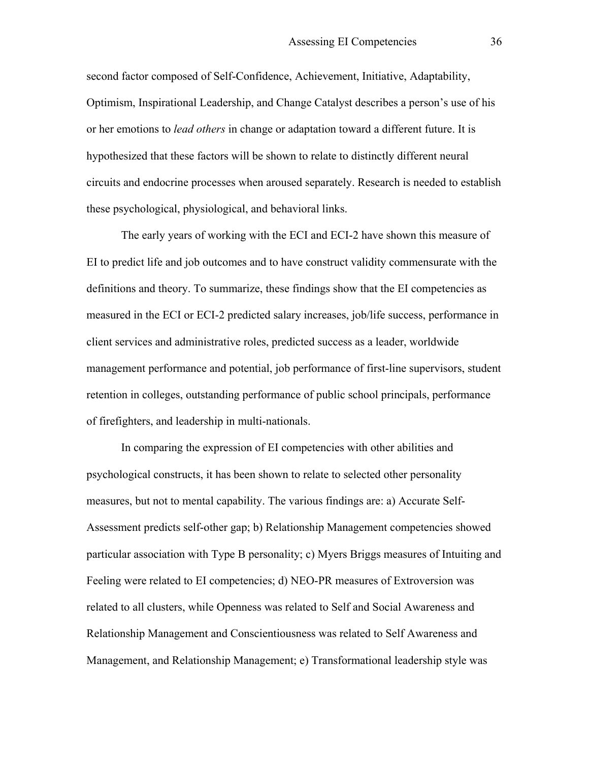second factor composed of Self-Confidence, Achievement, Initiative, Adaptability, Optimism, Inspirational Leadership, and Change Catalyst describes a person's use of his or her emotions to *lead others* in change or adaptation toward a different future. It is hypothesized that these factors will be shown to relate to distinctly different neural circuits and endocrine processes when aroused separately. Research is needed to establish these psychological, physiological, and behavioral links.

The early years of working with the ECI and ECI-2 have shown this measure of EI to predict life and job outcomes and to have construct validity commensurate with the definitions and theory. To summarize, these findings show that the EI competencies as measured in the ECI or ECI-2 predicted salary increases, job/life success, performance in client services and administrative roles, predicted success as a leader, worldwide management performance and potential, job performance of first-line supervisors, student retention in colleges, outstanding performance of public school principals, performance of firefighters, and leadership in multi-nationals.

In comparing the expression of EI competencies with other abilities and psychological constructs, it has been shown to relate to selected other personality measures, but not to mental capability. The various findings are: a) Accurate Self-Assessment predicts self-other gap; b) Relationship Management competencies showed particular association with Type B personality; c) Myers Briggs measures of Intuiting and Feeling were related to EI competencies; d) NEO-PR measures of Extroversion was related to all clusters, while Openness was related to Self and Social Awareness and Relationship Management and Conscientiousness was related to Self Awareness and Management, and Relationship Management; e) Transformational leadership style was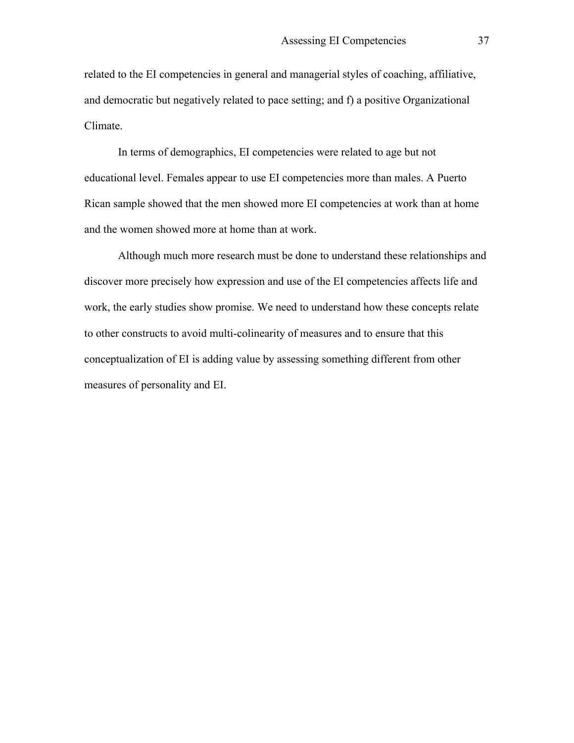related to the EI competencies in general and managerial styles of coaching, affiliative, and democratic but negatively related to pace setting; and f) a positive Organizational Climate.

In terms of demographics, EI competencies were related to age but not educational level. Females appear to use EI competencies more than males. A Puerto Rican sample showed that the men showed more EI competencies at work than at home and the women showed more at home than at work.

Although much more research must be done to understand these relationships and discover more precisely how expression and use of the EI competencies affects life and work, the early studies show promise. We need to understand how these concepts relate to other constructs to avoid multi-colinearity of measures and to ensure that this conceptualization of EI is adding value by assessing something different from other measures of personality and EI.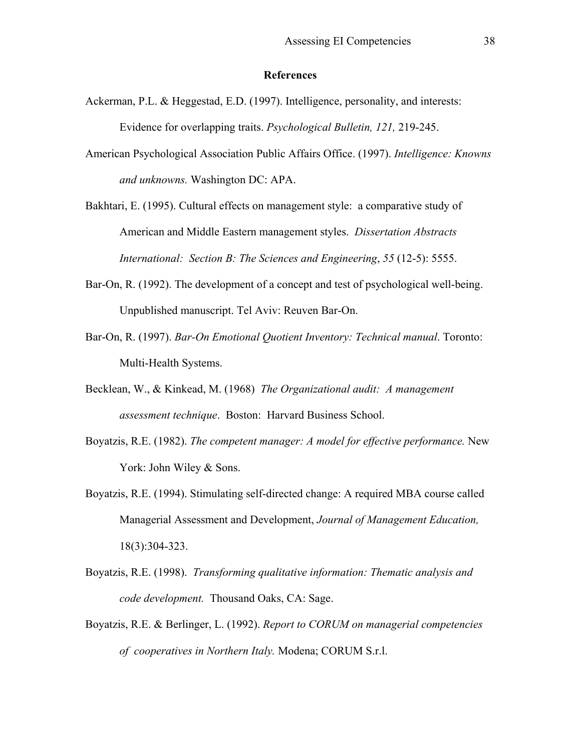## References

Ackerman, P.L. & Heggestad, E.D. (1997). Intelligence, personality, and interests: Evidence for overlapping traits. *Psychological Bulletin, 121,* 219-245.

American Psychological Association Public Affairs Office. (1997). *Intelligence: Knowns and unknowns.* Washington DC: APA.

Bakhtari, E. (1995). Cultural effects on management style: a comparative study of American and Middle Eastern management styles. *Dissertation Abstracts International: Section B: The Sciences and Engineering*, *55* (12-5): 5555.

Bar-On, R. (1992). The development of a concept and test of psychological well-being. Unpublished manuscript. Tel Aviv: Reuven Bar-On.

Bar-On, R. (1997). *Bar-On Emotional Quotient Inventory: Technical manual*. Toronto: Multi-Health Systems.

Becklean, W., & Kinkead, M. (1968) *The Organizational audit: A management assessment technique*. Boston: Harvard Business School.

Boyatzis, R.E. (1982). *The competent manager: A model for effective performance.* New York: John Wiley & Sons.

Boyatzis, R.E. (1994). Stimulating self-directed change: A required MBA course called Managerial Assessment and Development, *Journal of Management Education,* 18(3):304-323.

Boyatzis, R.E. (1998). *Transforming qualitative information: Thematic analysis and code development.* Thousand Oaks, CA: Sage.

Boyatzis, R.E. & Berlinger, L. (1992). *Report to CORUM on managerial competencies of cooperatives in Northern Italy.* Modena; CORUM S.r.l.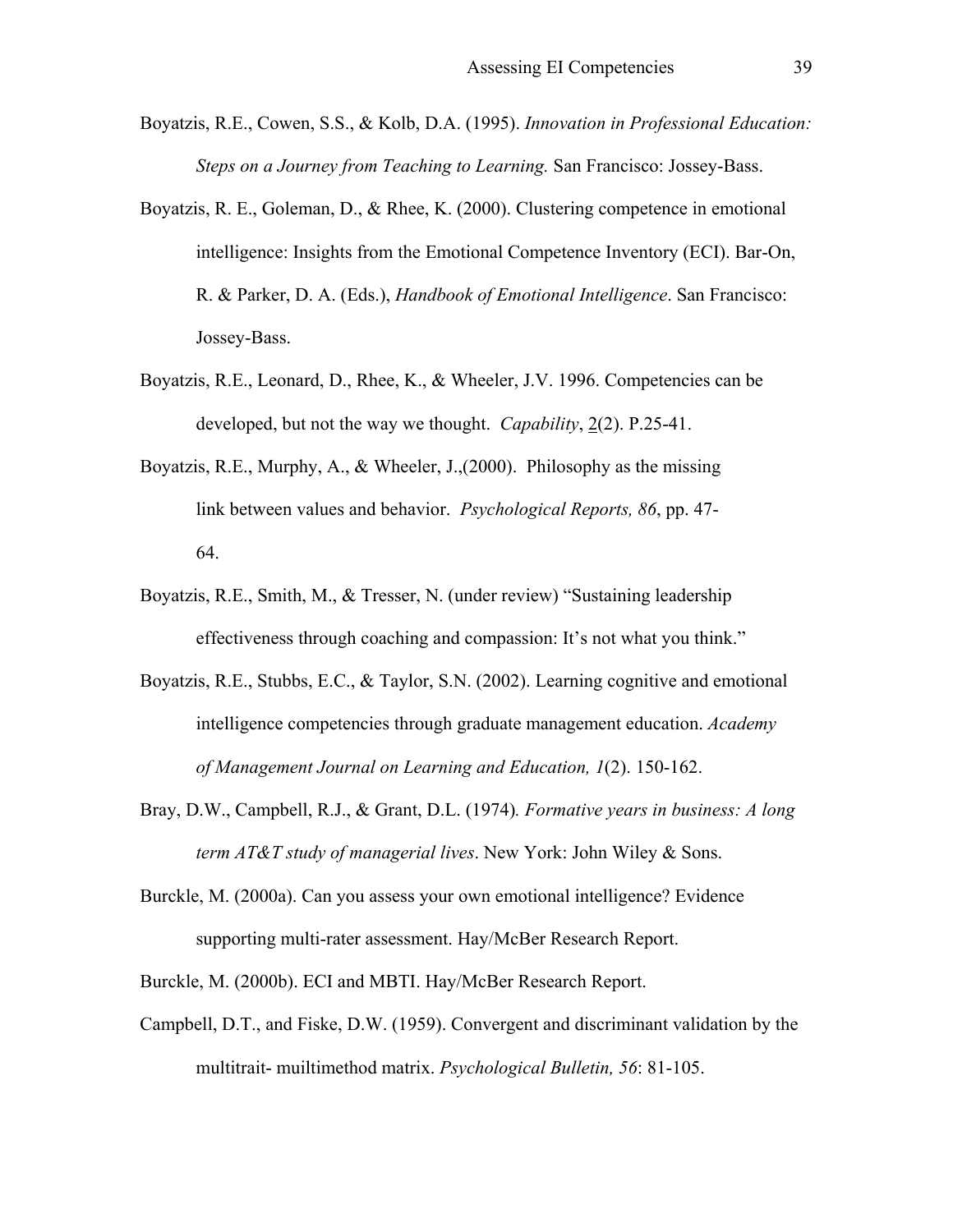Boyatzis, R.E., Cowen, S.S., & Kolb, D.A. (1995). *Innovation in Professional Education: Steps on a Journey from Teaching to Learning.* San Francisco: Jossey-Bass.

Boyatzis, R. E., Goleman, D., & Rhee, K. (2000). Clustering competence in emotional intelligence: Insights from the Emotional Competence Inventory (ECI). Bar-On, R. & Parker, D. A. (Eds.), *Handbook of Emotional Intelligence*. San Francisco: Jossey-Bass.

Boyatzis, R.E., Leonard, D., Rhee, K., & Wheeler, J.V. 1996. Competencies can be developed, but not the way we thought. *Capability*, 2(2). P.25-41.

Boyatzis, R.E., Murphy, A., & Wheeler, J.,(2000). Philosophy as the missing link between values and behavior. *Psychological Reports, 86*, pp. 47-64.

Boyatzis, R.E., Smith, M., & Tresser, N. (under review) "Sustaining leadership effectiveness through coaching and compassion: It's not what you think."

Boyatzis, R.E., Stubbs, E.C., & Taylor, S.N. (2002). Learning cognitive and emotional intelligence competencies through graduate management education. *Academy of Management Journal on Learning and Education, 1*(2). 150-162.

Bray, D.W., Campbell, R.J., & Grant, D.L. (1974). *Formative years in business: A long term AT&T study of managerial lives*. New York: John Wiley & Sons.

Burckle, M. (2000a). Can you assess your own emotional intelligence? Evidence supporting multi-rater assessment. Hay/McBer Research Report.

Burckle, M. (2000b). ECI and MBTI. Hay/McBer Research Report.

Campbell, D.T., and Fiske, D.W. (1959). Convergent and discriminant validation by the multitrait- muiltimethod matrix. *Psychological Bulletin, 56*: 81-105.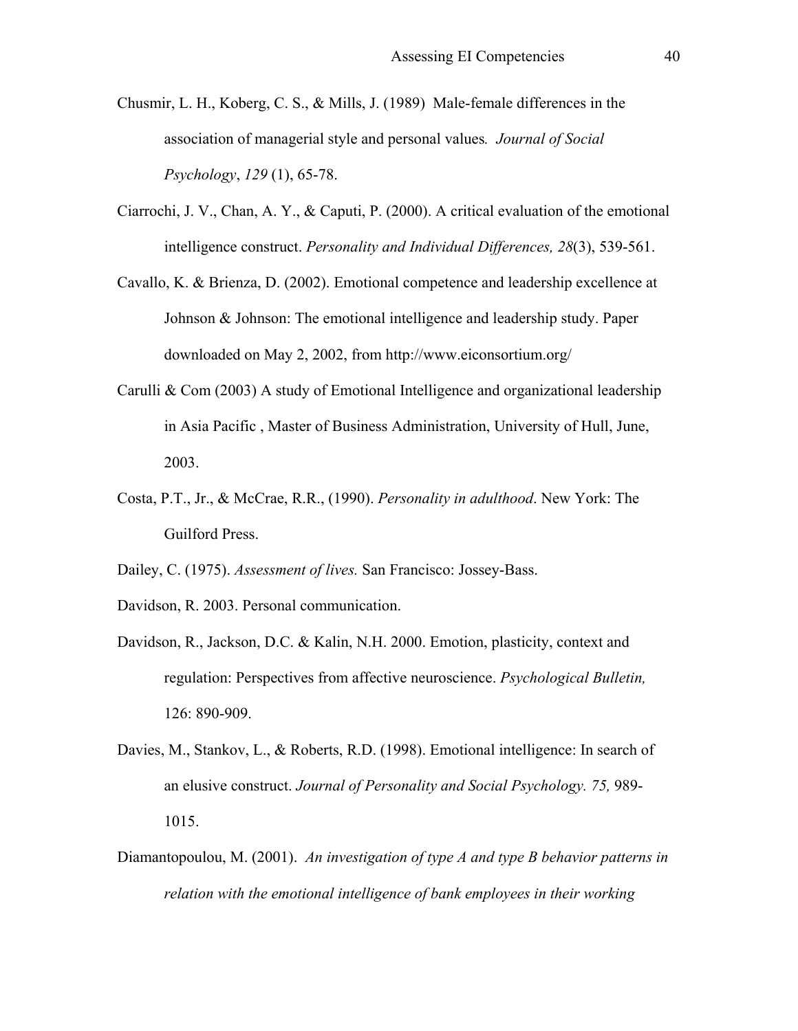Chusmir, L. H., Koberg, C. S., & Mills, J. (1989) Male-female differences in the association of managerial style and personal values*. Journal of Social Psychology*, *129* (1), 65-78.

Ciarrochi, J. V., Chan, A. Y., & Caputi, P. (2000). A critical evaluation of the emotional intelligence construct. *Personality and Individual Differences, 28*(3), 539-561.

Cavallo, K. & Brienza, D. (2002). Emotional competence and leadership excellence at Johnson & Johnson: The emotional intelligence and leadership study. Paper downloaded on May 2, 2002, from http://www.eiconsortium.org/

Carulli & Com (2003) A study of Emotional Intelligence and organizational leadership in Asia Pacific , Master of Business Administration, University of Hull, June, 2003.

Costa, P.T., Jr., & McCrae, R.R., (1990). *Personality in adulthood*. New York: The Guilford Press.

Dailey, C. (1975). *Assessment of lives.* San Francisco: Jossey-Bass.

Davidson, R. 2003. Personal communication.

Davidson, R., Jackson, D.C. & Kalin, N.H. 2000. Emotion, plasticity, context and regulation: Perspectives from affective neuroscience. *Psychological Bulletin,* 126: 890-909.

Davies, M., Stankov, L., & Roberts, R.D. (1998). Emotional intelligence: In search of an elusive construct. *Journal of Personality and Social Psychology. 75,* 989-1015.

Diamantopoulou, M. (2001). *An investigation of type A and type B behavior patterns in relation with the emotional intelligence of bank employees in their working*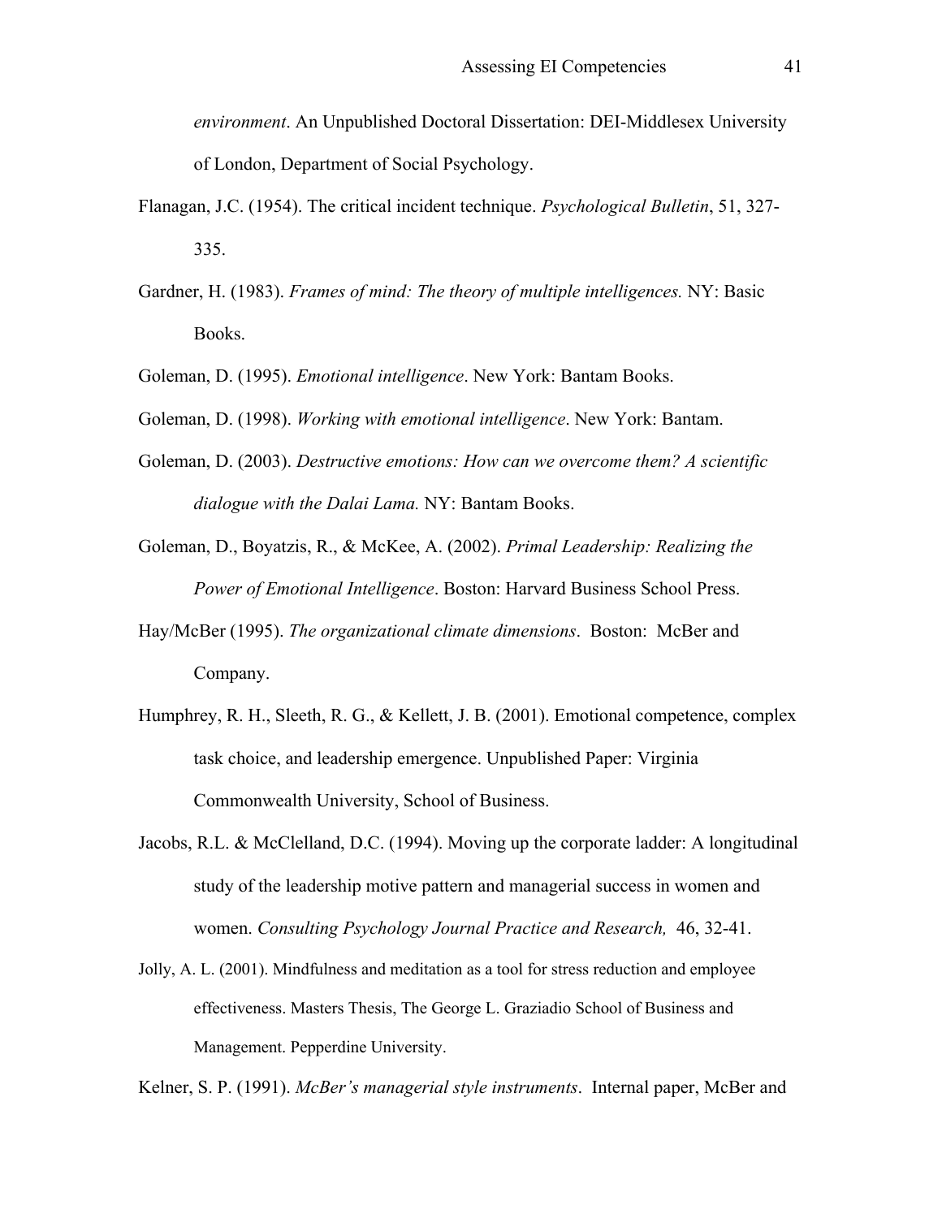*environment*. An Unpublished Doctoral Dissertation: DEI-Middlesex University of London, Department of Social Psychology.

Flanagan, J.C. (1954). The critical incident technique. *Psychological Bulletin*, 51, 327-335.

Gardner, H. (1983). *Frames of mind: The theory of multiple intelligences.* NY: Basic Books.

Goleman, D. (1995). *Emotional intelligence*. New York: Bantam Books.

Goleman, D. (1998). *Working with emotional intelligence*. New York: Bantam.

Goleman, D. (2003). *Destructive emotions: How can we overcome them? A scientific dialogue with the Dalai Lama.* NY: Bantam Books.

Goleman, D., Boyatzis, R., & McKee, A. (2002). *Primal Leadership: Realizing the Power of Emotional Intelligence*. Boston: Harvard Business School Press.

Hay/McBer (1995). *The organizational climate dimensions*. Boston: McBer and Company.

Humphrey, R. H., Sleeth, R. G., & Kellett, J. B. (2001). Emotional competence, complex task choice, and leadership emergence. Unpublished Paper: Virginia Commonwealth University, School of Business.

Jacobs, R.L. & McClelland, D.C. (1994). Moving up the corporate ladder: A longitudinal study of the leadership motive pattern and managerial success in women and women. *Consulting Psychology Journal Practice and Research,* 46, 32-41.

Jolly, A. L. (2001). Mindfulness and meditation as a tool for stress reduction and employee effectiveness. Masters Thesis, The George L. Graziadio School of Business and Management. Pepperdine University.

Kelner, S. P. (1991). *McBer's managerial style instruments*. Internal paper, McBer and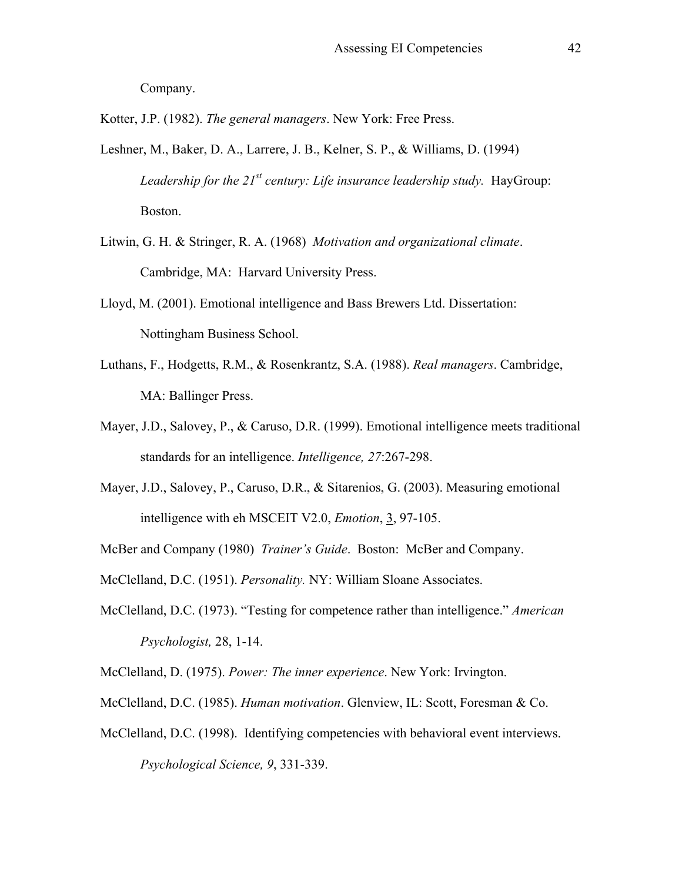Company.

Kotter, J.P. (1982). *The general managers*. New York: Free Press.

Leshner, M., Baker, D. A., Larrere, J. B., Kelner, S. P., & Williams, D. (1994) *Leadership for the 21st century: Life insurance leadership study.* HayGroup: Boston.

Litwin, G. H. & Stringer, R. A. (1968) *Motivation and organizational climate*. Cambridge, MA: Harvard University Press.

Lloyd, M. (2001). Emotional intelligence and Bass Brewers Ltd. Dissertation: Nottingham Business School.

Luthans, F., Hodgetts, R.M., & Rosenkrantz, S.A. (1988). *Real managers*. Cambridge, MA: Ballinger Press.

Mayer, J.D., Salovey, P., & Caruso, D.R. (1999). Emotional intelligence meets traditional standards for an intelligence. *Intelligence, 27*:267-298.

Mayer, J.D., Salovey, P., Caruso, D.R., & Sitarenios, G. (2003). Measuring emotional intelligence with eh MSCEIT V2.0, *Emotion*, 3, 97-105.

McBer and Company (1980) *Trainer's Guide*. Boston: McBer and Company.

McClelland, D.C. (1951). *Personality.* NY: William Sloane Associates.

McClelland, D.C. (1973). "Testing for competence rather than intelligence." *American Psychologist,* 28, 1-14.

McClelland, D. (1975). *Power: The inner experience*. New York: Irvington.

McClelland, D.C. (1985). *Human motivation*. Glenview, IL: Scott, Foresman & Co.

McClelland, D.C. (1998). Identifying competencies with behavioral event interviews. *Psychological Science, 9*, 331-339.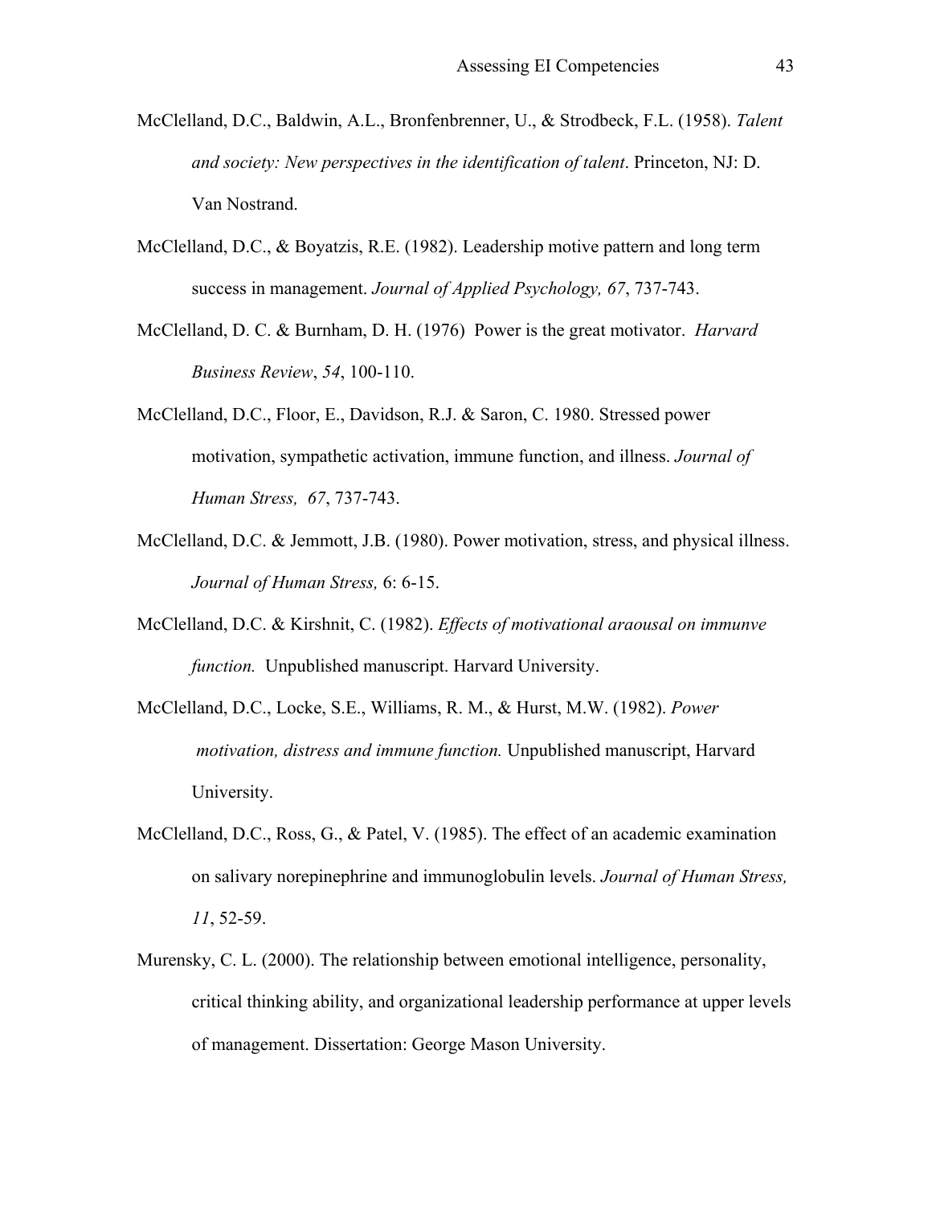McClelland, D.C., Baldwin, A.L., Bronfenbrenner, U., & Strodbeck, F.L. (1958). *Talent and society: New perspectives in the identification of talent*. Princeton, NJ: D. Van Nostrand.

McClelland, D.C., & Boyatzis, R.E. (1982). Leadership motive pattern and long term success in management. *Journal of Applied Psychology, 67*, 737-743.

McClelland, D. C. & Burnham, D. H. (1976) Power is the great motivator. *Harvard Business Review*, *54*, 100-110.

McClelland, D.C., Floor, E., Davidson, R.J. & Saron, C. 1980. Stressed power motivation, sympathetic activation, immune function, and illness. *Journal of Human Stress, 67*, 737-743.

McClelland, D.C. & Jemmott, J.B. (1980). Power motivation, stress, and physical illness. *Journal of Human Stress,* 6: 6-15.

McClelland, D.C. & Kirshnit, C. (1982). *Effects of motivational araousal on immunve function.* Unpublished manuscript. Harvard University.

McClelland, D.C., Locke, S.E., Williams, R. M., & Hurst, M.W. (1982). *Power motivation, distress and immune function.* Unpublished manuscript, Harvard University.

McClelland, D.C., Ross, G., & Patel, V. (1985). The effect of an academic examination on salivary norepinephrine and immunoglobulin levels. *Journal of Human Stress, 11*, 52-59.

Murensky, C. L. (2000). The relationship between emotional intelligence, personality, critical thinking ability, and organizational leadership performance at upper levels of management. Dissertation: George Mason University.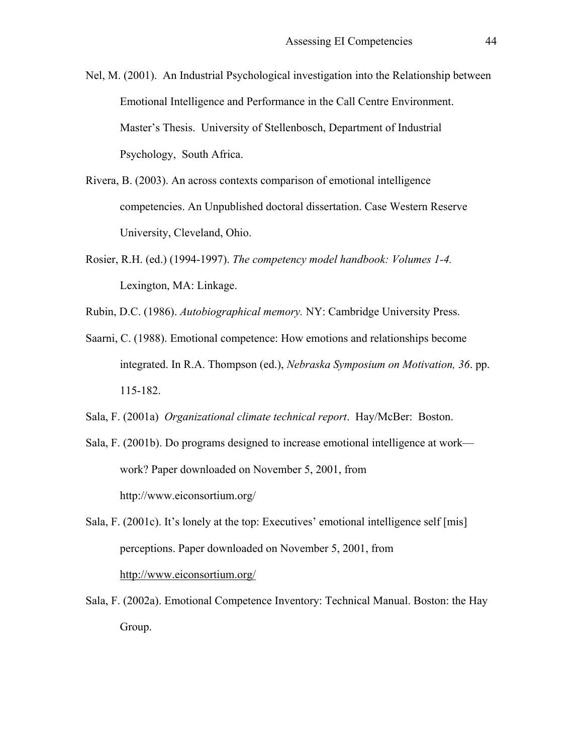Nel, M. (2001). An Industrial Psychological investigation into the Relationship between Emotional Intelligence and Performance in the Call Centre Environment. Master's Thesis. University of Stellenbosch, Department of Industrial Psychology, South Africa.

Rivera, B. (2003). An across contexts comparison of emotional intelligence competencies. An Unpublished doctoral dissertation. Case Western Reserve University, Cleveland, Ohio.

Rosier, R.H. (ed.) (1994-1997). *The competency model handbook: Volumes 1-4.* Lexington, MA: Linkage.

Rubin, D.C. (1986). *Autobiographical memory.* NY: Cambridge University Press.

Saarni, C. (1988). Emotional competence: How emotions and relationships become integrated. In R.A. Thompson (ed.), *Nebraska Symposium on Motivation, 36*. pp. 115-182.

Sala, F. (2001a) *Organizational climate technical report*. Hay/McBer: Boston.

Sala, F. (2001b). Do programs designed to increase emotional intelligence at work—work? Paper downloaded on November 5, 2001, from http://www.eiconsortium.org/

Sala, F. (2001c). It's lonely at the top: Executives' emotional intelligence self [mis] perceptions. Paper downloaded on November 5, 2001, from http://www.eiconsortium.org/

Sala, F. (2002a). Emotional Competence Inventory: Technical Manual. Boston: the Hay Group.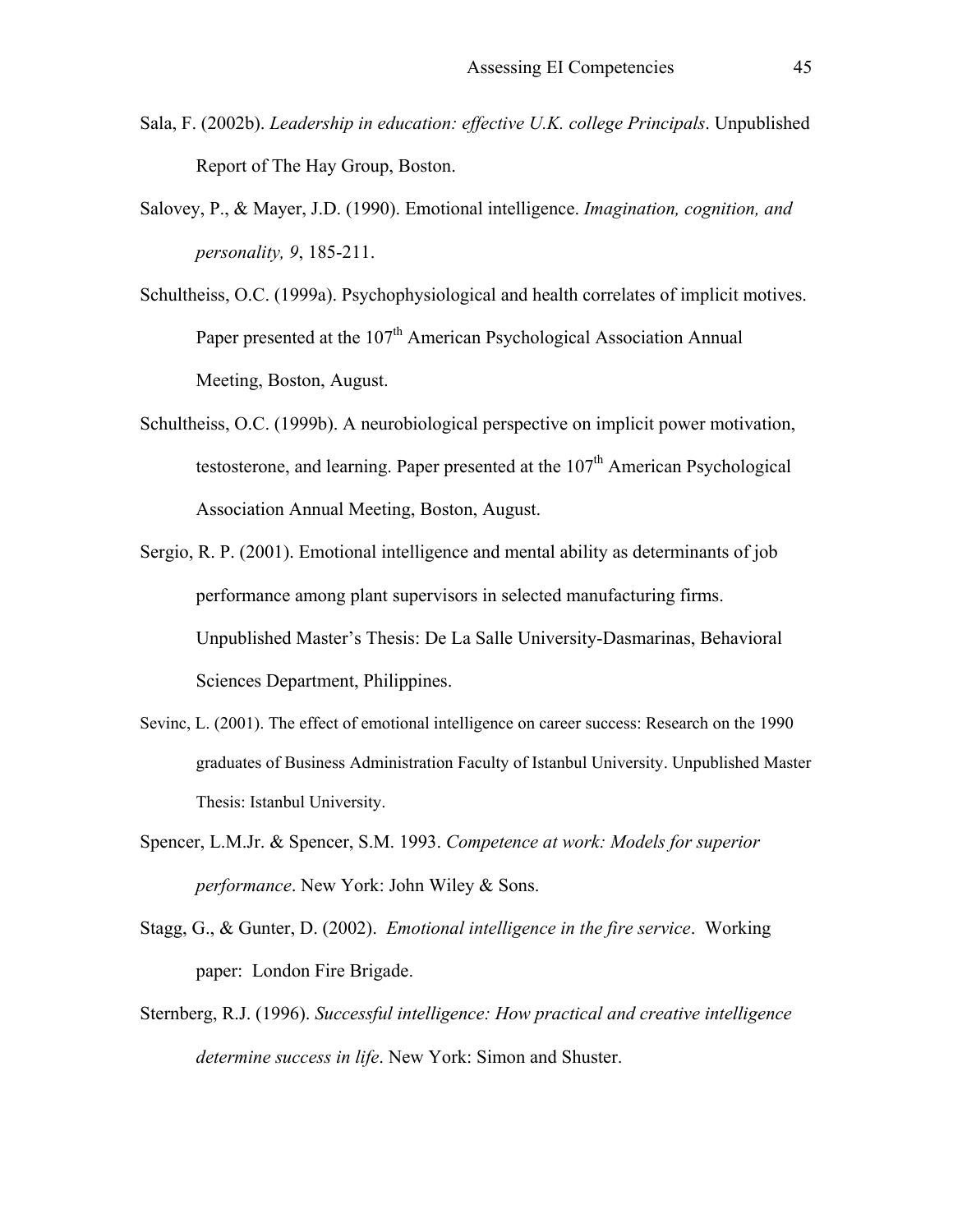Sala, F. (2002b). *Leadership in education: effective U.K. college Principals*. Unpublished Report of The Hay Group, Boston.

Salovey, P., & Mayer, J.D. (1990). Emotional intelligence. *Imagination, cognition, and personality, 9*, 185-211.

Schultheiss, O.C. (1999a). Psychophysiological and health correlates of implicit motives. Paper presented at the 107th American Psychological Association Annual Meeting, Boston, August.

Schultheiss, O.C. (1999b). A neurobiological perspective on implicit power motivation, testosterone, and learning. Paper presented at the 107th American Psychological Association Annual Meeting, Boston, August.

Sergio, R. P. (2001). Emotional intelligence and mental ability as determinants of job performance among plant supervisors in selected manufacturing firms. Unpublished Master's Thesis: De La Salle University-Dasmarinas, Behavioral Sciences Department, Philippines.

Sevinc, L. (2001). The effect of emotional intelligence on career success: Research on the 1990 graduates of Business Administration Faculty of Istanbul University. Unpublished Master Thesis: Istanbul University.

Spencer, L.M.Jr. & Spencer, S.M. 1993. *Competence at work: Models for superior performance*. New York: John Wiley & Sons.

Stagg, G., & Gunter, D. (2002). *Emotional intelligence in the fire service*. Working paper: London Fire Brigade.

Sternberg, R.J. (1996). *Successful intelligence: How practical and creative intelligence determine success in life*. New York: Simon and Shuster.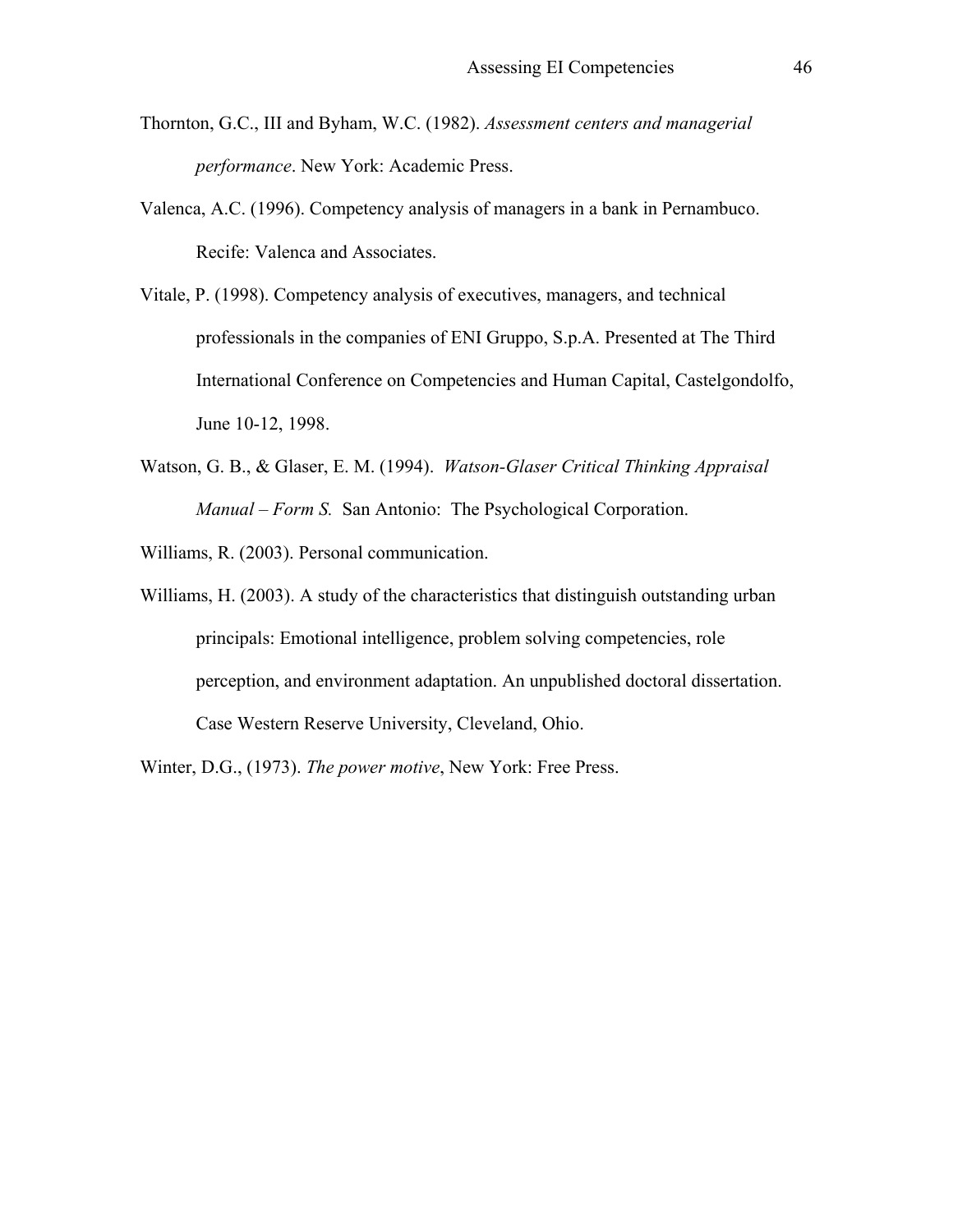Thornton, G.C., III and Byham, W.C. (1982). *Assessment centers and managerial performance*. New York: Academic Press.

Valenca, A.C. (1996). Competency analysis of managers in a bank in Pernambuco. Recife: Valenca and Associates.

Vitale, P. (1998). Competency analysis of executives, managers, and technical professionals in the companies of ENI Gruppo, S.p.A. Presented at The Third International Conference on Competencies and Human Capital, Castelgondolfo, June 10-12, 1998.

Watson, G. B., & Glaser, E. M. (1994). *Watson-Glaser Critical Thinking Appraisal Manual – Form S.* San Antonio: The Psychological Corporation.

Williams, R. (2003). Personal communication.

Williams, H. (2003). A study of the characteristics that distinguish outstanding urban principals: Emotional intelligence, problem solving competencies, role perception, and environment adaptation. An unpublished doctoral dissertation. Case Western Reserve University, Cleveland, Ohio.

Winter, D.G., (1973). *The power motive*, New York: Free Press.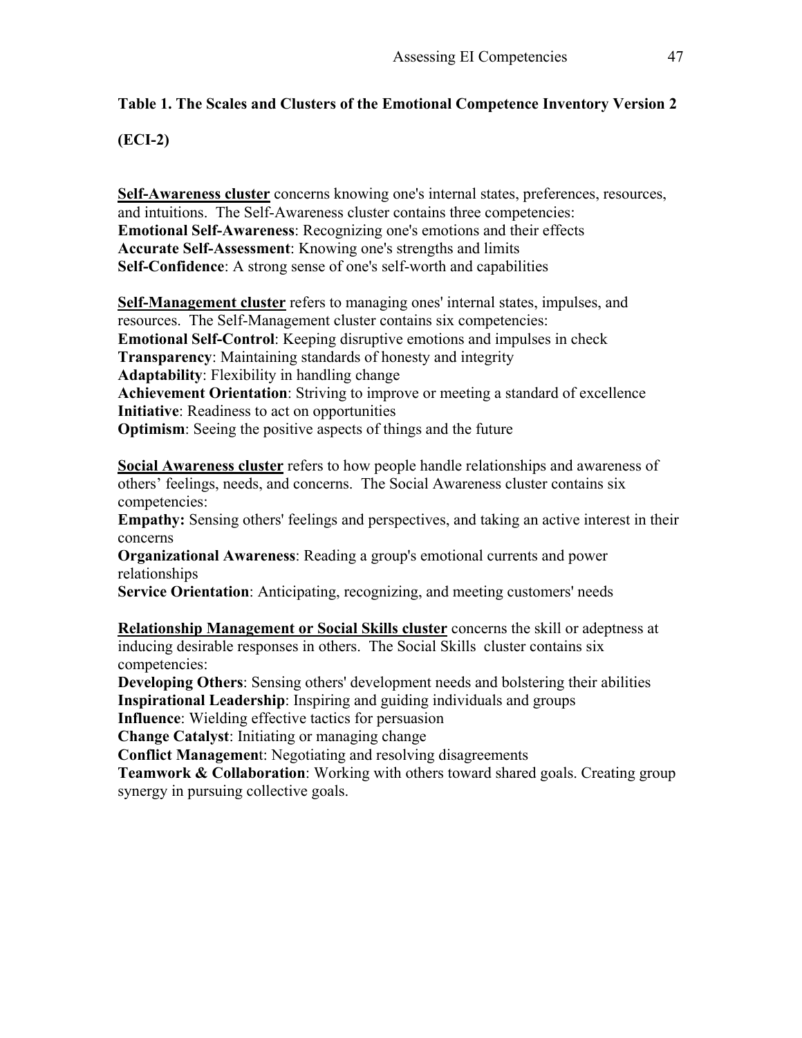**Table 1. The Scales and Clusters of the Emotional Competence Inventory Version 2 (ECI-2)**

**Self-Awareness cluster** concerns knowing one's internal states, preferences, resources, and intuitions. The Self-Awareness cluster contains three competencies:
**Emotional Self-Awareness**: Recognizing one's emotions and their effects
**Accurate Self-Assessment**: Knowing one's strengths and limits
**Self-Confidence**: A strong sense of one's self-worth and capabilities

**Self-Management cluster** refers to managing ones' internal states, impulses, and resources. The Self-Management cluster contains six competencies:
**Emotional Self-Control**: Keeping disruptive emotions and impulses in check
**Transparency**: Maintaining standards of honesty and integrity
**Adaptability**: Flexibility in handling change
**Achievement Orientation**: Striving to improve or meeting a standard of excellence
**Initiative**: Readiness to act on opportunities
**Optimism**: Seeing the positive aspects of things and the future

**Social Awareness cluster** refers to how people handle relationships and awareness of others' feelings, needs, and concerns. The Social Awareness cluster contains six competencies:
**Empathy:** Sensing others' feelings and perspectives, and taking an active interest in their concerns
**Organizational Awareness**: Reading a group's emotional currents and power relationships
**Service Orientation**: Anticipating, recognizing, and meeting customers' needs

**Relationship Management or Social Skills cluster** concerns the skill or adeptness at inducing desirable responses in others. The Social Skills cluster contains six competencies:
**Developing Others**: Sensing others' development needs and bolstering their abilities
**Inspirational Leadership**: Inspiring and guiding individuals and groups
**Influence**: Wielding effective tactics for persuasion
**Change Catalyst**: Initiating or managing change
**Conflict Management**: Negotiating and resolving disagreements
**Teamwork & Collaboration**: Working with others toward shared goals. Creating group synergy in pursuing collective goals.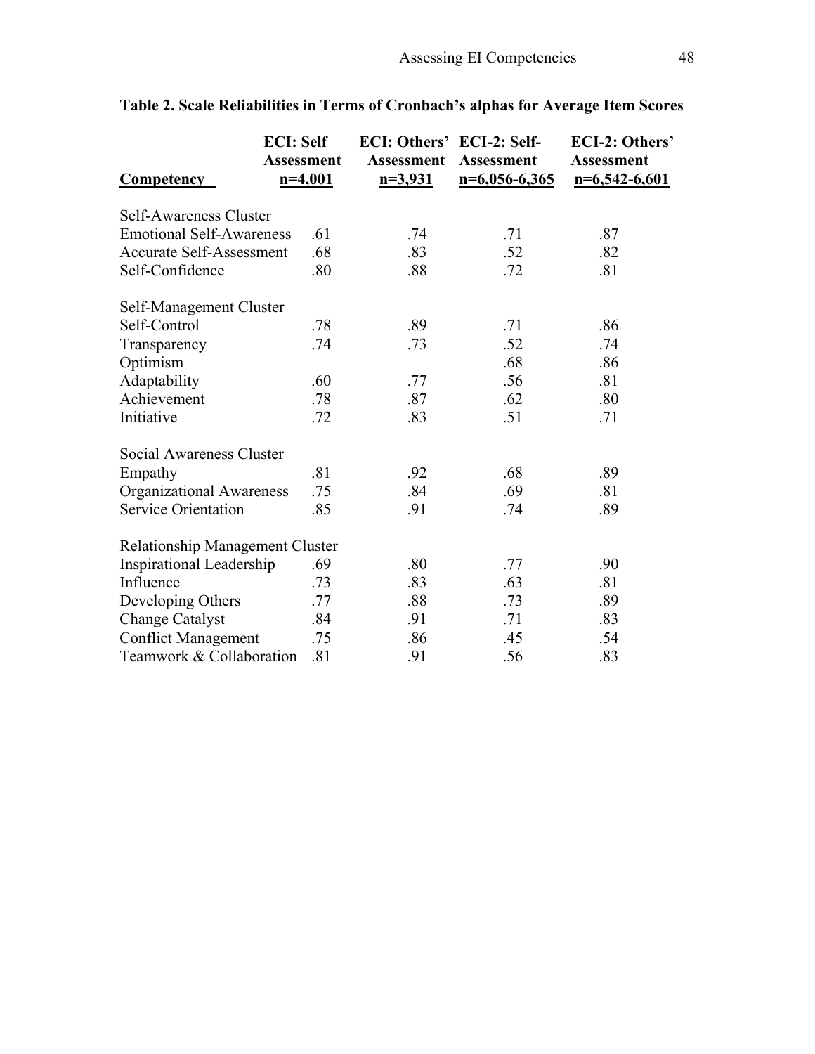**Table 2. Scale Reliabilities in Terms of Cronbach's alphas for Average Item Scores**

| Competency | ECI: Self Assessment n=4,001 | ECI: Others' Assessment n=3,931 | ECI-2: Self-Assessment n=6,056-6,365 | ECI-2: Others' Assessment n=6,542-6,601 |
|---|---|---|---|---|
| Self-Awareness Cluster | | | | |
| Emotional Self-Awareness | .61 | .74 | .71 | .87 |
| Accurate Self-Assessment | .68 | .83 | .52 | .82 |
| Self-Confidence | .80 | .88 | .72 | .81 |
| Self-Management Cluster | | | | |
| Self-Control | .78 | .89 | .71 | .86 |
| Transparency | .74 | .73 | .52 | .74 |
| Optimism | | | .68 | .86 |
| Adaptability | .60 | .77 | .56 | .81 |
| Achievement | .78 | .87 | .62 | .80 |
| Initiative | .72 | .83 | .51 | .71 |
| Social Awareness Cluster | | | | |
| Empathy | .81 | .92 | .68 | .89 |
| Organizational Awareness | .75 | .84 | .69 | .81 |
| Service Orientation | .85 | .91 | .74 | .89 |
| Relationship Management Cluster | | | | |
| Inspirational Leadership | .69 | .80 | .77 | .90 |
| Influence | .73 | .83 | .63 | .81 |
| Developing Others | .77 | .88 | .73 | .89 |
| Change Catalyst | .84 | .91 | .71 | .83 |
| Conflict Management | .75 | .86 | .45 | .54 |
| Teamwork & Collaboration | .81 | .91 | .56 | .83 |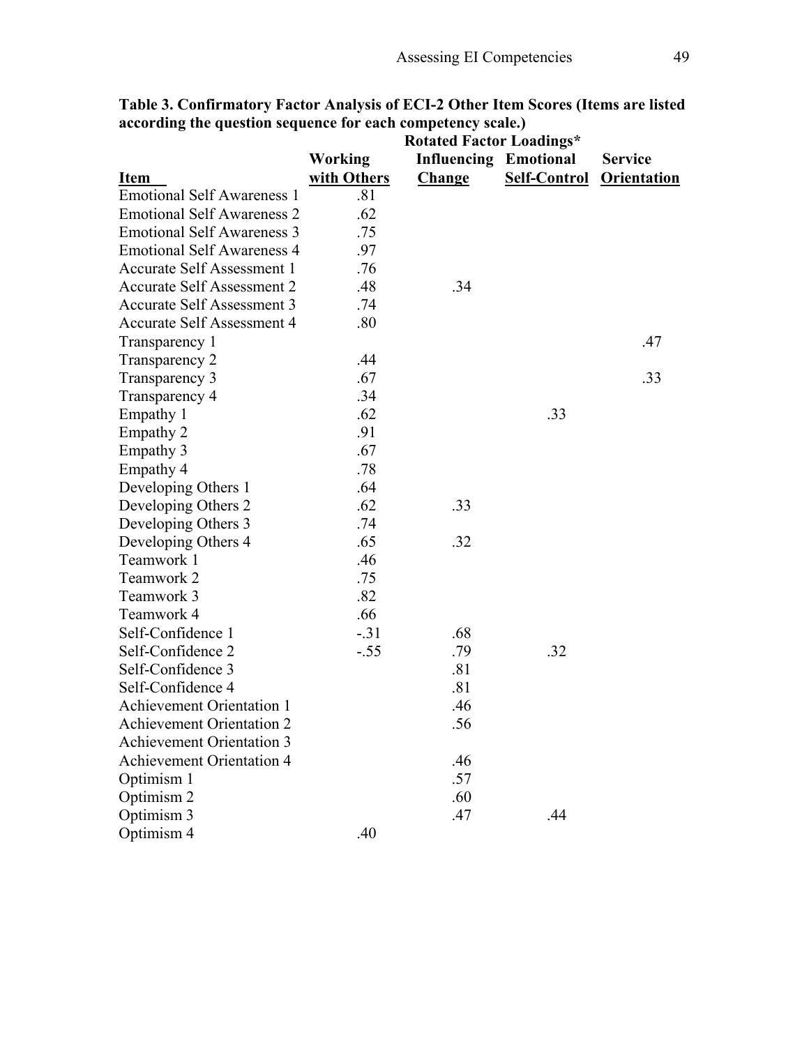**Table 3. Confirmatory Factor Analysis of ECI-2 Other Item Scores (Items are listed according the question sequence for each competency scale.)**

| | Rotated Factor Loadings* | | | |
|---|---|---|---|---|
| Item | Working with Others | Influencing Change | Emotional Self-Control | Service Orientation |
| Emotional Self Awareness 1 | .81 | | | |
| Emotional Self Awareness 2 | .62 | | | |
| Emotional Self Awareness 3 | .75 | | | |
| Emotional Self Awareness 4 | .97 | | | |
| Accurate Self Assessment 1 | .76 | | | |
| Accurate Self Assessment 2 | .48 | .34 | | |
| Accurate Self Assessment 3 | .74 | | | |
| Accurate Self Assessment 4 | .80 | | | |
| Transparency 1 | | | | .47 |
| Transparency 2 | .44 | | | |
| Transparency 3 | .67 | | | .33 |
| Transparency 4 | .34 | | | |
| Empathy 1 | .62 | | .33 | |
| Empathy 2 | .91 | | | |
| Empathy 3 | .67 | | | |
| Empathy 4 | .78 | | | |
| Developing Others 1 | .64 | | | |
| Developing Others 2 | .62 | .33 | | |
| Developing Others 3 | .74 | | | |
| Developing Others 4 | .65 | .32 | | |
| Teamwork 1 | .46 | | | |
| Teamwork 2 | .75 | | | |
| Teamwork 3 | .82 | | | |
| Teamwork 4 | .66 | | | |
| Self-Confidence 1 | -.31 | .68 | | |
| Self-Confidence 2 | -.55 | .79 | .32 | |
| Self-Confidence 3 | | .81 | | |
| Self-Confidence 4 | | .81 | | |
| Achievement Orientation 1 | | .46 | | |
| Achievement Orientation 2 | | .56 | | |
| Achievement Orientation 3 | | | | |
| Achievement Orientation 4 | | .46 | | |
| Optimism 1 | | .57 | | |
| Optimism 2 | | .60 | | |
| Optimism 3 | | .47 | .44 | |
| Optimism 4 | .40 | | | |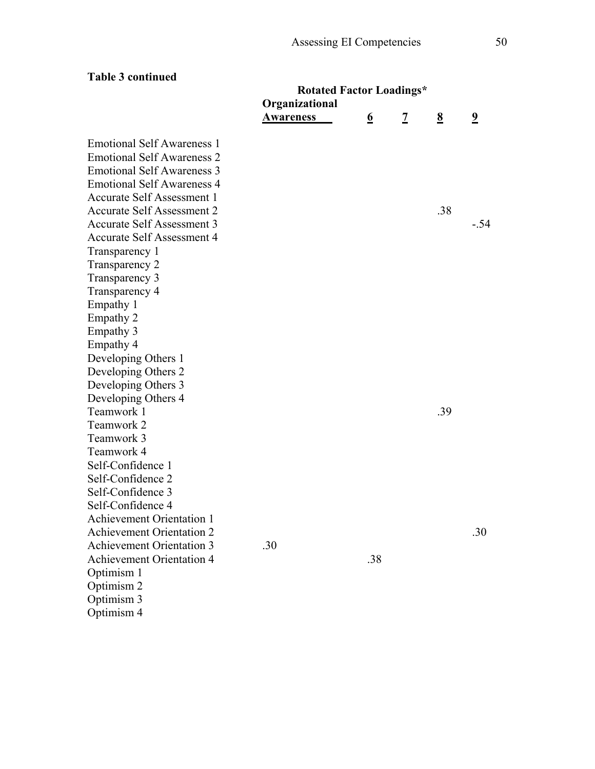**Table 3 continued**

| | Rotated Factor Loadings* | | | | |
|---|---|---|---|---|---|
| | Organizational Awareness | 6 | 7 | 8 | 9 |
| Emotional Self Awareness 1 | | | | | |
| Emotional Self Awareness 2 | | | | | |
| Emotional Self Awareness 3 | | | | | |
| Emotional Self Awareness 4 | | | | | |
| Accurate Self Assessment 1 | | | | | |
| Accurate Self Assessment 2 | | | | .38 | |
| Accurate Self Assessment 3 | | | | | -.54 |
| Accurate Self Assessment 4 | | | | | |
| Transparency 1 | | | | | |
| Transparency 2 | | | | | |
| Transparency 3 | | | | | |
| Transparency 4 | | | | | |
| Empathy 1 | | | | | |
| Empathy 2 | | | | | |
| Empathy 3 | | | | | |
| Empathy 4 | | | | | |
| Developing Others 1 | | | | | |
| Developing Others 2 | | | | | |
| Developing Others 3 | | | | | |
| Developing Others 4 | | | | | |
| Teamwork 1 | | | | .39 | |
| Teamwork 2 | | | | | |
| Teamwork 3 | | | | | |
| Teamwork 4 | | | | | |
| Self-Confidence 1 | | | | | |
| Self-Confidence 2 | | | | | |
| Self-Confidence 3 | | | | | |
| Self-Confidence 4 | | | | | |
| Achievement Orientation 1 | | | | | |
| Achievement Orientation 2 | | | | | .30 |
| Achievement Orientation 3 | .30 | | | | |
| Achievement Orientation 4 | | .38 | | | |
| Optimism 1 | | | | | |
| Optimism 2 | | | | | |
| Optimism 3 | | | | | |
| Optimism 4 | | | | | |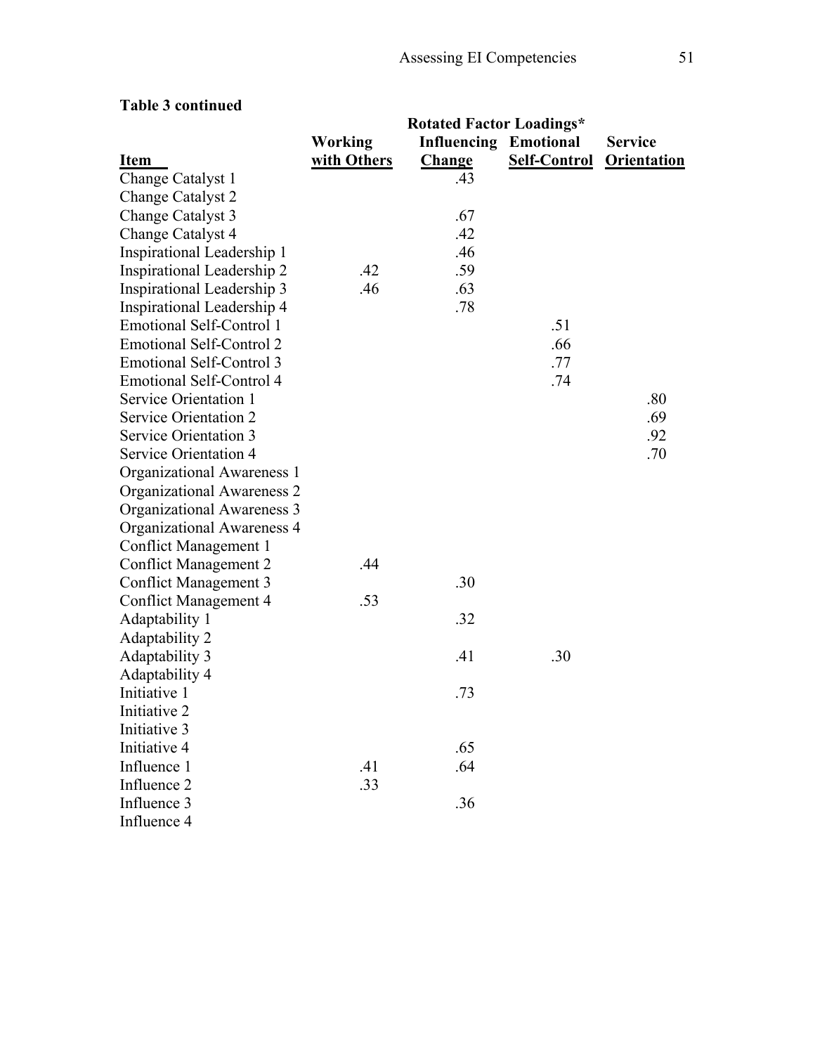**Table 3 continued**

| Item | Rotated Factor Loadings* | | | |
|---|---|---|---|---|
| | Working with Others | Influencing Change | Emotional Self-Control | Service Orientation |
| Change Catalyst 1 | | .43 | | |
| Change Catalyst 2 | | | | |
| Change Catalyst 3 | | .67 | | |
| Change Catalyst 4 | | .42 | | |
| Inspirational Leadership 1 | | .46 | | |
| Inspirational Leadership 2 | .42 | .59 | | |
| Inspirational Leadership 3 | .46 | .63 | | |
| Inspirational Leadership 4 | | .78 | | |
| Emotional Self-Control 1 | | | .51 | |
| Emotional Self-Control 2 | | | .66 | |
| Emotional Self-Control 3 | | | .77 | |
| Emotional Self-Control 4 | | | .74 | |
| Service Orientation 1 | | | | .80 |
| Service Orientation 2 | | | | .69 |
| Service Orientation 3 | | | | .92 |
| Service Orientation 4 | | | | .70 |
| Organizational Awareness 1 | | | | |
| Organizational Awareness 2 | | | | |
| Organizational Awareness 3 | | | | |
| Organizational Awareness 4 | | | | |
| Conflict Management 1 | | | | |
| Conflict Management 2 | .44 | | | |
| Conflict Management 3 | | .30 | | |
| Conflict Management 4 | .53 | | | |
| Adaptability 1 | | .32 | | |
| Adaptability 2 | | | | |
| Adaptability 3 | | .41 | .30 | |
| Adaptability 4 | | | | |
| Initiative 1 | | .73 | | |
| Initiative 2 | | | | |
| Initiative 3 | | | | |
| Initiative 4 | | .65 | | |
| Influence 1 | .41 | .64 | | |
| Influence 2 | .33 | | | |
| Influence 3 | | .36 | | |
| Influence 4 | | | | |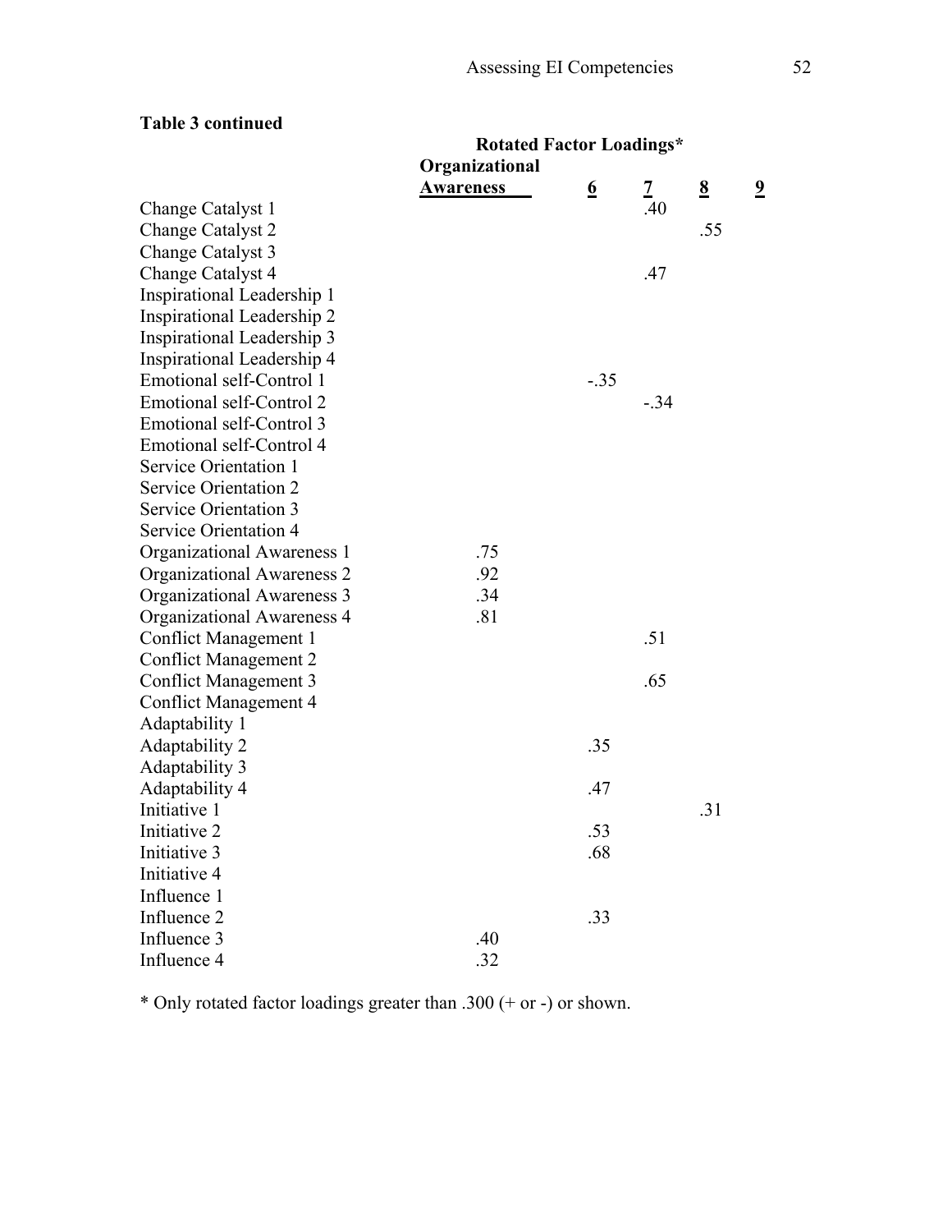**Table 3 continued**

| | Rotated Factor Loadings* | | | | |
|---|---|---|---|---|---|
| | **Organizational Awareness** | **6** | **7** | **8** | **9** |
| Change Catalyst 1 | | | .40 | | |
| Change Catalyst 2 | | | | .55 | |
| Change Catalyst 3 | | | | | |
| Change Catalyst 4 | | | .47 | | |
| Inspirational Leadership 1 | | | | | |
| Inspirational Leadership 2 | | | | | |
| Inspirational Leadership 3 | | | | | |
| Inspirational Leadership 4 | | | | | |
| Emotional self-Control 1 | | -.35 | | | |
| Emotional self-Control 2 | | | -.34 | | |
| Emotional self-Control 3 | | | | | |
| Emotional self-Control 4 | | | | | |
| Service Orientation 1 | | | | | |
| Service Orientation 2 | | | | | |
| Service Orientation 3 | | | | | |
| Service Orientation 4 | | | | | |
| Organizational Awareness 1 | .75 | | | | |
| Organizational Awareness 2 | .92 | | | | |
| Organizational Awareness 3 | .34 | | | | |
| Organizational Awareness 4 | .81 | | | | |
| Conflict Management 1 | | | .51 | | |
| Conflict Management 2 | | | | | |
| Conflict Management 3 | | | .65 | | |
| Conflict Management 4 | | | | | |
| Adaptability 1 | | | | | |
| Adaptability 2 | | .35 | | | |
| Adaptability 3 | | | | | |
| Adaptability 4 | | .47 | | | |
| Initiative 1 | | | | .31 | |
| Initiative 2 | | .53 | | | |
| Initiative 3 | | .68 | | | |
| Initiative 4 | | | | | |
| Influence 1 | | | | | |
| Influence 2 | | .33 | | | |
| Influence 3 | .40 | | | | |
| Influence 4 | .32 | | | | |

* Only rotated factor loadings greater than .300 (+ or -) or shown.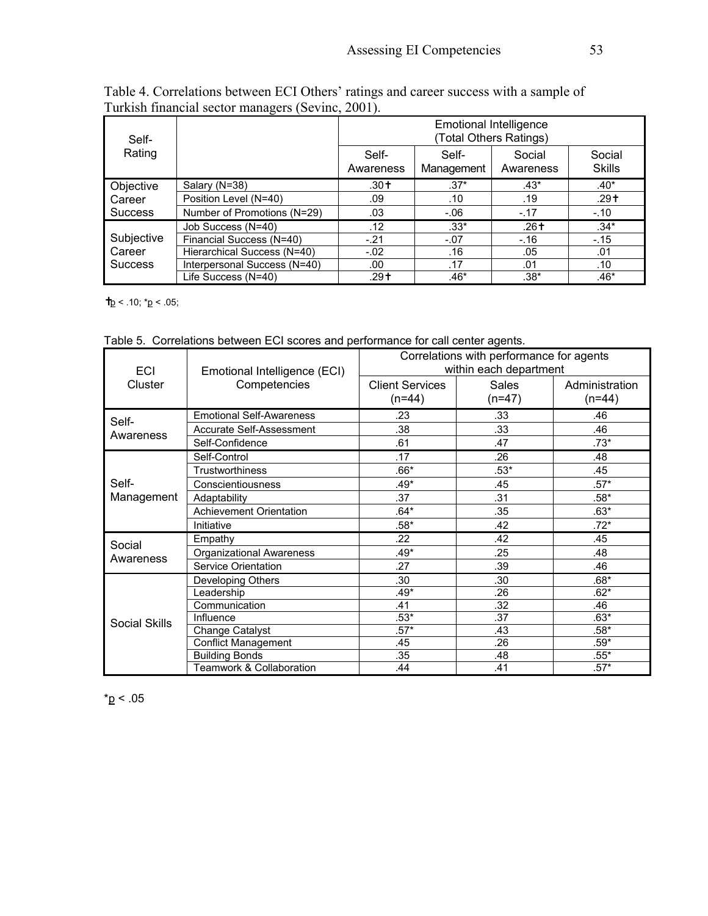Table 4. Correlations between ECI Others' ratings and career success with a sample of Turkish financial sector managers (Sevinc, 2001).

| Self-Rating | | Emotional Intelligence (Total Others Ratings) | | | |
|---|---|---|---|---|---|
| | | Self-Awareness | Self-Management | Social Awareness | Social Skills |
| Objective Career Success | Salary (N=38) | .30† | .37* | .43* | .40* |
| | Position Level (N=40) | .09 | .10 | .19 | .29† |
| | Number of Promotions (N=29) | .03 | -.06 | -.17 | -.10 |
| Subjective Career Success | Job Success (N=40) | .12 | .33* | .26† | .34* |
| | Financial Success (N=40) | -.21 | -.07 | -.16 | -.15 |
| | Hierarchical Success (N=40) | -.02 | .16 | .05 | .01 |
| | Interpersonal Success (N=40) | .00 | .17 | .01 | .10 |
| | Life Success (N=40) | .29† | .46* | .38* | .46* |

†$p < .10$; *$p < .05$;

Table 5. Correlations between ECI scores and performance for call center agents.

| ECI Cluster | Emotional Intelligence (ECI) Competencies | Correlations with performance for agents within each department | | |
|---|---|---|---|---|
| | | Client Services (n=44) | Sales (n=47) | Administration (n=44) |
| Self-Awareness | Emotional Self-Awareness | .23 | .33 | .46 |
| | Accurate Self-Assessment | .38 | .33 | .46 |
| | Self-Confidence | .61 | .47 | .73* |
| Self-Management | Self-Control | .17 | .26 | .48 |
| | Trustworthiness | .66* | .53* | .45 |
| | Conscientiousness | .49* | .45 | .57* |
| | Adaptability | .37 | .31 | .58* |
| | Achievement Orientation | .64* | .35 | .63* |
| | Initiative | .58* | .42 | .72* |
| Social Awareness | Empathy | .22 | .42 | .45 |
| | Organizational Awareness | .49* | .25 | .48 |
| | Service Orientation | .27 | .39 | .46 |
| Social Skills | Developing Others | .30 | .30 | .68* |
| | Leadership | .49* | .26 | .62* |
| | Communication | .41 | .32 | .46 |
| | Influence | .53* | .37 | .63* |
| | Change Catalyst | .57* | .43 | .58* |
| | Conflict Management | .45 | .26 | .59* |
| | Building Bonds | .35 | .48 | .55* |
| | Teamwork & Collaboration | .44 | .41 | .57* |

*$p < .05$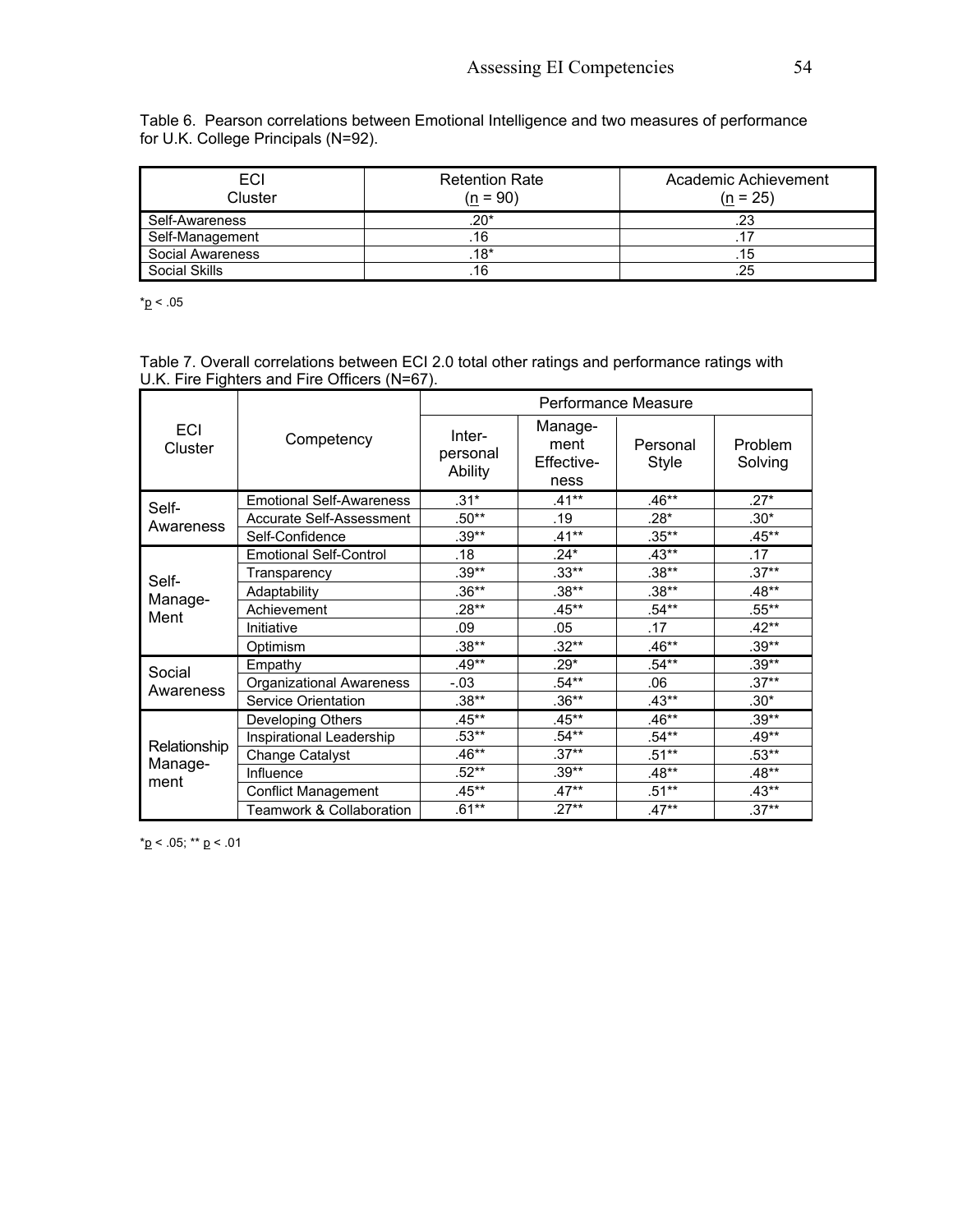Table 6. Pearson correlations between Emotional Intelligence and two measures of performance for U.K. College Principals (N=92).

| ECI Cluster | Retention Rate (n = 90) | Academic Achievement (n = 25) |
|---|---|---|
| Self-Awareness | .20* | .23 |
| Self-Management | .16 | .17 |
| Social Awareness | .18* | .15 |
| Social Skills | .16 | .25 |

*p < .05

Table 7. Overall correlations between ECI 2.0 total other ratings and performance ratings with U.K. Fire Fighters and Fire Officers (N=67).

| ECI Cluster | Competency | Performance Measure | | | |
|---|---|---|---|---|---|
| | | Inter-personal Ability | Manage-ment Effective-ness | Personal Style | Problem Solving |
| Self-Awareness | Emotional Self-Awareness | .31* | .41** | .46** | .27* |
| | Accurate Self-Assessment | .50** | .19 | .28* | .30* |
| | Self-Confidence | .39** | .41** | .35** | .45** |
| Self-Manage-Ment | Emotional Self-Control | .18 | .24* | .43** | .17 |
| | Transparency | .39** | .33** | .38** | .37** |
| | Adaptability | .36** | .38** | .38** | .48** |
| | Achievement | .28** | .45** | .54** | .55** |
| | Initiative | .09 | .05 | .17 | .42** |
| | Optimism | .38** | .32** | .46** | .39** |
| Social Awareness | Empathy | .49** | .29* | .54** | .39** |
| | Organizational Awareness | -.03 | .54** | .06 | .37** |
| | Service Orientation | .38** | .36** | .43** | .30* |
| Relationship Manage-ment | Developing Others | .45** | .45** | .46** | .39** |
| | Inspirational Leadership | .53** | .54** | .54** | .49** |
| | Change Catalyst | .46** | .37** | .51** | .53** |
| | Influence | .52** | .39** | .48** | .48** |
| | Conflict Management | .45** | .47** | .51** | .43** |
| | Teamwork & Collaboration | .61** | .27** | .47** | .37** |

*p < .05; ** p < .01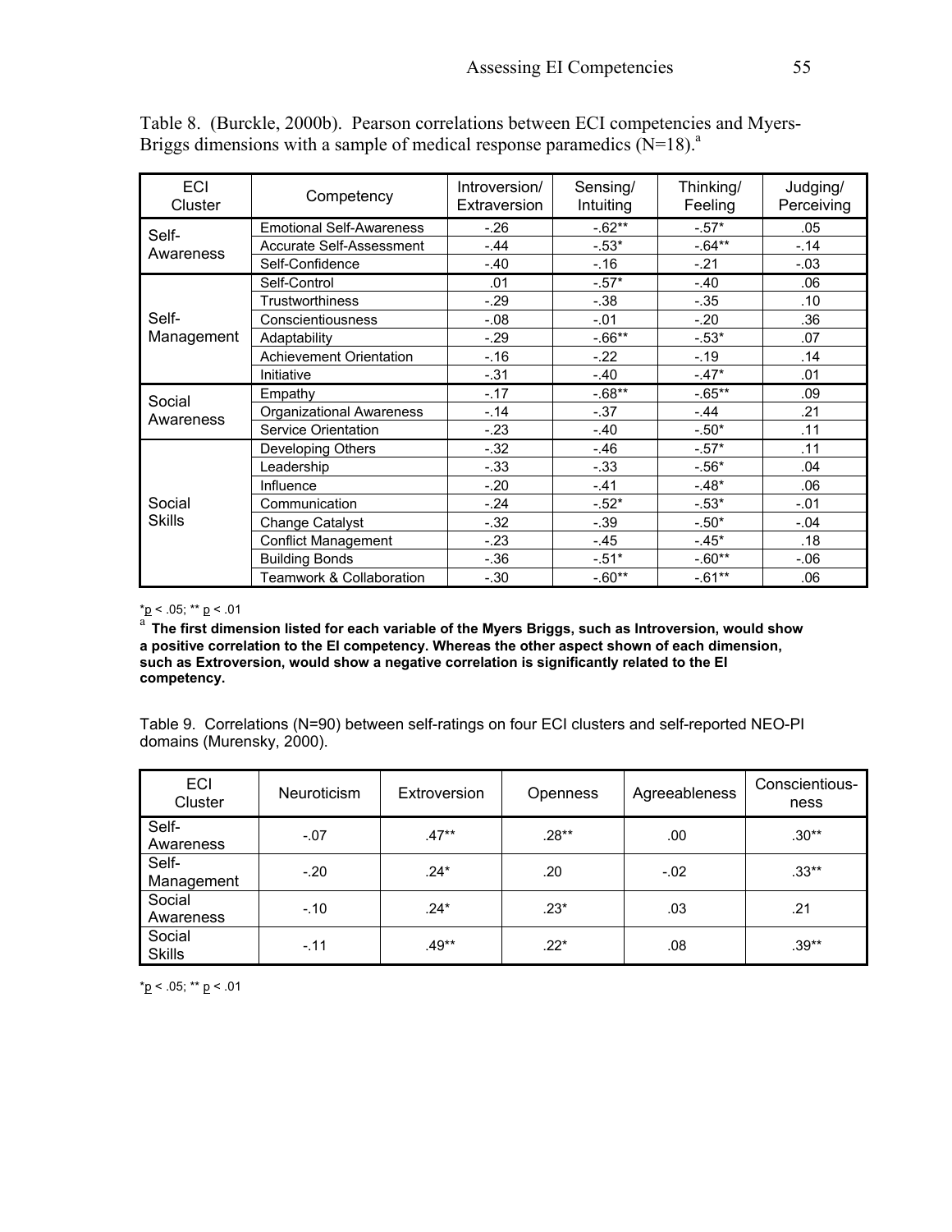Table 8. (Burckle, 2000b). Pearson correlations between ECI competencies and Myers-Briggs dimensions with a sample of medical response paramedics (N=18).[a]

| ECI Cluster | Competency | Introversion/ Extraversion | Sensing/ Intuiting | Thinking/ Feeling | Judging/ Perceiving |
|---|---|---|---|---|---|
| Self-Awareness | Emotional Self-Awareness | -.26 | -.62** | -.57* | .05 |
| | Accurate Self-Assessment | -.44 | -.53* | -.64** | -.14 |
| | Self-Confidence | -.40 | -.16 | -.21 | -.03 |
| Self-Management | Self-Control | .01 | -.57* | -.40 | .06 |
| | Trustworthiness | -.29 | -.38 | -.35 | .10 |
| | Conscientiousness | -.08 | -.01 | -.20 | .36 |
| | Adaptability | -.29 | -.66** | -.53* | .07 |
| | Achievement Orientation | -.16 | -.22 | -.19 | .14 |
| | Initiative | -.31 | -.40 | -.47* | .01 |
| Social Awareness | Empathy | -.17 | -.68** | -.65** | .09 |
| | Organizational Awareness | -.14 | -.37 | -.44 | .21 |
| | Service Orientation | -.23 | -.40 | -.50* | .11 |
| Social Skills | Developing Others | -.32 | -.46 | -.57* | .11 |
| | Leadership | -.33 | -.33 | -.56* | .04 |
| | Influence | -.20 | -.41 | -.48* | .06 |
| | Communication | -.24 | -.52* | -.53* | -.01 |
| | Change Catalyst | -.32 | -.39 | -.50* | -.04 |
| | Conflict Management | -.23 | -.45 | -.45* | .18 |
| | Building Bonds | -.36 | -.51* | -.60** | -.06 |
| | Teamwork & Collaboration | -.30 | -.60** | -.61** | .06 |

*$p < .05$; ** $p < .01$

[a] **The first dimension listed for each variable of the Myers Briggs, such as Introversion, would show a positive correlation to the EI competency. Whereas the other aspect shown of each dimension, such as Extroversion, would show a negative correlation is significantly related to the EI competency.**

Table 9. Correlations (N=90) between self-ratings on four ECI clusters and self-reported NEO-PI domains (Murensky, 2000).

| ECI Cluster | Neuroticism | Extroversion | Openness | Agreeableness | Conscientious-ness |
|---|---|---|---|---|---|
| Self-Awareness | -.07 | .47** | .28** | .00 | .30** |
| Self-Management | -.20 | .24* | .20 | -.02 | .33** |
| Social Awareness | -.10 | .24* | .23* | .03 | .21 |
| Social Skills | -.11 | .49** | .22* | .08 | .39** |

*$p < .05$; ** $p < .01$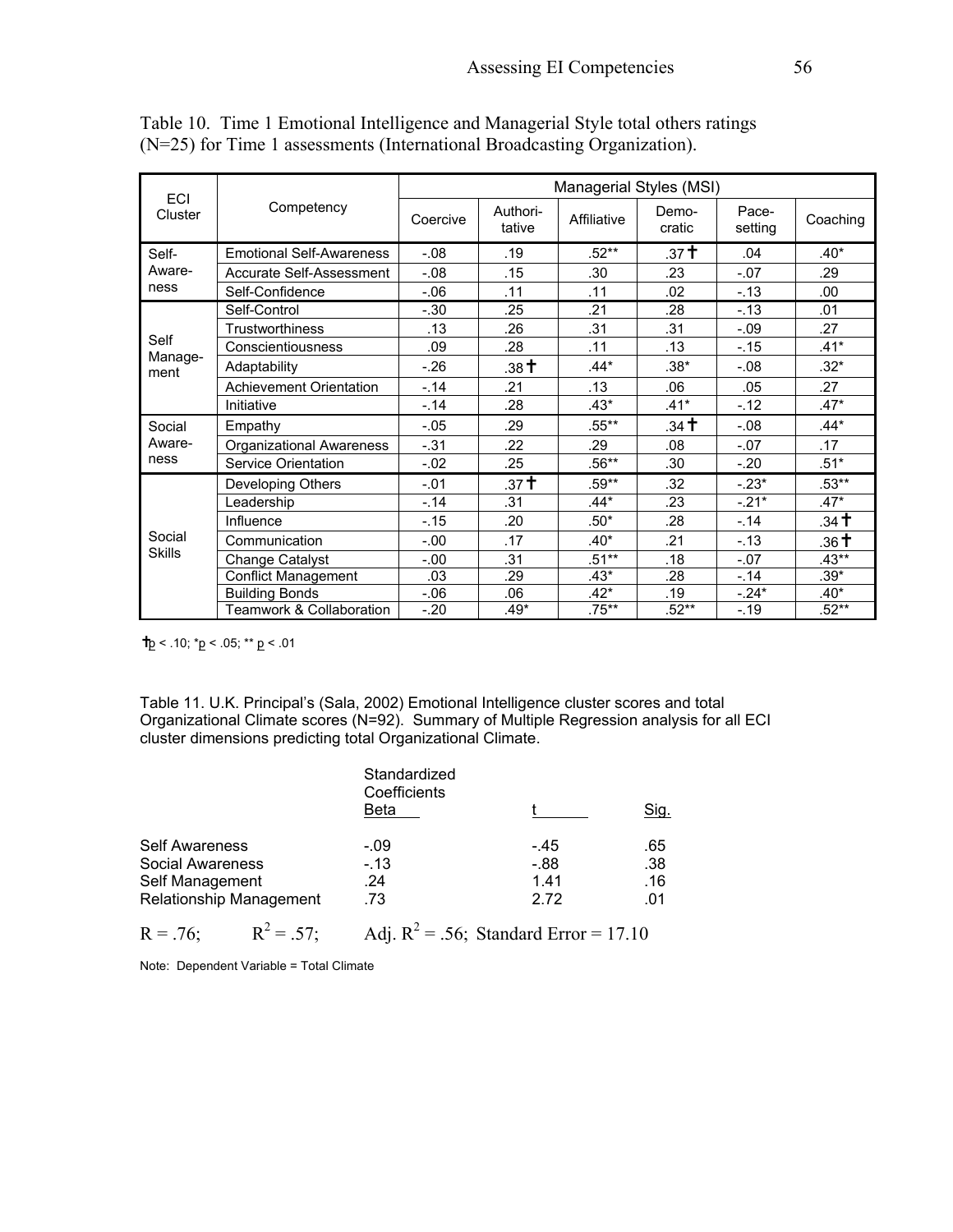Table 10. Time 1 Emotional Intelligence and Managerial Style total others ratings (N=25) for Time 1 assessments (International Broadcasting Organization).

| ECI Cluster | Competency | Managerial Styles (MSI) | | | | | |
|---|---|---|---|---|---|---|---|
| | | Coercive | Authori-tative | Affiliative | Demo-cratic | Pace-setting | Coaching |
| Self-Aware-ness | Emotional Self-Awareness | -.08 | .19 | .52** | .37 ✝ | .04 | .40* |
| | Accurate Self-Assessment | -.08 | .15 | .30 | .23 | -.07 | .29 |
| | Self-Confidence | -.06 | .11 | .11 | .02 | -.13 | .00 |
| Self Manage-ment | Self-Control | -.30 | .25 | .21 | .28 | -.13 | .01 |
| | Trustworthiness | .13 | .26 | .31 | .31 | -.09 | .27 |
| | Conscientiousness | .09 | .28 | .11 | .13 | -.15 | .41* |
| | Adaptability | -.26 | .38 ✝ | .44* | .38* | -.08 | .32* |
| | Achievement Orientation | -.14 | .21 | .13 | .06 | .05 | .27 |
| | Initiative | -.14 | .28 | .43* | .41* | -.12 | .47* |
| Social Aware-ness | Empathy | -.05 | .29 | .55** | .34 ✝ | -.08 | .44* |
| | Organizational Awareness | -.31 | .22 | .29 | .08 | -.07 | .17 |
| | Service Orientation | -.02 | .25 | .56** | .30 | -.20 | .51* |
| Social Skills | Developing Others | -.01 | .37 ✝ | .59** | .32 | -.23* | .53** |
| | Leadership | -.14 | .31 | .44* | .23 | -.21* | .47* |
| | Influence | -.15 | .20 | .50* | .28 | -.14 | .34 ✝ |
| | Communication | -.00 | .17 | .40* | .21 | -.13 | .36 ✝ |
| | Change Catalyst | -.00 | .31 | .51** | .18 | -.07 | .43** |
| | Conflict Management | .03 | .29 | .43* | .28 | -.14 | .39* |
| | Building Bonds | -.06 | .06 | .42* | .19 | -.24* | .40* |
| | Teamwork & Collaboration | -.20 | .49* | .75** | .52** | -.19 | .52** |

✝$p < .10$; *$p < .05$; ** $p < .01$

Table 11. U.K. Principal's (Sala, 2002) Emotional Intelligence cluster scores and total Organizational Climate scores (N=92). Summary of Multiple Regression analysis for all ECI cluster dimensions predicting total Organizational Climate.

| | Standardized Coefficients Beta | t | Sig. |
|---|---|---|---|
| Self Awareness | -.09 | -.45 | .65 |
| Social Awareness | -.13 | -.88 | .38 |
| Self Management | .24 | 1.41 | .16 |
| Relationship Management | .73 | 2.72 | .01 |

$R = .76$; $R^2 = .57$; Adj. $R^2 = .56$; Standard Error = 17.10

Note: Dependent Variable = Total Climate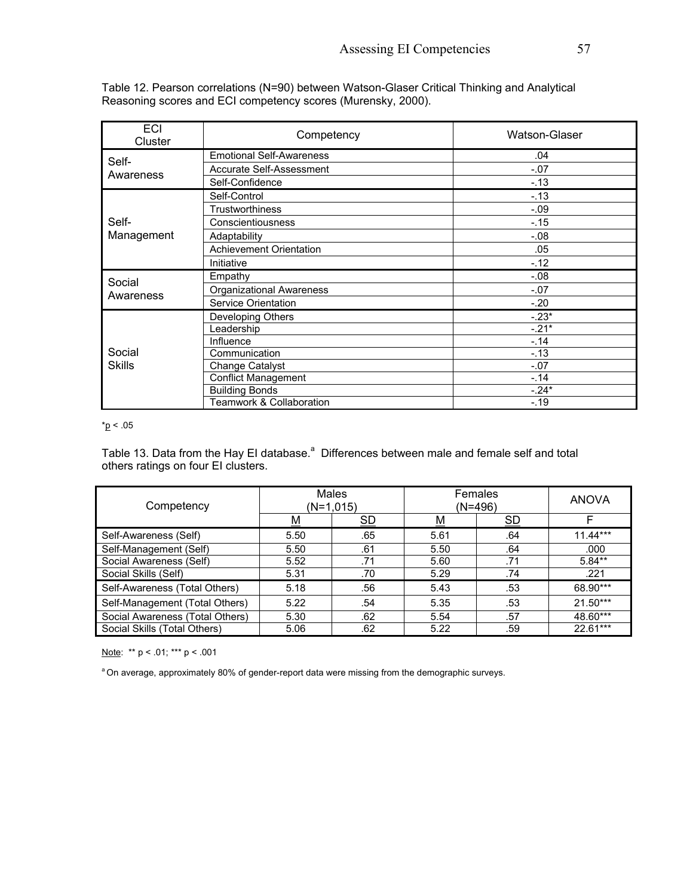Table 12. Pearson correlations (N=90) between Watson-Glaser Critical Thinking and Analytical Reasoning scores and ECI competency scores (Murensky, 2000).

| ECI Cluster | Competency | Watson-Glaser |
|---|---|---|
| Self-Awareness | Emotional Self-Awareness | .04 |
| | Accurate Self-Assessment | -.07 |
| | Self-Confidence | -.13 |
| Self-Management | Self-Control | -.13 |
| | Trustworthiness | -.09 |
| | Conscientiousness | -.15 |
| | Adaptability | -.08 |
| | Achievement Orientation | .05 |
| | Initiative | -.12 |
| Social Awareness | Empathy | -.08 |
| | Organizational Awareness | -.07 |
| | Service Orientation | -.20 |
| Social Skills | Developing Others | -.23* |
| | Leadership | -.21* |
| | Influence | -.14 |
| | Communication | -.13 |
| | Change Catalyst | -.07 |
| | Conflict Management | -.14 |
| | Building Bonds | -.24* |
| | Teamwork & Collaboration | -.19 |

*$p < .05$

Table 13. Data from the Hay EI database.[a] Differences between male and female self and total others ratings on four EI clusters.

| Competency | Males (N=1,015) | | Females (N=496) | | ANOVA |
|---|---|---|---|---|---|
| | M | SD | M | SD | F |
| Self-Awareness (Self) | 5.50 | .65 | 5.61 | .64 | 11.44*** |
| Self-Management (Self) | 5.50 | .61 | 5.50 | .64 | .000 |
| Social Awareness (Self) | 5.52 | .71 | 5.60 | .71 | 5.84** |
| Social Skills (Self) | 5.31 | .70 | 5.29 | .74 | .221 |
| Self-Awareness (Total Others) | 5.18 | .56 | 5.43 | .53 | 68.90*** |
| Self-Management (Total Others) | 5.22 | .54 | 5.35 | .53 | 21.50*** |
| Social Awareness (Total Others) | 5.30 | .62 | 5.54 | .57 | 48.60*** |
| Social Skills (Total Others) | 5.06 | .62 | 5.22 | .59 | 22.61*** |

Note: ** $p < .01$; *** $p < .001$

[a] On average, approximately 80% of gender-report data were missing from the demographic surveys.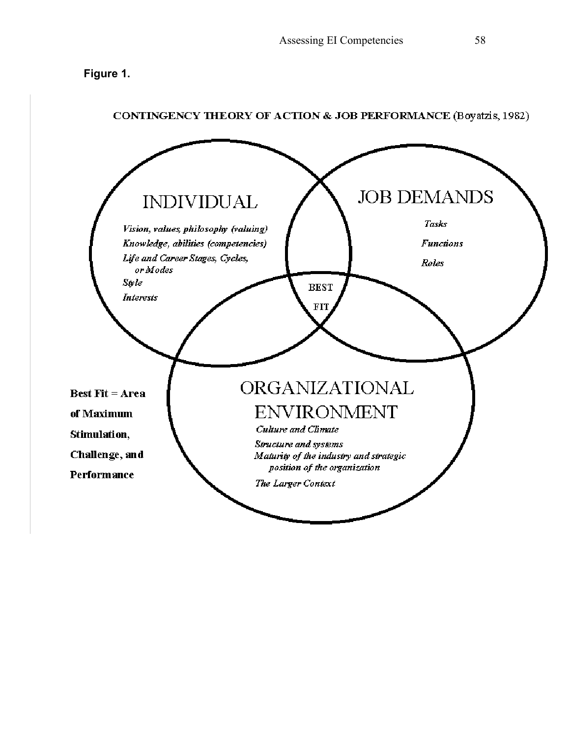**Figure 1.**

**CONTINGENCY THEORY OF ACTION & JOB PERFORMANCE** (Boyatzis, 1982)

INDIVIDUAL

*Vision, values, philosophy (valuing)*
*Knowledge, abilities (competencies)*
*Life and Career Stages, Cycles, or Modes*
*Style*
*Interests*

JOB DEMANDS

*Tasks*
*Functions*
*Roles*

BEST FIT

ORGANIZATIONAL ENVIRONMENT

*Culture and Climate*
*Structure and systems*
*Maturity of the industry and strategic position of the organization*
*The Larger Context*

**Best Fit = Area of Maximum Stimulation, Challenge, and Performance**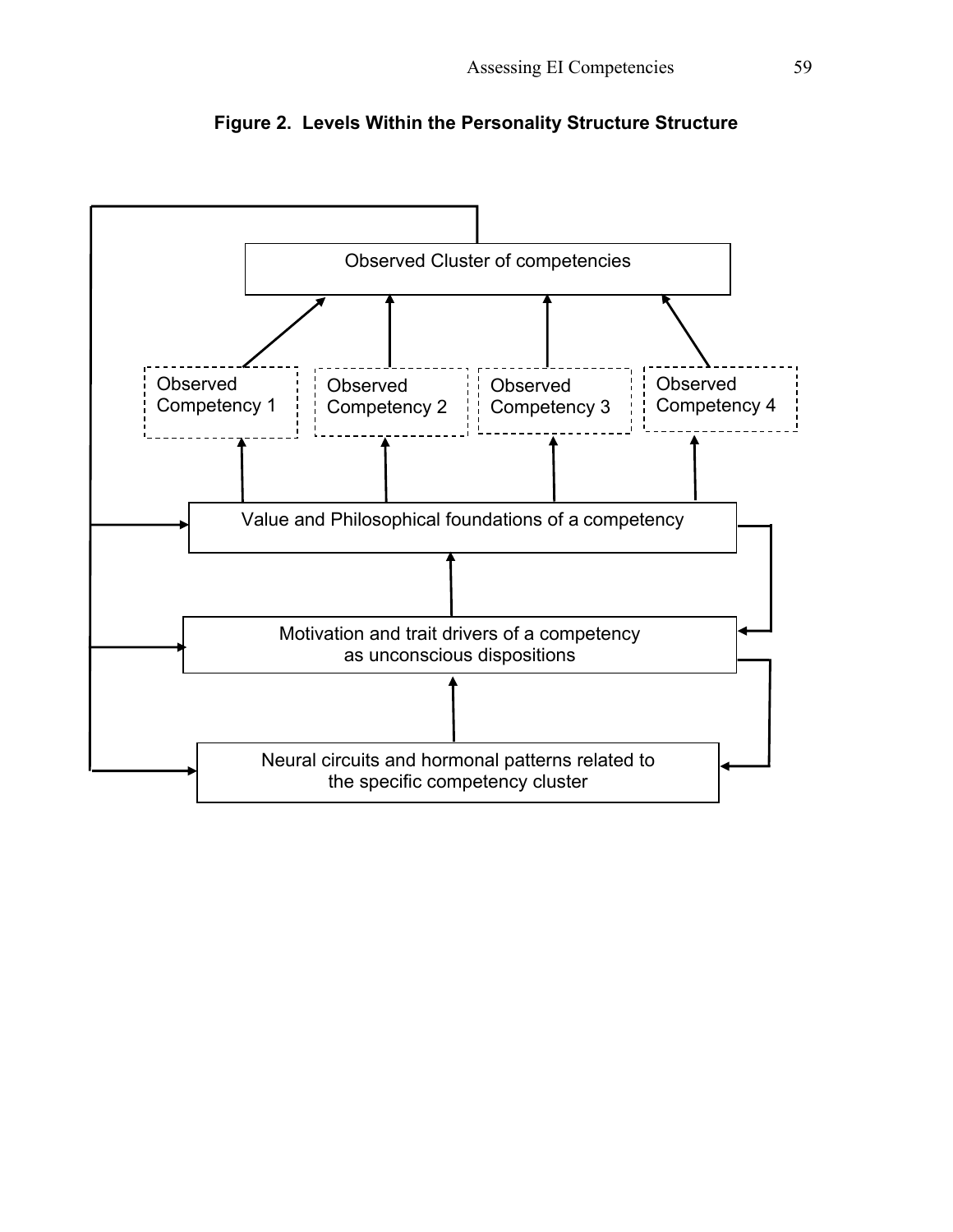**Figure 2. Levels Within the Personality Structure Structure**

Observed Cluster of competencies

Observed Competency 1

Observed Competency 2

Observed Competency 3

Observed Competency 4

Value and Philosophical foundations of a competency

Motivation and trait drivers of a competency as unconscious dispositions

Neural circuits and hormonal patterns related to the specific competency cluster